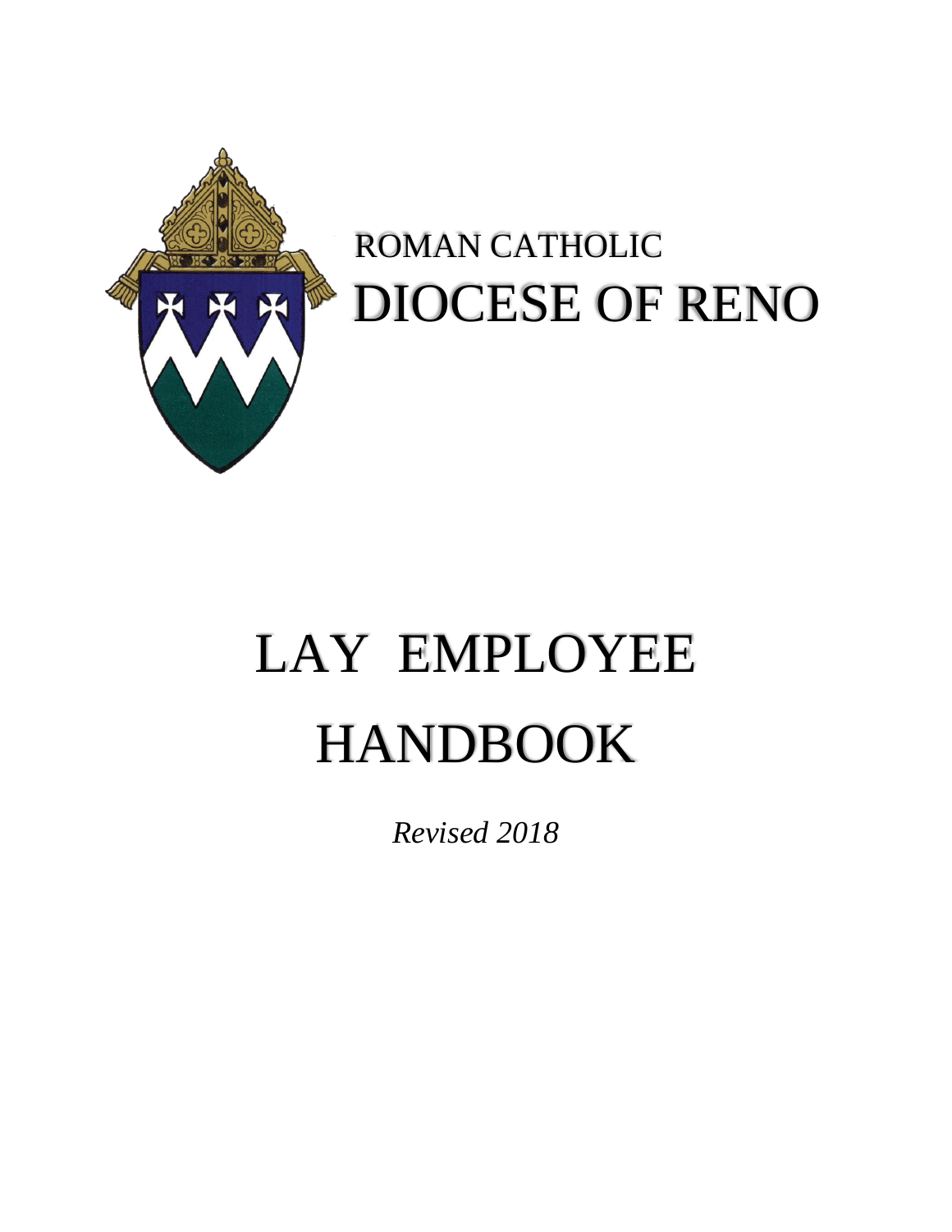ROMAN CATHOLIC

# DIOCESE OF RENO

# LAY EMPLOYEE HANDBOOK

*Revised 2018*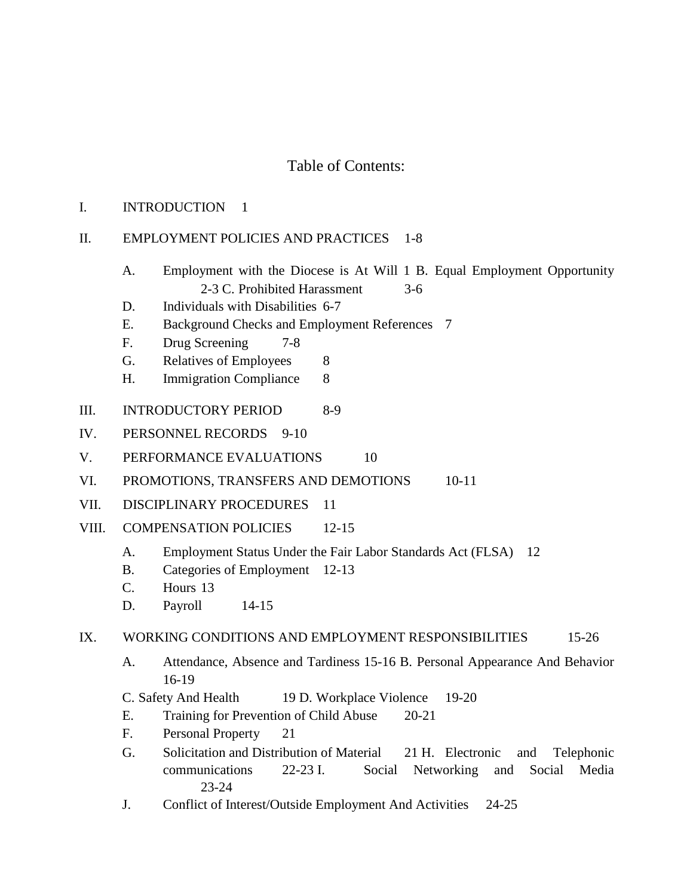# Table of Contents:

I. INTRODUCTION 1

II. EMPLOYMENT POLICIES AND PRACTICES 1-8

- A. Employment with the Diocese is At Will 1
- B. Equal Employment Opportunity 2-3
- C. Prohibited Harassment 3-6
- D. Individuals with Disabilities 6-7
- E. Background Checks and Employment References 7
- F. Drug Screening 7-8
- G. Relatives of Employees 8
- H. Immigration Compliance 8

III. INTRODUCTORY PERIOD 8-9

IV. PERSONNEL RECORDS 9-10

V. PERFORMANCE EVALUATIONS 10

VI. PROMOTIONS, TRANSFERS AND DEMOTIONS 10-11

VII. DISCIPLINARY PROCEDURES 11

VIII. COMPENSATION POLICIES 12-15

- A. Employment Status Under the Fair Labor Standards Act (FLSA) 12
- B. Categories of Employment 12-13
- C. Hours 13
- D. Payroll 14-15

IX. WORKING CONDITIONS AND EMPLOYMENT RESPONSIBILITIES 15-26

- A. Attendance, Absence and Tardiness 15-16
- B. Personal Appearance And Behavior 16-19
- C. Safety And Health 19
- D. Workplace Violence 19-20
- E. Training for Prevention of Child Abuse 20-21
- F. Personal Property 21
- G. Solicitation and Distribution of Material 21
- H. Electronic and Telephonic communications 22-23
- I. Social Networking and Social Media 23-24
- J. Conflict of Interest/Outside Employment And Activities 24-25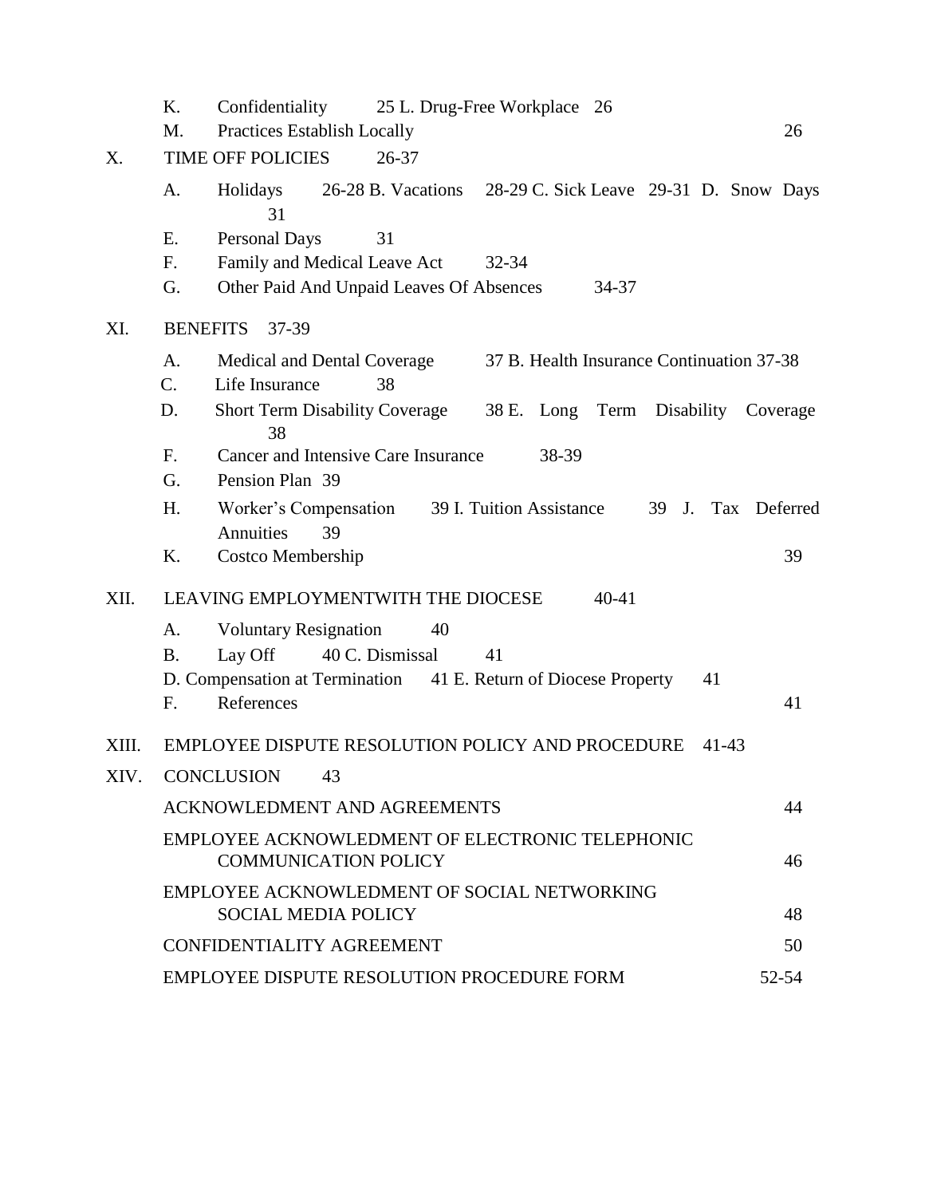K. Confidentiality 25 L. Drug-Free Workplace 26

M. Practices Establish Locally 26

X. TIME OFF POLICIES 26-37

A. Holidays 26-28 B. Vacations 28-29 C. Sick Leave 29-31 D. Snow Days 31

E. Personal Days 31

F. Family and Medical Leave Act 32-34

G. Other Paid And Unpaid Leaves Of Absences 34-37

XI. BENEFITS 37-39

A. Medical and Dental Coverage 37 B. Health Insurance Continuation 37-38

C. Life Insurance 38

D. Short Term Disability Coverage 38 E. Long Term Disability Coverage 38

F. Cancer and Intensive Care Insurance 38-39

G. Pension Plan 39

H. Worker's Compensation 39 I. Tuition Assistance 39 J. Tax Deferred Annuities 39

K. Costco Membership 39

XII. LEAVING EMPLOYMENTWITH THE DIOCESE 40-41

A. Voluntary Resignation 40

B. Lay Off 40 C. Dismissal 41

D. Compensation at Termination 41 E. Return of Diocese Property 41

F. References 41

XIII. EMPLOYEE DISPUTE RESOLUTION POLICY AND PROCEDURE 41-43

XIV. CONCLUSION 43

ACKNOWLEDMENT AND AGREEMENTS 44

EMPLOYEE ACKNOWLEDMENT OF ELECTRONIC TELEPHONIC COMMUNICATION POLICY 46

EMPLOYEE ACKNOWLEDMENT OF SOCIAL NETWORKING SOCIAL MEDIA POLICY 48

CONFIDENTIALITY AGREEMENT 50

EMPLOYEE DISPUTE RESOLUTION PROCEDURE FORM 52-54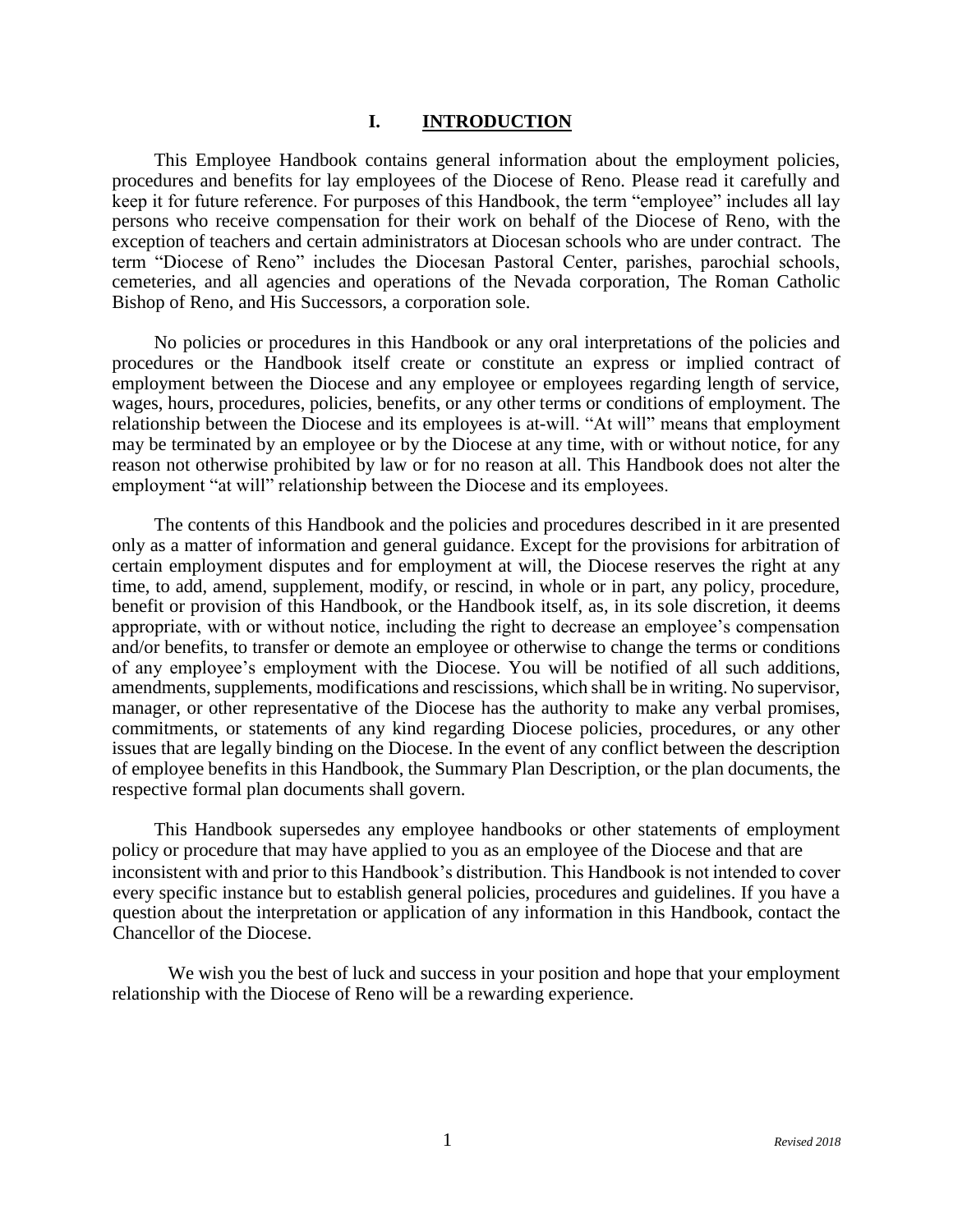# I. INTRODUCTION

This Employee Handbook contains general information about the employment policies, procedures and benefits for lay employees of the Diocese of Reno. Please read it carefully and keep it for future reference. For purposes of this Handbook, the term "employee" includes all lay persons who receive compensation for their work on behalf of the Diocese of Reno, with the exception of teachers and certain administrators at Diocesan schools who are under contract. The term "Diocese of Reno" includes the Diocesan Pastoral Center, parishes, parochial schools, cemeteries, and all agencies and operations of the Nevada corporation, The Roman Catholic Bishop of Reno, and His Successors, a corporation sole.

No policies or procedures in this Handbook or any oral interpretations of the policies and procedures or the Handbook itself create or constitute an express or implied contract of employment between the Diocese and any employee or employees regarding length of service, wages, hours, procedures, policies, benefits, or any other terms or conditions of employment. The relationship between the Diocese and its employees is at-will. "At will" means that employment may be terminated by an employee or by the Diocese at any time, with or without notice, for any reason not otherwise prohibited by law or for no reason at all. This Handbook does not alter the employment "at will" relationship between the Diocese and its employees.

The contents of this Handbook and the policies and procedures described in it are presented only as a matter of information and general guidance. Except for the provisions for arbitration of certain employment disputes and for employment at will, the Diocese reserves the right at any time, to add, amend, supplement, modify, or rescind, in whole or in part, any policy, procedure, benefit or provision of this Handbook, or the Handbook itself, as, in its sole discretion, it deems appropriate, with or without notice, including the right to decrease an employee's compensation and/or benefits, to transfer or demote an employee or otherwise to change the terms or conditions of any employee's employment with the Diocese. You will be notified of all such additions, amendments, supplements, modifications and rescissions, which shall be in writing. No supervisor, manager, or other representative of the Diocese has the authority to make any verbal promises, commitments, or statements of any kind regarding Diocese policies, procedures, or any other issues that are legally binding on the Diocese. In the event of any conflict between the description of employee benefits in this Handbook, the Summary Plan Description, or the plan documents, the respective formal plan documents shall govern.

This Handbook supersedes any employee handbooks or other statements of employment policy or procedure that may have applied to you as an employee of the Diocese and that are inconsistent with and prior to this Handbook's distribution. This Handbook is not intended to cover every specific instance but to establish general policies, procedures and guidelines. If you have a question about the interpretation or application of any information in this Handbook, contact the Chancellor of the Diocese.

We wish you the best of luck and success in your position and hope that your employment relationship with the Diocese of Reno will be a rewarding experience.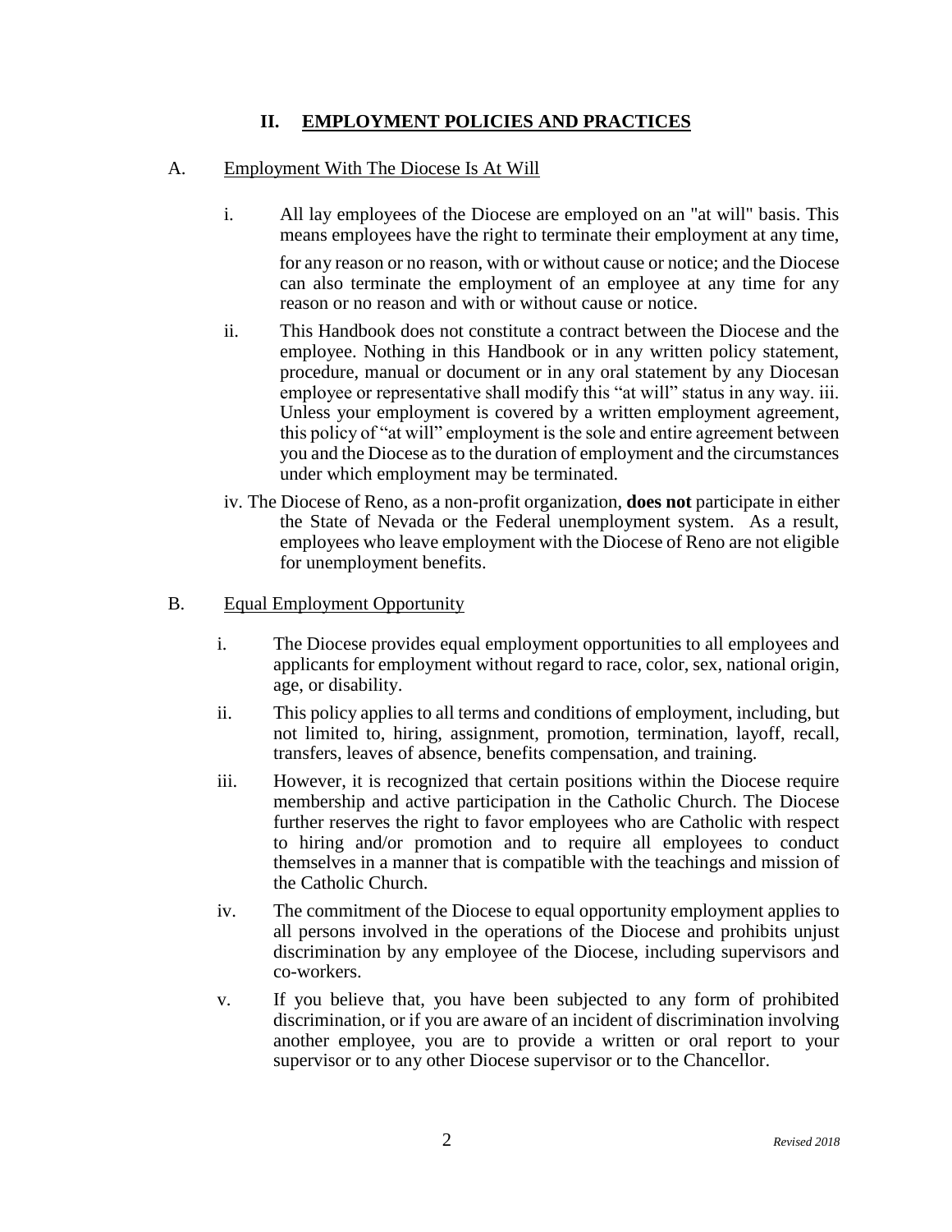## II. EMPLOYMENT POLICIES AND PRACTICES

A. Employment With The Diocese Is At Will

i. All lay employees of the Diocese are employed on an "at will" basis. This means employees have the right to terminate their employment at any time, for any reason or no reason, with or without cause or notice; and the Diocese can also terminate the employment of an employee at any time for any reason or no reason and with or without cause or notice.

ii. This Handbook does not constitute a contract between the Diocese and the employee. Nothing in this Handbook or in any written policy statement, procedure, manual or document or in any oral statement by any Diocesan employee or representative shall modify this "at will" status in any way. iii. Unless your employment is covered by a written employment agreement, this policy of "at will" employment is the sole and entire agreement between you and the Diocese as to the duration of employment and the circumstances under which employment may be terminated.

iv. The Diocese of Reno, as a non-profit organization, **does not** participate in either the State of Nevada or the Federal unemployment system. As a result, employees who leave employment with the Diocese of Reno are not eligible for unemployment benefits.

B. Equal Employment Opportunity

i. The Diocese provides equal employment opportunities to all employees and applicants for employment without regard to race, color, sex, national origin, age, or disability.

ii. This policy applies to all terms and conditions of employment, including, but not limited to, hiring, assignment, promotion, termination, layoff, recall, transfers, leaves of absence, benefits compensation, and training.

iii. However, it is recognized that certain positions within the Diocese require membership and active participation in the Catholic Church. The Diocese further reserves the right to favor employees who are Catholic with respect to hiring and/or promotion and to require all employees to conduct themselves in a manner that is compatible with the teachings and mission of the Catholic Church.

iv. The commitment of the Diocese to equal opportunity employment applies to all persons involved in the operations of the Diocese and prohibits unjust discrimination by any employee of the Diocese, including supervisors and co-workers.

v. If you believe that, you have been subjected to any form of prohibited discrimination, or if you are aware of an incident of discrimination involving another employee, you are to provide a written or oral report to your supervisor or to any other Diocese supervisor or to the Chancellor.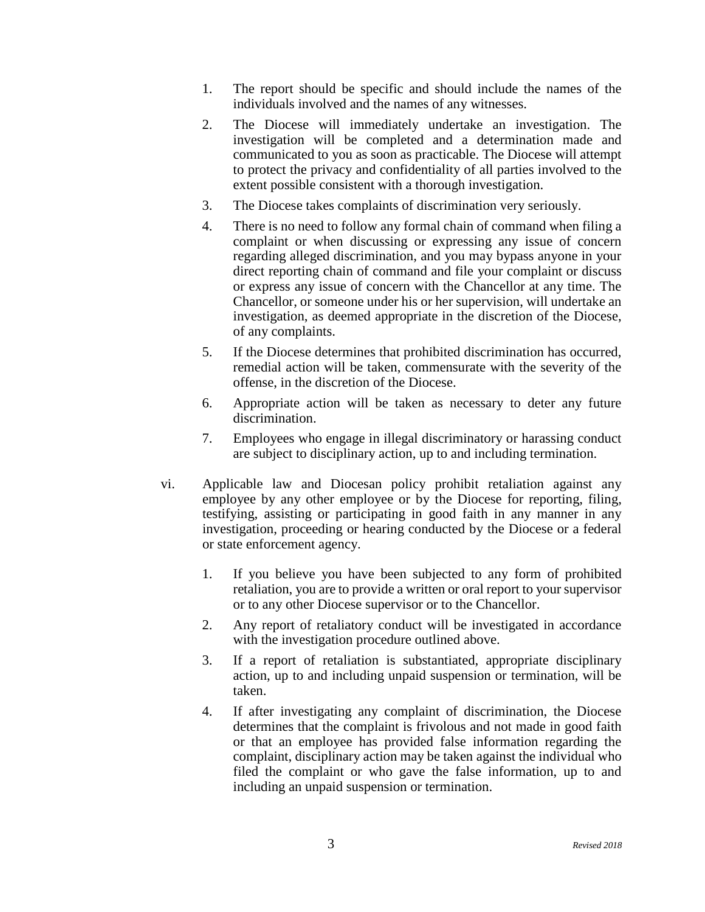1. The report should be specific and should include the names of the individuals involved and the names of any witnesses.
2. The Diocese will immediately undertake an investigation. The investigation will be completed and a determination made and communicated to you as soon as practicable. The Diocese will attempt to protect the privacy and confidentiality of all parties involved to the extent possible consistent with a thorough investigation.
3. The Diocese takes complaints of discrimination very seriously.
4. There is no need to follow any formal chain of command when filing a complaint or when discussing or expressing any issue of concern regarding alleged discrimination, and you may bypass anyone in your direct reporting chain of command and file your complaint or discuss or express any issue of concern with the Chancellor at any time. The Chancellor, or someone under his or her supervision, will undertake an investigation, as deemed appropriate in the discretion of the Diocese, of any complaints.
5. If the Diocese determines that prohibited discrimination has occurred, remedial action will be taken, commensurate with the severity of the offense, in the discretion of the Diocese.
6. Appropriate action will be taken as necessary to deter any future discrimination.
7. Employees who engage in illegal discriminatory or harassing conduct are subject to disciplinary action, up to and including termination.

vi. Applicable law and Diocesan policy prohibit retaliation against any employee by any other employee or by the Diocese for reporting, filing, testifying, assisting or participating in good faith in any manner in any investigation, proceeding or hearing conducted by the Diocese or a federal or state enforcement agency.

1. If you believe you have been subjected to any form of prohibited retaliation, you are to provide a written or oral report to your supervisor or to any other Diocese supervisor or to the Chancellor.
2. Any report of retaliatory conduct will be investigated in accordance with the investigation procedure outlined above.
3. If a report of retaliation is substantiated, appropriate disciplinary action, up to and including unpaid suspension or termination, will be taken.
4. If after investigating any complaint of discrimination, the Diocese determines that the complaint is frivolous and not made in good faith or that an employee has provided false information regarding the complaint, disciplinary action may be taken against the individual who filed the complaint or who gave the false information, up to and including an unpaid suspension or termination.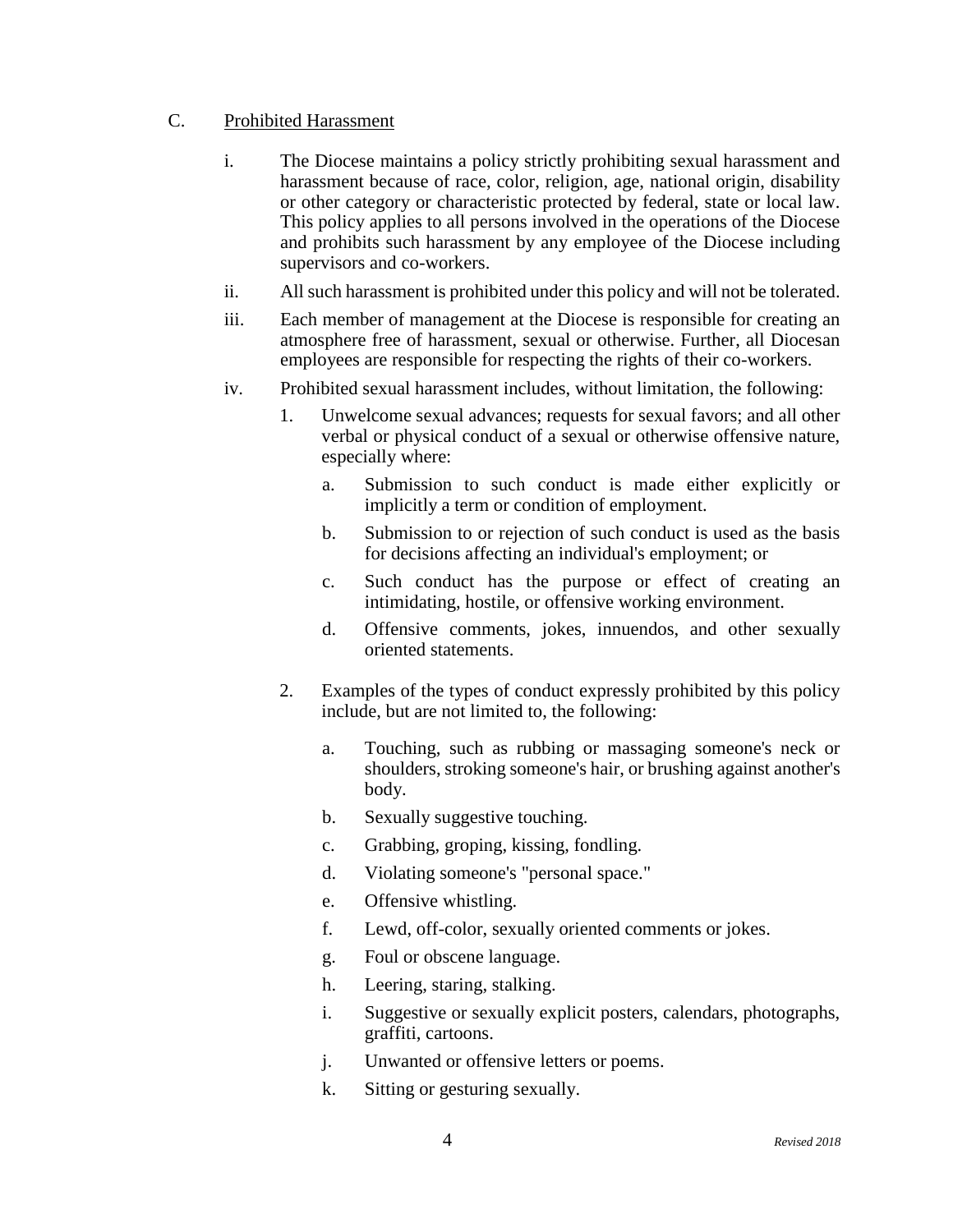C. <u>Prohibited Harassment</u>

i. The Diocese maintains a policy strictly prohibiting sexual harassment and harassment because of race, color, religion, age, national origin, disability or other category or characteristic protected by federal, state or local law. This policy applies to all persons involved in the operations of the Diocese and prohibits such harassment by any employee of the Diocese including supervisors and co-workers.

ii. All such harassment is prohibited under this policy and will not be tolerated.

iii. Each member of management at the Diocese is responsible for creating an atmosphere free of harassment, sexual or otherwise. Further, all Diocesan employees are responsible for respecting the rights of their co-workers.

iv. Prohibited sexual harassment includes, without limitation, the following:

1. Unwelcome sexual advances; requests for sexual favors; and all other verbal or physical conduct of a sexual or otherwise offensive nature, especially where:

   a. Submission to such conduct is made either explicitly or implicitly a term or condition of employment.

   b. Submission to or rejection of such conduct is used as the basis for decisions affecting an individual's employment; or

   c. Such conduct has the purpose or effect of creating an intimidating, hostile, or offensive working environment.

   d. Offensive comments, jokes, innuendos, and other sexually oriented statements.

2. Examples of the types of conduct expressly prohibited by this policy include, but are not limited to, the following:

   a. Touching, such as rubbing or massaging someone's neck or shoulders, stroking someone's hair, or brushing against another's body.

   b. Sexually suggestive touching.

   c. Grabbing, groping, kissing, fondling.

   d. Violating someone's "personal space."

   e. Offensive whistling.

   f. Lewd, off-color, sexually oriented comments or jokes.

   g. Foul or obscene language.

   h. Leering, staring, stalking.

   i. Suggestive or sexually explicit posters, calendars, photographs, graffiti, cartoons.

   j. Unwanted or offensive letters or poems.

   k. Sitting or gesturing sexually.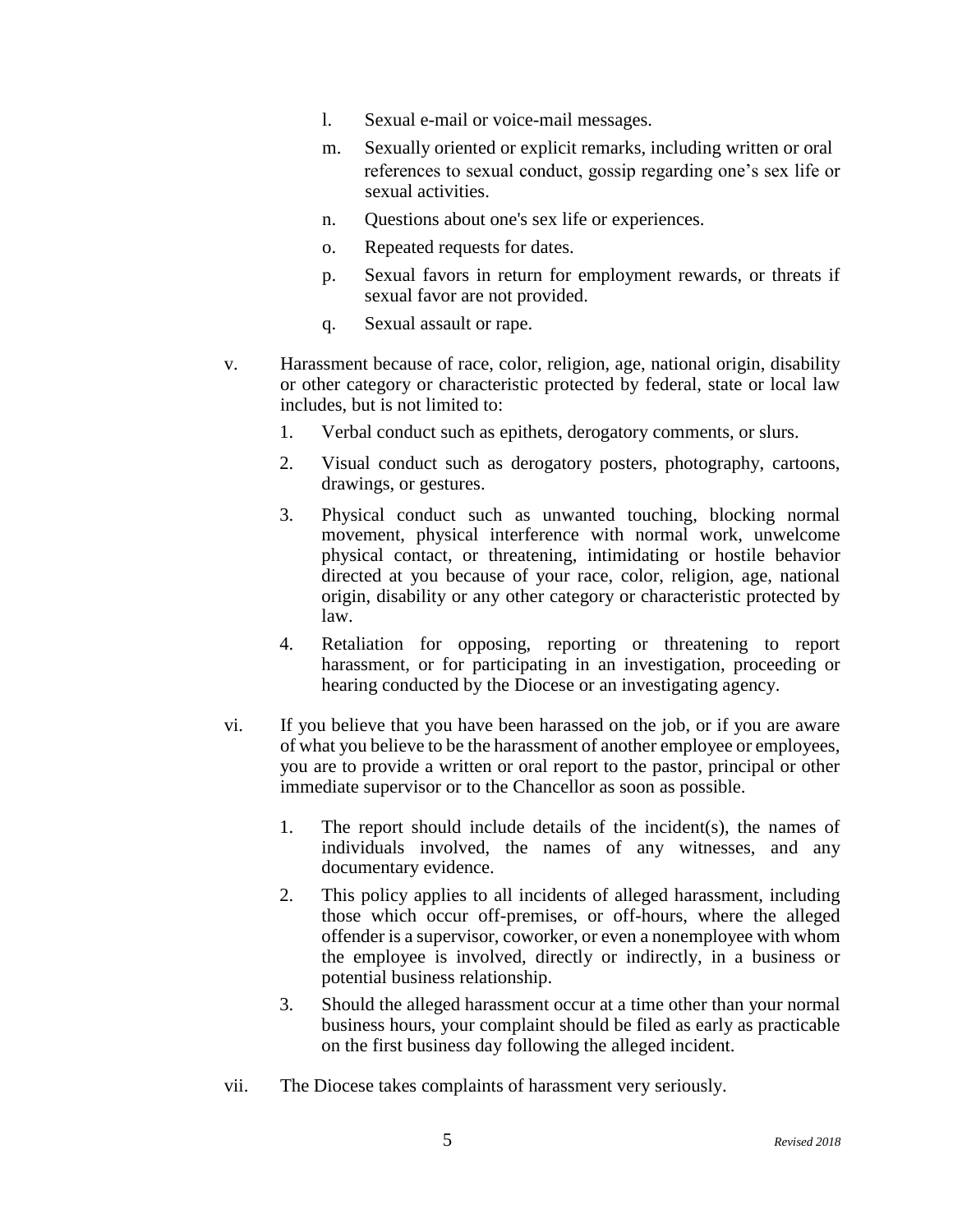l. Sexual e-mail or voice-mail messages.

m. Sexually oriented or explicit remarks, including written or oral references to sexual conduct, gossip regarding one's sex life or sexual activities.

n. Questions about one's sex life or experiences.

o. Repeated requests for dates.

p. Sexual favors in return for employment rewards, or threats if sexual favor are not provided.

q. Sexual assault or rape.

v. Harassment because of race, color, religion, age, national origin, disability or other category or characteristic protected by federal, state or local law includes, but is not limited to:

1. Verbal conduct such as epithets, derogatory comments, or slurs.
2. Visual conduct such as derogatory posters, photography, cartoons, drawings, or gestures.
3. Physical conduct such as unwanted touching, blocking normal movement, physical interference with normal work, unwelcome physical contact, or threatening, intimidating or hostile behavior directed at you because of your race, color, religion, age, national origin, disability or any other category or characteristic protected by law.
4. Retaliation for opposing, reporting or threatening to report harassment, or for participating in an investigation, proceeding or hearing conducted by the Diocese or an investigating agency.

vi. If you believe that you have been harassed on the job, or if you are aware of what you believe to be the harassment of another employee or employees, you are to provide a written or oral report to the pastor, principal or other immediate supervisor or to the Chancellor as soon as possible.

1. The report should include details of the incident(s), the names of individuals involved, the names of any witnesses, and any documentary evidence.
2. This policy applies to all incidents of alleged harassment, including those which occur off-premises, or off-hours, where the alleged offender is a supervisor, coworker, or even a nonemployee with whom the employee is involved, directly or indirectly, in a business or potential business relationship.
3. Should the alleged harassment occur at a time other than your normal business hours, your complaint should be filed as early as practicable on the first business day following the alleged incident.

vii. The Diocese takes complaints of harassment very seriously.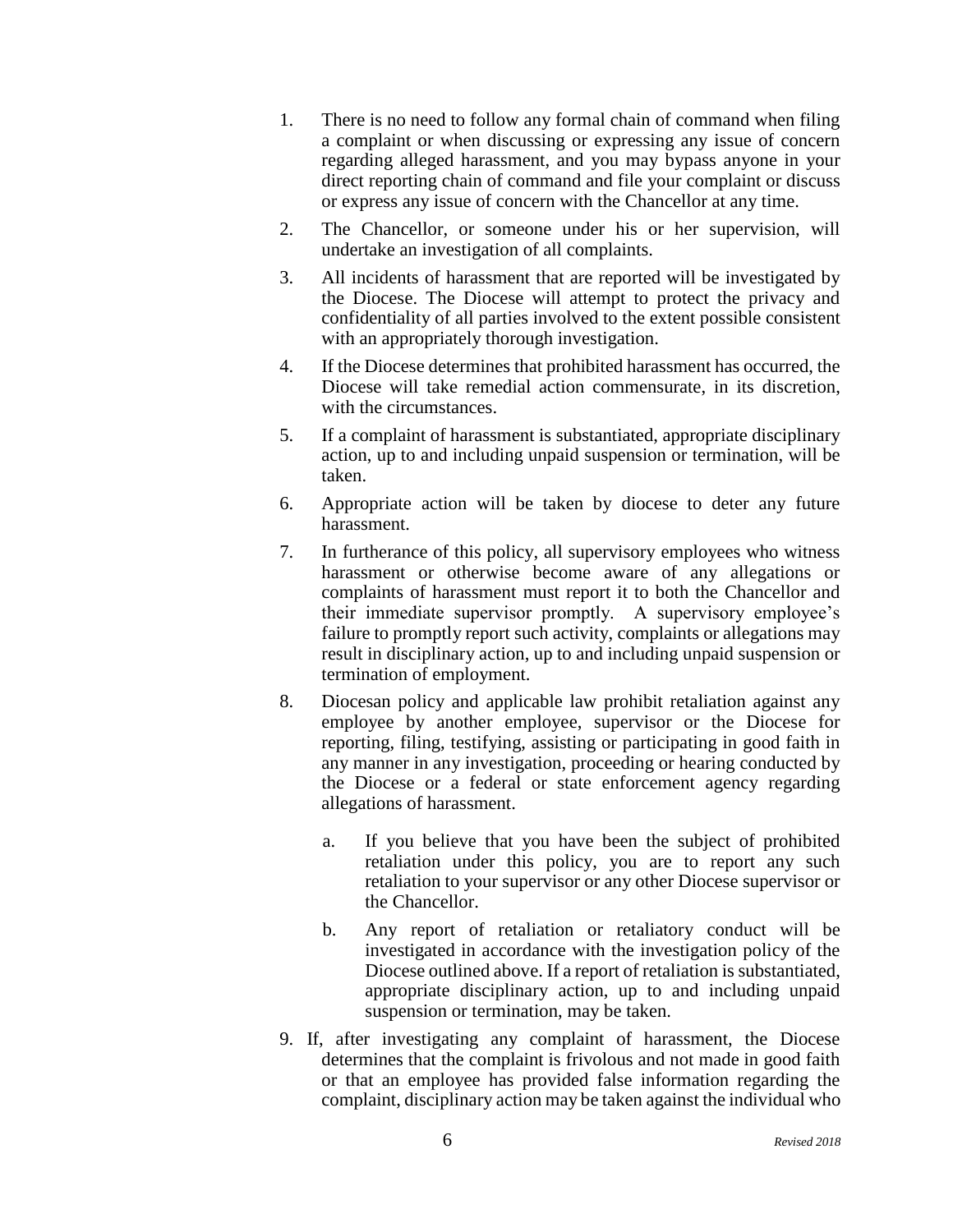1. There is no need to follow any formal chain of command when filing a complaint or when discussing or expressing any issue of concern regarding alleged harassment, and you may bypass anyone in your direct reporting chain of command and file your complaint or discuss or express any issue of concern with the Chancellor at any time.
2. The Chancellor, or someone under his or her supervision, will undertake an investigation of all complaints.
3. All incidents of harassment that are reported will be investigated by the Diocese. The Diocese will attempt to protect the privacy and confidentiality of all parties involved to the extent possible consistent with an appropriately thorough investigation.
4. If the Diocese determines that prohibited harassment has occurred, the Diocese will take remedial action commensurate, in its discretion, with the circumstances.
5. If a complaint of harassment is substantiated, appropriate disciplinary action, up to and including unpaid suspension or termination, will be taken.
6. Appropriate action will be taken by diocese to deter any future harassment.
7. In furtherance of this policy, all supervisory employees who witness harassment or otherwise become aware of any allegations or complaints of harassment must report it to both the Chancellor and their immediate supervisor promptly. A supervisory employee's failure to promptly report such activity, complaints or allegations may result in disciplinary action, up to and including unpaid suspension or termination of employment.
8. Diocesan policy and applicable law prohibit retaliation against any employee by another employee, supervisor or the Diocese for reporting, filing, testifying, assisting or participating in good faith in any manner in any investigation, proceeding or hearing conducted by the Diocese or a federal or state enforcement agency regarding allegations of harassment.
   a. If you believe that you have been the subject of prohibited retaliation under this policy, you are to report any such retaliation to your supervisor or any other Diocese supervisor or the Chancellor.
   b. Any report of retaliation or retaliatory conduct will be investigated in accordance with the investigation policy of the Diocese outlined above. If a report of retaliation is substantiated, appropriate disciplinary action, up to and including unpaid suspension or termination, may be taken.
9. If, after investigating any complaint of harassment, the Diocese determines that the complaint is frivolous and not made in good faith or that an employee has provided false information regarding the complaint, disciplinary action may be taken against the individual who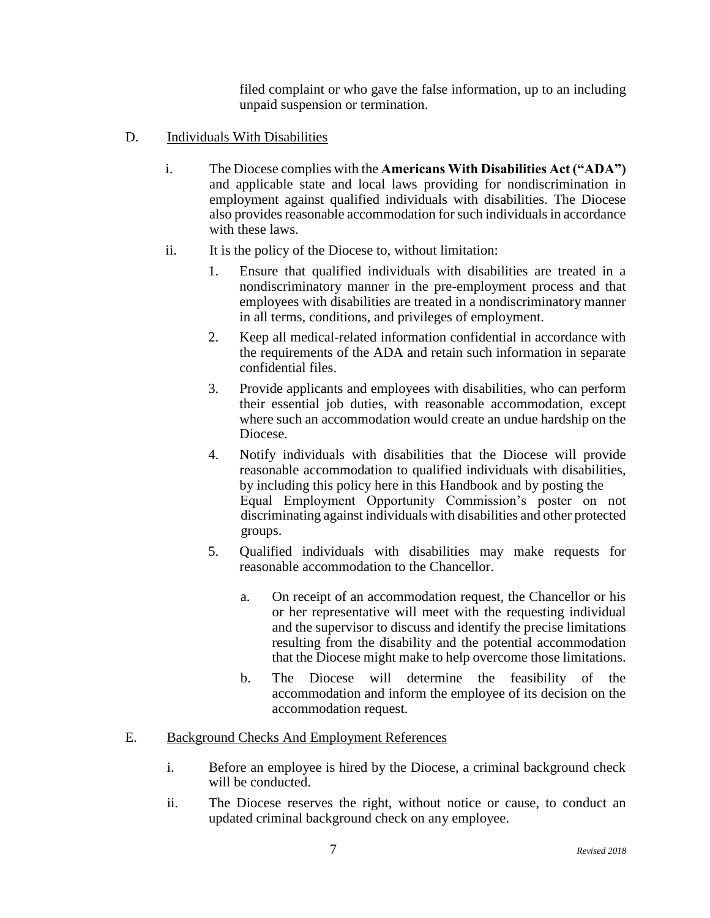filed complaint or who gave the false information, up to an including unpaid suspension or termination.

D. <u>Individuals With Disabilities</u>

i. The Diocese complies with the **Americans With Disabilities Act ("ADA")** and applicable state and local laws providing for nondiscrimination in employment against qualified individuals with disabilities. The Diocese also provides reasonable accommodation for such individuals in accordance with these laws.

ii. It is the policy of the Diocese to, without limitation:

1. Ensure that qualified individuals with disabilities are treated in a nondiscriminatory manner in the pre-employment process and that employees with disabilities are treated in a nondiscriminatory manner in all terms, conditions, and privileges of employment.

2. Keep all medical-related information confidential in accordance with the requirements of the ADA and retain such information in separate confidential files.

3. Provide applicants and employees with disabilities, who can perform their essential job duties, with reasonable accommodation, except where such an accommodation would create an undue hardship on the Diocese.

4. Notify individuals with disabilities that the Diocese will provide reasonable accommodation to qualified individuals with disabilities, by including this policy here in this Handbook and by posting the Equal Employment Opportunity Commission's poster on not discriminating against individuals with disabilities and other protected groups.

5. Qualified individuals with disabilities may make requests for reasonable accommodation to the Chancellor.

   a. On receipt of an accommodation request, the Chancellor or his or her representative will meet with the requesting individual and the supervisor to discuss and identify the precise limitations resulting from the disability and the potential accommodation that the Diocese might make to help overcome those limitations.

   b. The Diocese will determine the feasibility of the accommodation and inform the employee of its decision on the accommodation request.

E. <u>Background Checks And Employment References</u>

i. Before an employee is hired by the Diocese, a criminal background check will be conducted.

ii. The Diocese reserves the right, without notice or cause, to conduct an updated criminal background check on any employee.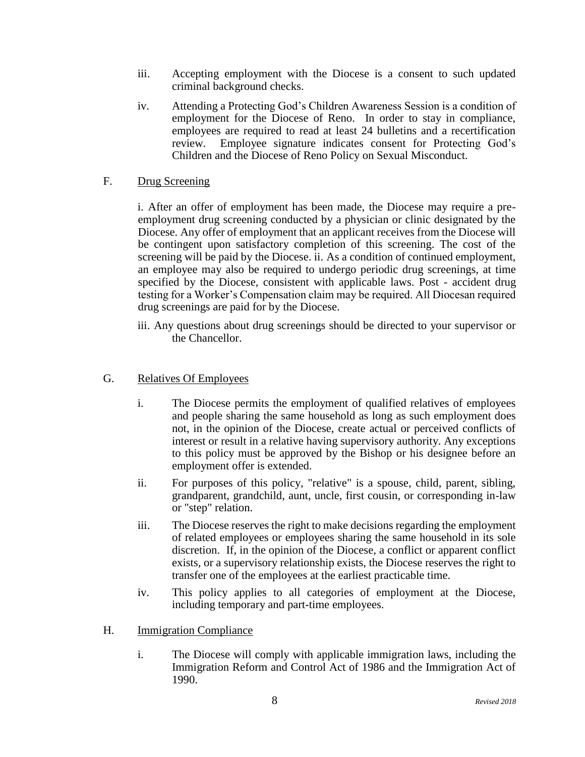iii. Accepting employment with the Diocese is a consent to such updated criminal background checks.

iv. Attending a Protecting God's Children Awareness Session is a condition of employment for the Diocese of Reno. In order to stay in compliance, employees are required to read at least 24 bulletins and a recertification review. Employee signature indicates consent for Protecting God's Children and the Diocese of Reno Policy on Sexual Misconduct.

F. Drug Screening

i. After an offer of employment has been made, the Diocese may require a pre-employment drug screening conducted by a physician or clinic designated by the Diocese. Any offer of employment that an applicant receives from the Diocese will be contingent upon satisfactory completion of this screening. The cost of the screening will be paid by the Diocese. ii. As a condition of continued employment, an employee may also be required to undergo periodic drug screenings, at time specified by the Diocese, consistent with applicable laws. Post - accident drug testing for a Worker's Compensation claim may be required. All Diocesan required drug screenings are paid for by the Diocese.

iii. Any questions about drug screenings should be directed to your supervisor or the Chancellor.

G. Relatives Of Employees

i. The Diocese permits the employment of qualified relatives of employees and people sharing the same household as long as such employment does not, in the opinion of the Diocese, create actual or perceived conflicts of interest or result in a relative having supervisory authority. Any exceptions to this policy must be approved by the Bishop or his designee before an employment offer is extended.

ii. For purposes of this policy, "relative" is a spouse, child, parent, sibling, grandparent, grandchild, aunt, uncle, first cousin, or corresponding in-law or "step" relation.

iii. The Diocese reserves the right to make decisions regarding the employment of related employees or employees sharing the same household in its sole discretion. If, in the opinion of the Diocese, a conflict or apparent conflict exists, or a supervisory relationship exists, the Diocese reserves the right to transfer one of the employees at the earliest practicable time.

iv. This policy applies to all categories of employment at the Diocese, including temporary and part-time employees.

H. Immigration Compliance

i. The Diocese will comply with applicable immigration laws, including the Immigration Reform and Control Act of 1986 and the Immigration Act of 1990.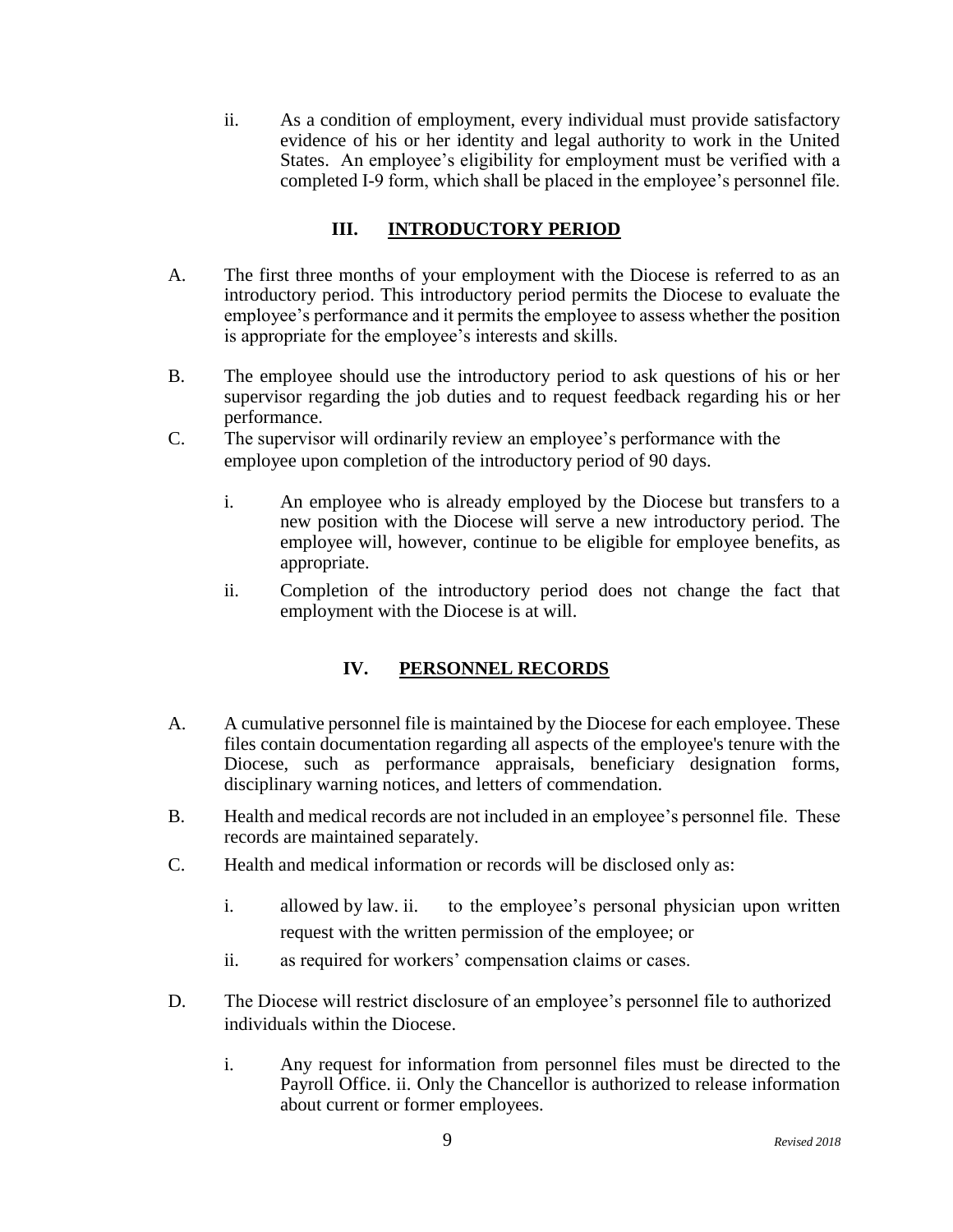ii. As a condition of employment, every individual must provide satisfactory evidence of his or her identity and legal authority to work in the United States. An employee's eligibility for employment must be verified with a completed I-9 form, which shall be placed in the employee's personnel file.

## III. INTRODUCTORY PERIOD

A. The first three months of your employment with the Diocese is referred to as an introductory period. This introductory period permits the Diocese to evaluate the employee's performance and it permits the employee to assess whether the position is appropriate for the employee's interests and skills.

B. The employee should use the introductory period to ask questions of his or her supervisor regarding the job duties and to request feedback regarding his or her performance.

C. The supervisor will ordinarily review an employee's performance with the employee upon completion of the introductory period of 90 days.

   i. An employee who is already employed by the Diocese but transfers to a new position with the Diocese will serve a new introductory period. The employee will, however, continue to be eligible for employee benefits, as appropriate.

   ii. Completion of the introductory period does not change the fact that employment with the Diocese is at will.

## IV. PERSONNEL RECORDS

A. A cumulative personnel file is maintained by the Diocese for each employee. These files contain documentation regarding all aspects of the employee's tenure with the Diocese, such as performance appraisals, beneficiary designation forms, disciplinary warning notices, and letters of commendation.

B. Health and medical records are not included in an employee's personnel file. These records are maintained separately.

C. Health and medical information or records will be disclosed only as:

   i. allowed by law. ii. to the employee's personal physician upon written request with the written permission of the employee; or

   ii. as required for workers' compensation claims or cases.

D. The Diocese will restrict disclosure of an employee's personnel file to authorized individuals within the Diocese.

   i. Any request for information from personnel files must be directed to the Payroll Office. ii. Only the Chancellor is authorized to release information about current or former employees.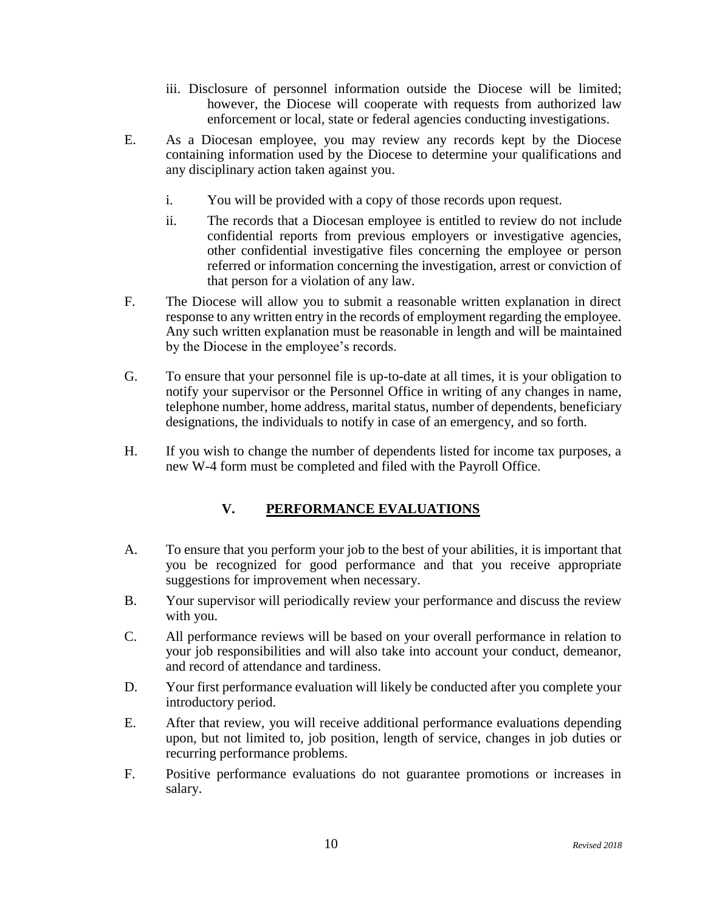iii. Disclosure of personnel information outside the Diocese will be limited; however, the Diocese will cooperate with requests from authorized law enforcement or local, state or federal agencies conducting investigations.

E. As a Diocesan employee, you may review any records kept by the Diocese containing information used by the Diocese to determine your qualifications and any disciplinary action taken against you.

   i. You will be provided with a copy of those records upon request.

   ii. The records that a Diocesan employee is entitled to review do not include confidential reports from previous employers or investigative agencies, other confidential investigative files concerning the employee or person referred or information concerning the investigation, arrest or conviction of that person for a violation of any law.

F. The Diocese will allow you to submit a reasonable written explanation in direct response to any written entry in the records of employment regarding the employee. Any such written explanation must be reasonable in length and will be maintained by the Diocese in the employee's records.

G. To ensure that your personnel file is up-to-date at all times, it is your obligation to notify your supervisor or the Personnel Office in writing of any changes in name, telephone number, home address, marital status, number of dependents, beneficiary designations, the individuals to notify in case of an emergency, and so forth.

H. If you wish to change the number of dependents listed for income tax purposes, a new W-4 form must be completed and filed with the Payroll Office.

## V. PERFORMANCE EVALUATIONS

A. To ensure that you perform your job to the best of your abilities, it is important that you be recognized for good performance and that you receive appropriate suggestions for improvement when necessary.

B. Your supervisor will periodically review your performance and discuss the review with you.

C. All performance reviews will be based on your overall performance in relation to your job responsibilities and will also take into account your conduct, demeanor, and record of attendance and tardiness.

D. Your first performance evaluation will likely be conducted after you complete your introductory period.

E. After that review, you will receive additional performance evaluations depending upon, but not limited to, job position, length of service, changes in job duties or recurring performance problems.

F. Positive performance evaluations do not guarantee promotions or increases in salary.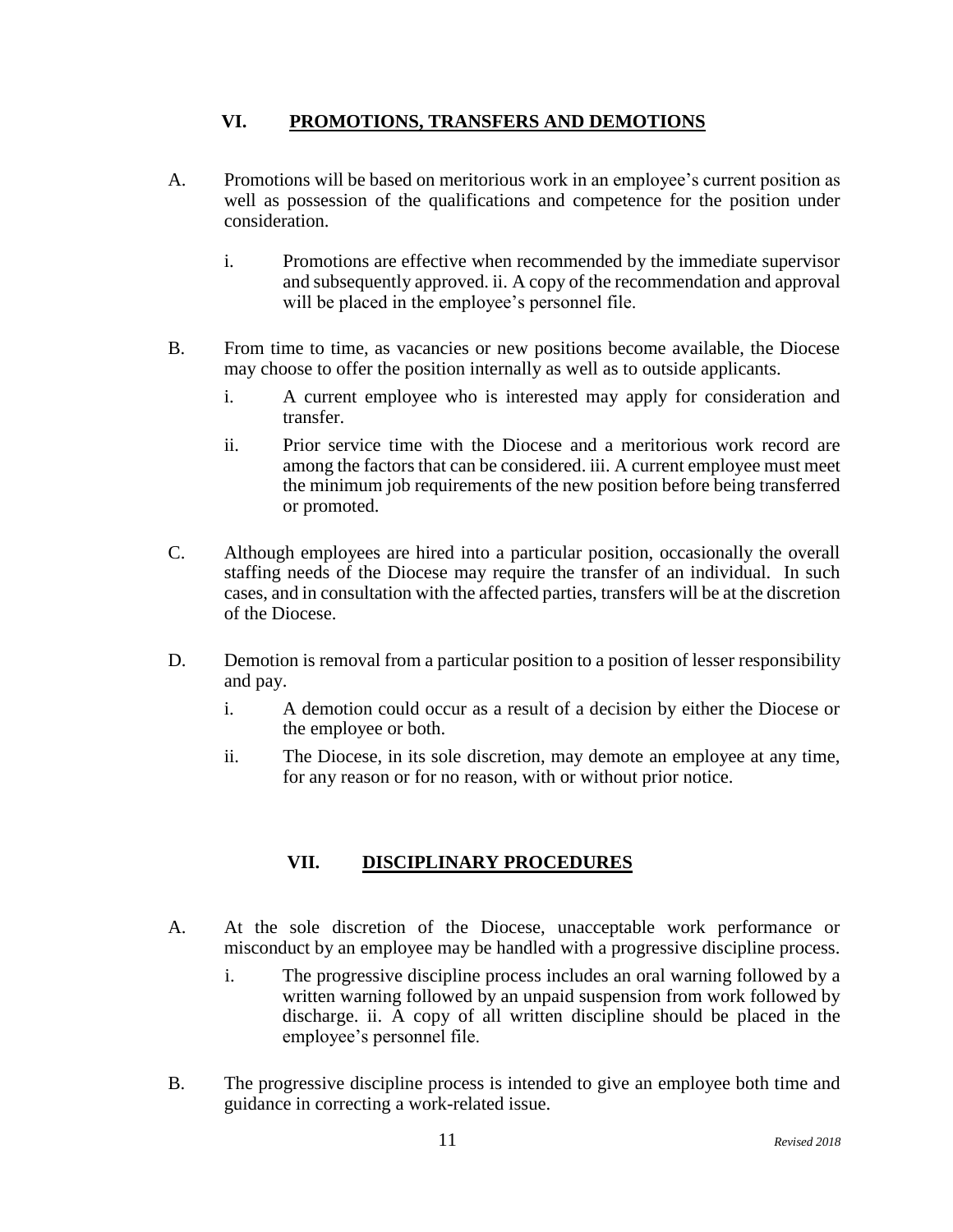## VI. PROMOTIONS, TRANSFERS AND DEMOTIONS

A. Promotions will be based on meritorious work in an employee's current position as well as possession of the qualifications and competence for the position under consideration.

   i. Promotions are effective when recommended by the immediate supervisor and subsequently approved. ii. A copy of the recommendation and approval will be placed in the employee's personnel file.

B. From time to time, as vacancies or new positions become available, the Diocese may choose to offer the position internally as well as to outside applicants.

   i. A current employee who is interested may apply for consideration and transfer.

   ii. Prior service time with the Diocese and a meritorious work record are among the factors that can be considered. iii. A current employee must meet the minimum job requirements of the new position before being transferred or promoted.

C. Although employees are hired into a particular position, occasionally the overall staffing needs of the Diocese may require the transfer of an individual. In such cases, and in consultation with the affected parties, transfers will be at the discretion of the Diocese.

D. Demotion is removal from a particular position to a position of lesser responsibility and pay.

   i. A demotion could occur as a result of a decision by either the Diocese or the employee or both.

   ii. The Diocese, in its sole discretion, may demote an employee at any time, for any reason or for no reason, with or without prior notice.

## VII. DISCIPLINARY PROCEDURES

A. At the sole discretion of the Diocese, unacceptable work performance or misconduct by an employee may be handled with a progressive discipline process.

   i. The progressive discipline process includes an oral warning followed by a written warning followed by an unpaid suspension from work followed by discharge. ii. A copy of all written discipline should be placed in the employee's personnel file.

B. The progressive discipline process is intended to give an employee both time and guidance in correcting a work-related issue.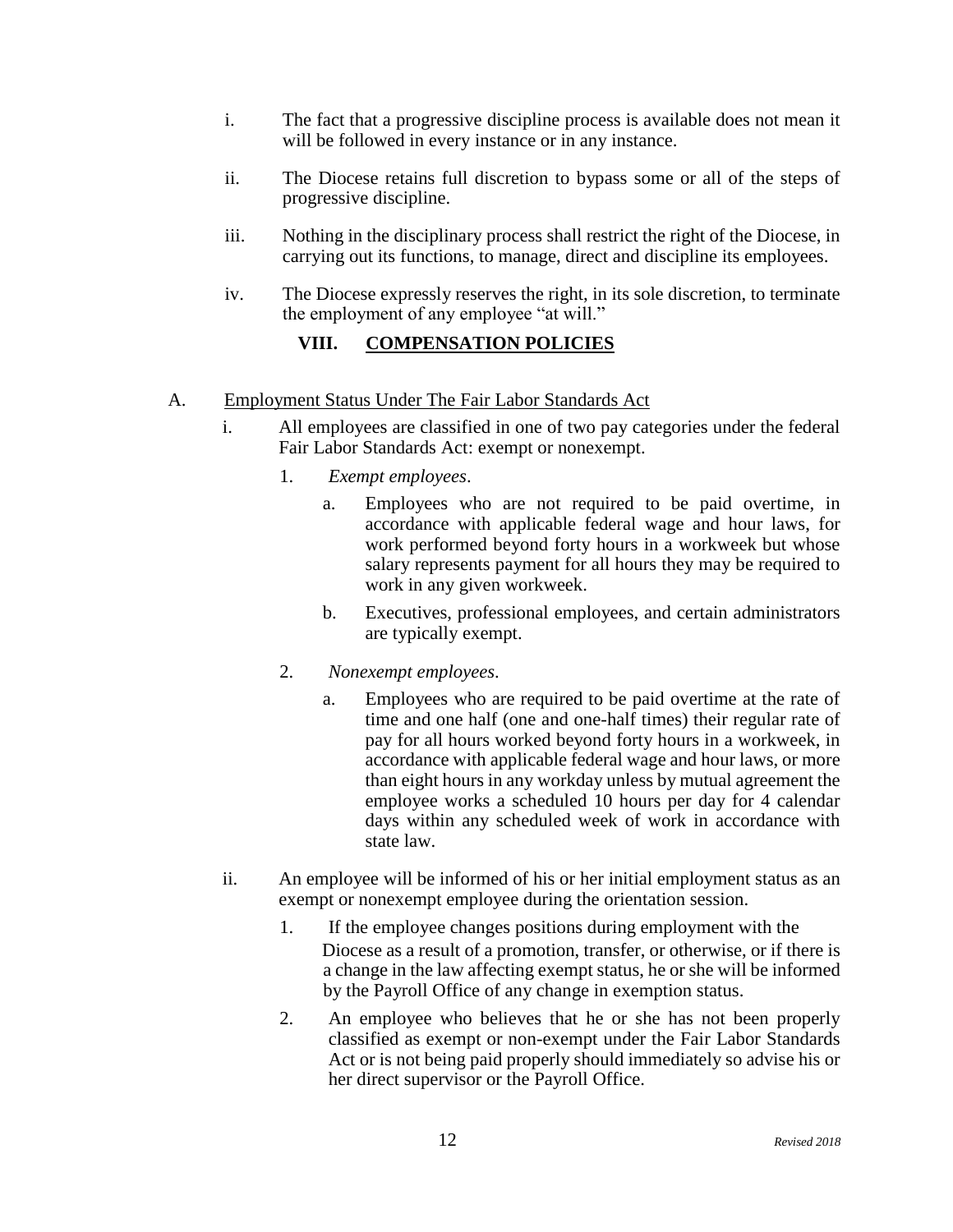i. The fact that a progressive discipline process is available does not mean it will be followed in every instance or in any instance.

ii. The Diocese retains full discretion to bypass some or all of the steps of progressive discipline.

iii. Nothing in the disciplinary process shall restrict the right of the Diocese, in carrying out its functions, to manage, direct and discipline its employees.

iv. The Diocese expressly reserves the right, in its sole discretion, to terminate the employment of any employee "at will."

## VIII. COMPENSATION POLICIES

A. Employment Status Under The Fair Labor Standards Act

i. All employees are classified in one of two pay categories under the federal Fair Labor Standards Act: exempt or nonexempt.

1. *Exempt employees*.

   a. Employees who are not required to be paid overtime, in accordance with applicable federal wage and hour laws, for work performed beyond forty hours in a workweek but whose salary represents payment for all hours they may be required to work in any given workweek.

   b. Executives, professional employees, and certain administrators are typically exempt.

2. *Nonexempt employees*.

   a. Employees who are required to be paid overtime at the rate of time and one half (one and one-half times) their regular rate of pay for all hours worked beyond forty hours in a workweek, in accordance with applicable federal wage and hour laws, or more than eight hours in any workday unless by mutual agreement the employee works a scheduled 10 hours per day for 4 calendar days within any scheduled week of work in accordance with state law.

ii. An employee will be informed of his or her initial employment status as an exempt or nonexempt employee during the orientation session.

1. If the employee changes positions during employment with the Diocese as a result of a promotion, transfer, or otherwise, or if there is a change in the law affecting exempt status, he or she will be informed by the Payroll Office of any change in exemption status.

2. An employee who believes that he or she has not been properly classified as exempt or non-exempt under the Fair Labor Standards Act or is not being paid properly should immediately so advise his or her direct supervisor or the Payroll Office.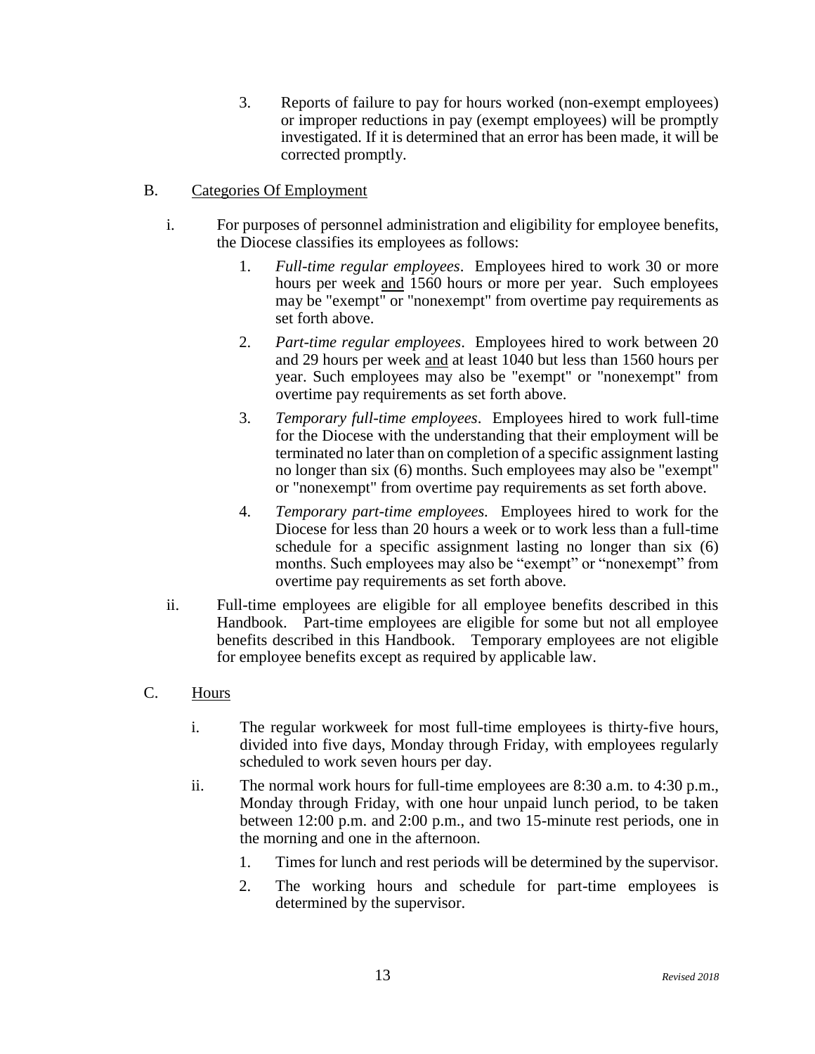3. Reports of failure to pay for hours worked (non-exempt employees) or improper reductions in pay (exempt employees) will be promptly investigated. If it is determined that an error has been made, it will be corrected promptly.

B. Categories Of Employment

i. For purposes of personnel administration and eligibility for employee benefits, the Diocese classifies its employees as follows:

1. *Full-time regular employees*. Employees hired to work 30 or more hours per week and 1560 hours or more per year. Such employees may be "exempt" or "nonexempt" from overtime pay requirements as set forth above.

2. *Part-time regular employees*. Employees hired to work between 20 and 29 hours per week and at least 1040 but less than 1560 hours per year. Such employees may also be "exempt" or "nonexempt" from overtime pay requirements as set forth above.

3. *Temporary full-time employees*. Employees hired to work full-time for the Diocese with the understanding that their employment will be terminated no later than on completion of a specific assignment lasting no longer than six (6) months. Such employees may also be "exempt" or "nonexempt" from overtime pay requirements as set forth above.

4. *Temporary part-time employees.* Employees hired to work for the Diocese for less than 20 hours a week or to work less than a full-time schedule for a specific assignment lasting no longer than six (6) months. Such employees may also be "exempt" or "nonexempt" from overtime pay requirements as set forth above.

ii. Full-time employees are eligible for all employee benefits described in this Handbook. Part-time employees are eligible for some but not all employee benefits described in this Handbook. Temporary employees are not eligible for employee benefits except as required by applicable law.

C. Hours

i. The regular workweek for most full-time employees is thirty-five hours, divided into five days, Monday through Friday, with employees regularly scheduled to work seven hours per day.

ii. The normal work hours for full-time employees are 8:30 a.m. to 4:30 p.m., Monday through Friday, with one hour unpaid lunch period, to be taken between 12:00 p.m. and 2:00 p.m., and two 15-minute rest periods, one in the morning and one in the afternoon.

1. Times for lunch and rest periods will be determined by the supervisor.

2. The working hours and schedule for part-time employees is determined by the supervisor.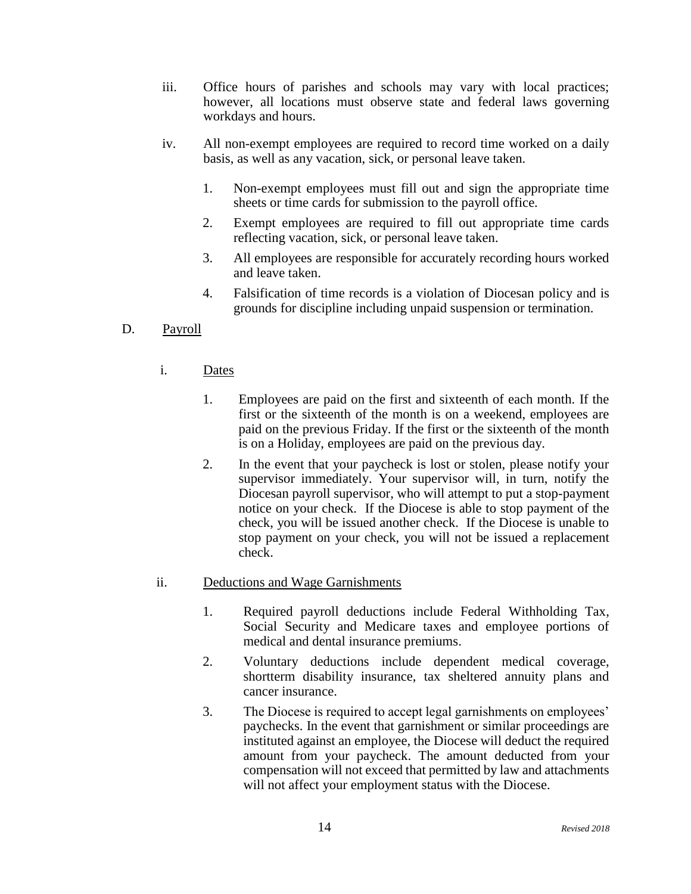iii. Office hours of parishes and schools may vary with local practices; however, all locations must observe state and federal laws governing workdays and hours.

iv. All non-exempt employees are required to record time worked on a daily basis, as well as any vacation, sick, or personal leave taken.

1. Non-exempt employees must fill out and sign the appropriate time sheets or time cards for submission to the payroll office.
2. Exempt employees are required to fill out appropriate time cards reflecting vacation, sick, or personal leave taken.
3. All employees are responsible for accurately recording hours worked and leave taken.
4. Falsification of time records is a violation of Diocesan policy and is grounds for discipline including unpaid suspension or termination.

D. <u>Payroll</u>

i. <u>Dates</u>

1. Employees are paid on the first and sixteenth of each month. If the first or the sixteenth of the month is on a weekend, employees are paid on the previous Friday. If the first or the sixteenth of the month is on a Holiday, employees are paid on the previous day.
2. In the event that your paycheck is lost or stolen, please notify your supervisor immediately. Your supervisor will, in turn, notify the Diocesan payroll supervisor, who will attempt to put a stop-payment notice on your check. If the Diocese is able to stop payment of the check, you will be issued another check. If the Diocese is unable to stop payment on your check, you will not be issued a replacement check.

ii. <u>Deductions and Wage Garnishments</u>

1. Required payroll deductions include Federal Withholding Tax, Social Security and Medicare taxes and employee portions of medical and dental insurance premiums.
2. Voluntary deductions include dependent medical coverage, shortterm disability insurance, tax sheltered annuity plans and cancer insurance.
3. The Diocese is required to accept legal garnishments on employees' paychecks. In the event that garnishment or similar proceedings are instituted against an employee, the Diocese will deduct the required amount from your paycheck. The amount deducted from your compensation will not exceed that permitted by law and attachments will not affect your employment status with the Diocese.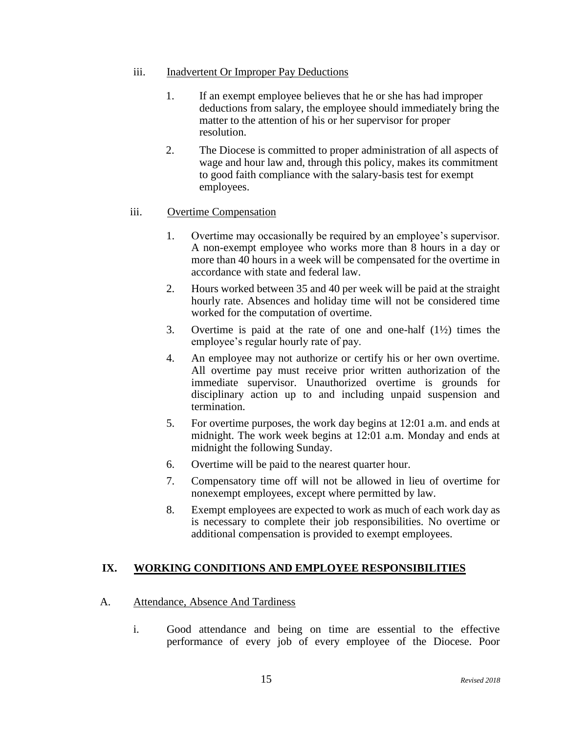iii. Inadvertent Or Improper Pay Deductions

1. If an exempt employee believes that he or she has had improper deductions from salary, the employee should immediately bring the matter to the attention of his or her supervisor for proper resolution.
2. The Diocese is committed to proper administration of all aspects of wage and hour law and, through this policy, makes its commitment to good faith compliance with the salary-basis test for exempt employees.

iii. Overtime Compensation

1. Overtime may occasionally be required by an employee's supervisor. A non-exempt employee who works more than 8 hours in a day or more than 40 hours in a week will be compensated for the overtime in accordance with state and federal law.
2. Hours worked between 35 and 40 per week will be paid at the straight hourly rate. Absences and holiday time will not be considered time worked for the computation of overtime.
3. Overtime is paid at the rate of one and one-half (1½) times the employee's regular hourly rate of pay.
4. An employee may not authorize or certify his or her own overtime. All overtime pay must receive prior written authorization of the immediate supervisor. Unauthorized overtime is grounds for disciplinary action up to and including unpaid suspension and termination.
5. For overtime purposes, the work day begins at 12:01 a.m. and ends at midnight. The work week begins at 12:01 a.m. Monday and ends at midnight the following Sunday.
6. Overtime will be paid to the nearest quarter hour.
7. Compensatory time off will not be allowed in lieu of overtime for nonexempt employees, except where permitted by law.
8. Exempt employees are expected to work as much of each work day as is necessary to complete their job responsibilities. No overtime or additional compensation is provided to exempt employees.

## IX. WORKING CONDITIONS AND EMPLOYEE RESPONSIBILITIES

A. Attendance, Absence And Tardiness

i. Good attendance and being on time are essential to the effective performance of every job of every employee of the Diocese. Poor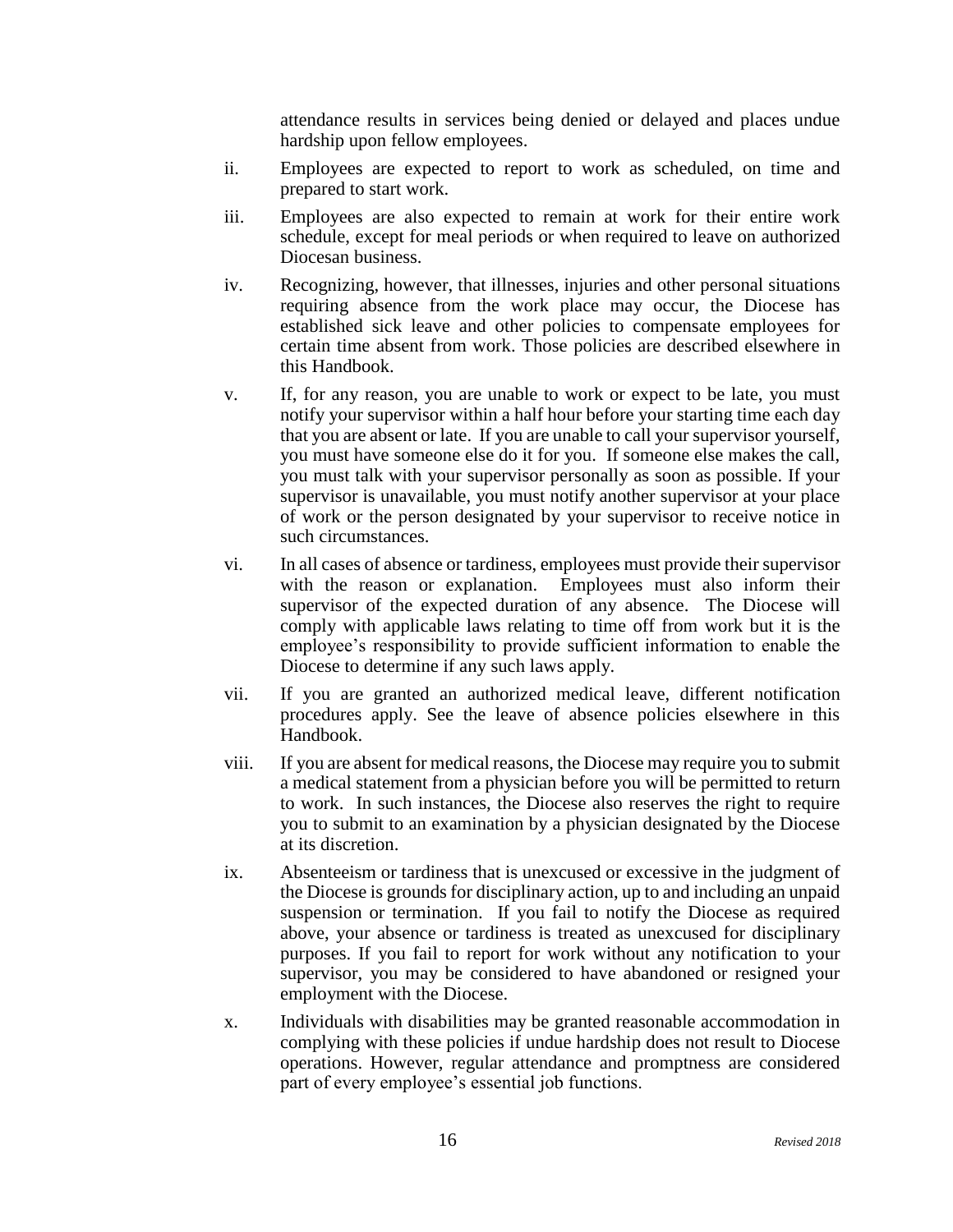attendance results in services being denied or delayed and places undue hardship upon fellow employees.

ii. Employees are expected to report to work as scheduled, on time and prepared to start work.

iii. Employees are also expected to remain at work for their entire work schedule, except for meal periods or when required to leave on authorized Diocesan business.

iv. Recognizing, however, that illnesses, injuries and other personal situations requiring absence from the work place may occur, the Diocese has established sick leave and other policies to compensate employees for certain time absent from work. Those policies are described elsewhere in this Handbook.

v. If, for any reason, you are unable to work or expect to be late, you must notify your supervisor within a half hour before your starting time each day that you are absent or late. If you are unable to call your supervisor yourself, you must have someone else do it for you. If someone else makes the call, you must talk with your supervisor personally as soon as possible. If your supervisor is unavailable, you must notify another supervisor at your place of work or the person designated by your supervisor to receive notice in such circumstances.

vi. In all cases of absence or tardiness, employees must provide their supervisor with the reason or explanation. Employees must also inform their supervisor of the expected duration of any absence. The Diocese will comply with applicable laws relating to time off from work but it is the employee's responsibility to provide sufficient information to enable the Diocese to determine if any such laws apply.

vii. If you are granted an authorized medical leave, different notification procedures apply. See the leave of absence policies elsewhere in this Handbook.

viii. If you are absent for medical reasons, the Diocese may require you to submit a medical statement from a physician before you will be permitted to return to work. In such instances, the Diocese also reserves the right to require you to submit to an examination by a physician designated by the Diocese at its discretion.

ix. Absenteeism or tardiness that is unexcused or excessive in the judgment of the Diocese is grounds for disciplinary action, up to and including an unpaid suspension or termination. If you fail to notify the Diocese as required above, your absence or tardiness is treated as unexcused for disciplinary purposes. If you fail to report for work without any notification to your supervisor, you may be considered to have abandoned or resigned your employment with the Diocese.

x. Individuals with disabilities may be granted reasonable accommodation in complying with these policies if undue hardship does not result to Diocese operations. However, regular attendance and promptness are considered part of every employee's essential job functions.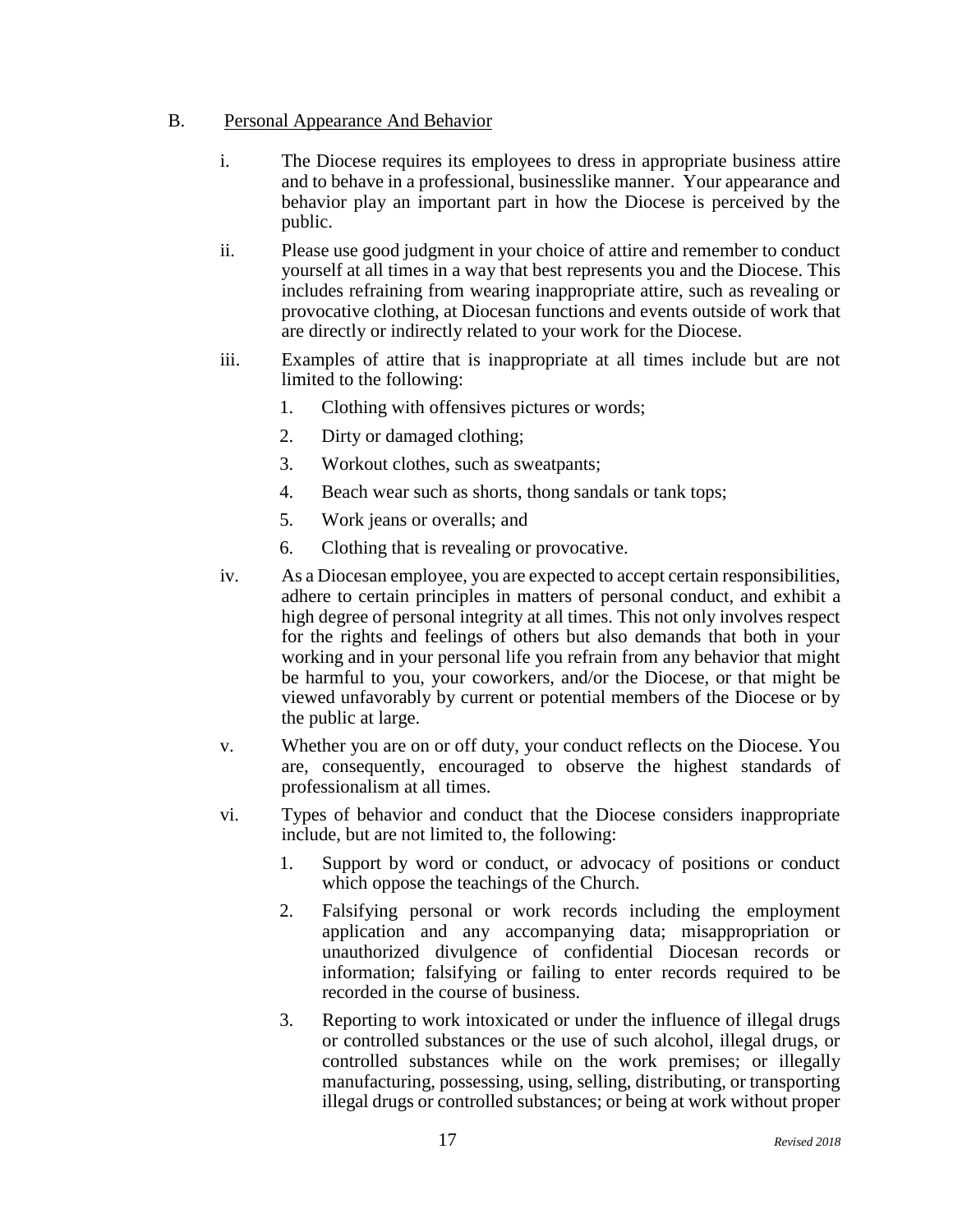B. Personal Appearance And Behavior

i. The Diocese requires its employees to dress in appropriate business attire and to behave in a professional, businesslike manner. Your appearance and behavior play an important part in how the Diocese is perceived by the public.

ii. Please use good judgment in your choice of attire and remember to conduct yourself at all times in a way that best represents you and the Diocese. This includes refraining from wearing inappropriate attire, such as revealing or provocative clothing, at Diocesan functions and events outside of work that are directly or indirectly related to your work for the Diocese.

iii. Examples of attire that is inappropriate at all times include but are not limited to the following:

1. Clothing with offensives pictures or words;
2. Dirty or damaged clothing;
3. Workout clothes, such as sweatpants;
4. Beach wear such as shorts, thong sandals or tank tops;
5. Work jeans or overalls; and
6. Clothing that is revealing or provocative.

iv. As a Diocesan employee, you are expected to accept certain responsibilities, adhere to certain principles in matters of personal conduct, and exhibit a high degree of personal integrity at all times. This not only involves respect for the rights and feelings of others but also demands that both in your working and in your personal life you refrain from any behavior that might be harmful to you, your coworkers, and/or the Diocese, or that might be viewed unfavorably by current or potential members of the Diocese or by the public at large.

v. Whether you are on or off duty, your conduct reflects on the Diocese. You are, consequently, encouraged to observe the highest standards of professionalism at all times.

vi. Types of behavior and conduct that the Diocese considers inappropriate include, but are not limited to, the following:

1. Support by word or conduct, or advocacy of positions or conduct which oppose the teachings of the Church.
2. Falsifying personal or work records including the employment application and any accompanying data; misappropriation or unauthorized divulgence of confidential Diocesan records or information; falsifying or failing to enter records required to be recorded in the course of business.
3. Reporting to work intoxicated or under the influence of illegal drugs or controlled substances or the use of such alcohol, illegal drugs, or controlled substances while on the work premises; or illegally manufacturing, possessing, using, selling, distributing, or transporting illegal drugs or controlled substances; or being at work without proper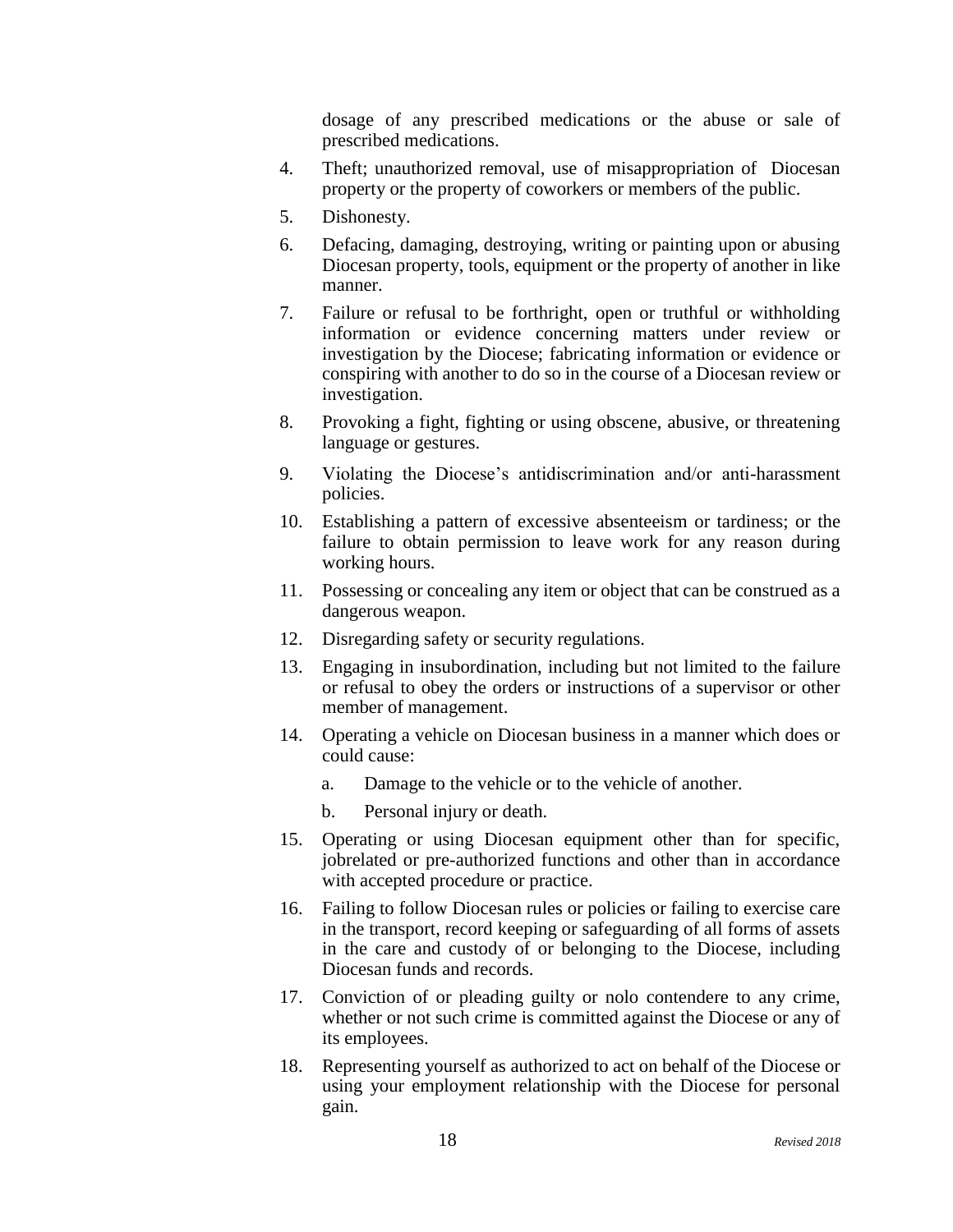dosage of any prescribed medications or the abuse or sale of prescribed medications.

4. Theft; unauthorized removal, use of misappropriation of Diocesan property or the property of coworkers or members of the public.
5. Dishonesty.
6. Defacing, damaging, destroying, writing or painting upon or abusing Diocesan property, tools, equipment or the property of another in like manner.
7. Failure or refusal to be forthright, open or truthful or withholding information or evidence concerning matters under review or investigation by the Diocese; fabricating information or evidence or conspiring with another to do so in the course of a Diocesan review or investigation.
8. Provoking a fight, fighting or using obscene, abusive, or threatening language or gestures.
9. Violating the Diocese's antidiscrimination and/or anti-harassment policies.
10. Establishing a pattern of excessive absenteeism or tardiness; or the failure to obtain permission to leave work for any reason during working hours.
11. Possessing or concealing any item or object that can be construed as a dangerous weapon.
12. Disregarding safety or security regulations.
13. Engaging in insubordination, including but not limited to the failure or refusal to obey the orders or instructions of a supervisor or other member of management.
14. Operating a vehicle on Diocesan business in a manner which does or could cause:
    a. Damage to the vehicle or to the vehicle of another.
    b. Personal injury or death.
15. Operating or using Diocesan equipment other than for specific, jobrelated or pre-authorized functions and other than in accordance with accepted procedure or practice.
16. Failing to follow Diocesan rules or policies or failing to exercise care in the transport, record keeping or safeguarding of all forms of assets in the care and custody of or belonging to the Diocese, including Diocesan funds and records.
17. Conviction of or pleading guilty or nolo contendere to any crime, whether or not such crime is committed against the Diocese or any of its employees.
18. Representing yourself as authorized to act on behalf of the Diocese or using your employment relationship with the Diocese for personal gain.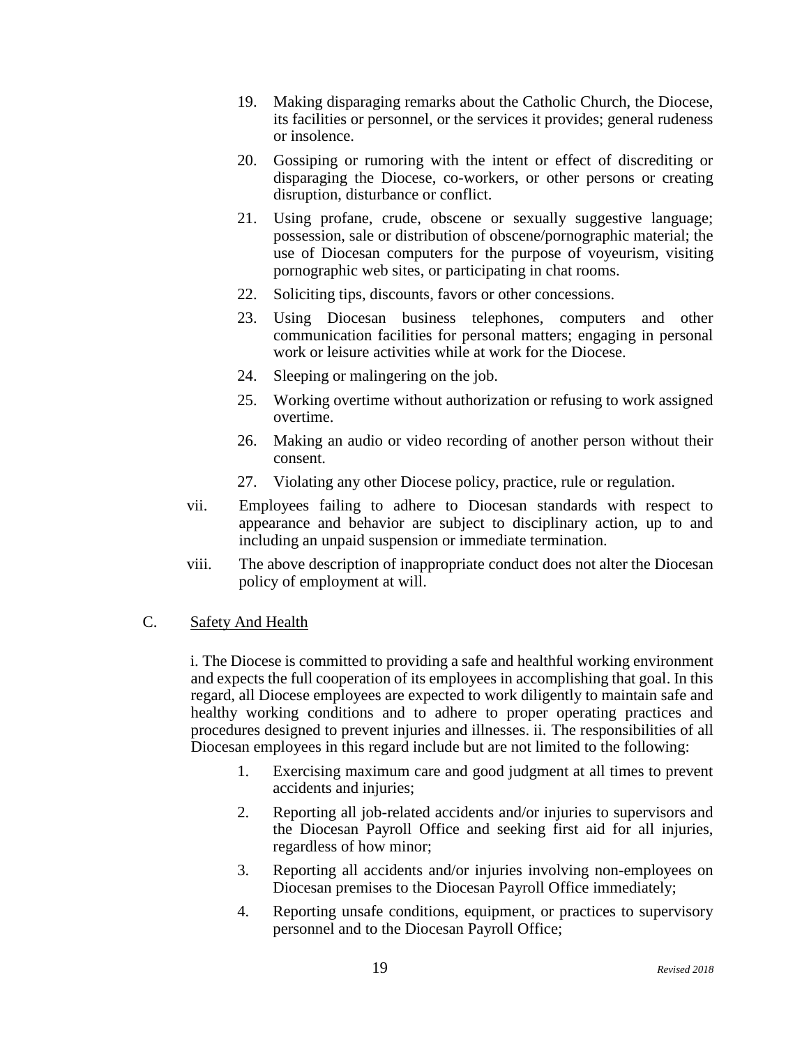19. Making disparaging remarks about the Catholic Church, the Diocese, its facilities or personnel, or the services it provides; general rudeness or insolence.
20. Gossiping or rumoring with the intent or effect of discrediting or disparaging the Diocese, co-workers, or other persons or creating disruption, disturbance or conflict.
21. Using profane, crude, obscene or sexually suggestive language; possession, sale or distribution of obscene/pornographic material; the use of Diocesan computers for the purpose of voyeurism, visiting pornographic web sites, or participating in chat rooms.
22. Soliciting tips, discounts, favors or other concessions.
23. Using Diocesan business telephones, computers and other communication facilities for personal matters; engaging in personal work or leisure activities while at work for the Diocese.
24. Sleeping or malingering on the job.
25. Working overtime without authorization or refusing to work assigned overtime.
26. Making an audio or video recording of another person without their consent.
27. Violating any other Diocese policy, practice, rule or regulation.

vii. Employees failing to adhere to Diocesan standards with respect to appearance and behavior are subject to disciplinary action, up to and including an unpaid suspension or immediate termination.

viii. The above description of inappropriate conduct does not alter the Diocesan policy of employment at will.

C. Safety And Health

i. The Diocese is committed to providing a safe and healthful working environment and expects the full cooperation of its employees in accomplishing that goal. In this regard, all Diocese employees are expected to work diligently to maintain safe and healthy working conditions and to adhere to proper operating practices and procedures designed to prevent injuries and illnesses. ii. The responsibilities of all Diocesan employees in this regard include but are not limited to the following:

1. Exercising maximum care and good judgment at all times to prevent accidents and injuries;
2. Reporting all job-related accidents and/or injuries to supervisors and the Diocesan Payroll Office and seeking first aid for all injuries, regardless of how minor;
3. Reporting all accidents and/or injuries involving non-employees on Diocesan premises to the Diocesan Payroll Office immediately;
4. Reporting unsafe conditions, equipment, or practices to supervisory personnel and to the Diocesan Payroll Office;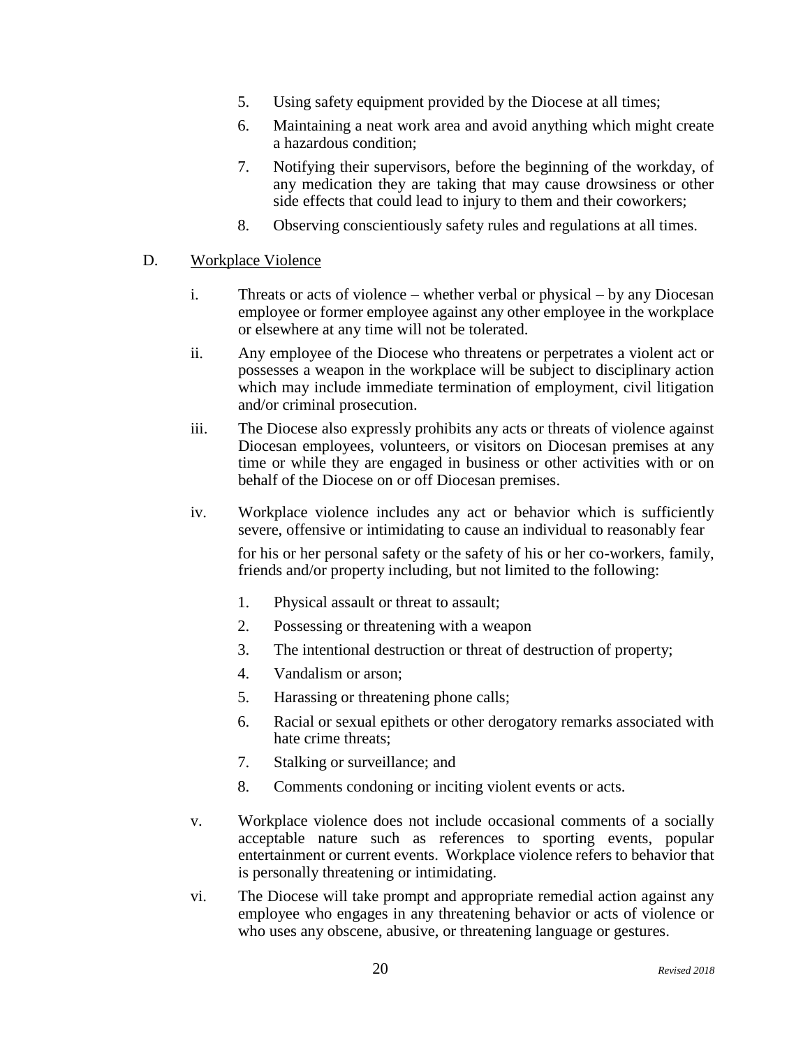5. Using safety equipment provided by the Diocese at all times;
6. Maintaining a neat work area and avoid anything which might create a hazardous condition;
7. Notifying their supervisors, before the beginning of the workday, of any medication they are taking that may cause drowsiness or other side effects that could lead to injury to them and their coworkers;
8. Observing conscientiously safety rules and regulations at all times.

D. <u>Workplace Violence</u>

i. Threats or acts of violence – whether verbal or physical – by any Diocesan employee or former employee against any other employee in the workplace or elsewhere at any time will not be tolerated.

ii. Any employee of the Diocese who threatens or perpetrates a violent act or possesses a weapon in the workplace will be subject to disciplinary action which may include immediate termination of employment, civil litigation and/or criminal prosecution.

iii. The Diocese also expressly prohibits any acts or threats of violence against Diocesan employees, volunteers, or visitors on Diocesan premises at any time or while they are engaged in business or other activities with or on behalf of the Diocese on or off Diocesan premises.

iv. Workplace violence includes any act or behavior which is sufficiently severe, offensive or intimidating to cause an individual to reasonably fear for his or her personal safety or the safety of his or her co-workers, family, friends and/or property including, but not limited to the following:

1. Physical assault or threat to assault;
2. Possessing or threatening with a weapon
3. The intentional destruction or threat of destruction of property;
4. Vandalism or arson;
5. Harassing or threatening phone calls;
6. Racial or sexual epithets or other derogatory remarks associated with hate crime threats;
7. Stalking or surveillance; and
8. Comments condoning or inciting violent events or acts.

v. Workplace violence does not include occasional comments of a socially acceptable nature such as references to sporting events, popular entertainment or current events. Workplace violence refers to behavior that is personally threatening or intimidating.

vi. The Diocese will take prompt and appropriate remedial action against any employee who engages in any threatening behavior or acts of violence or who uses any obscene, abusive, or threatening language or gestures.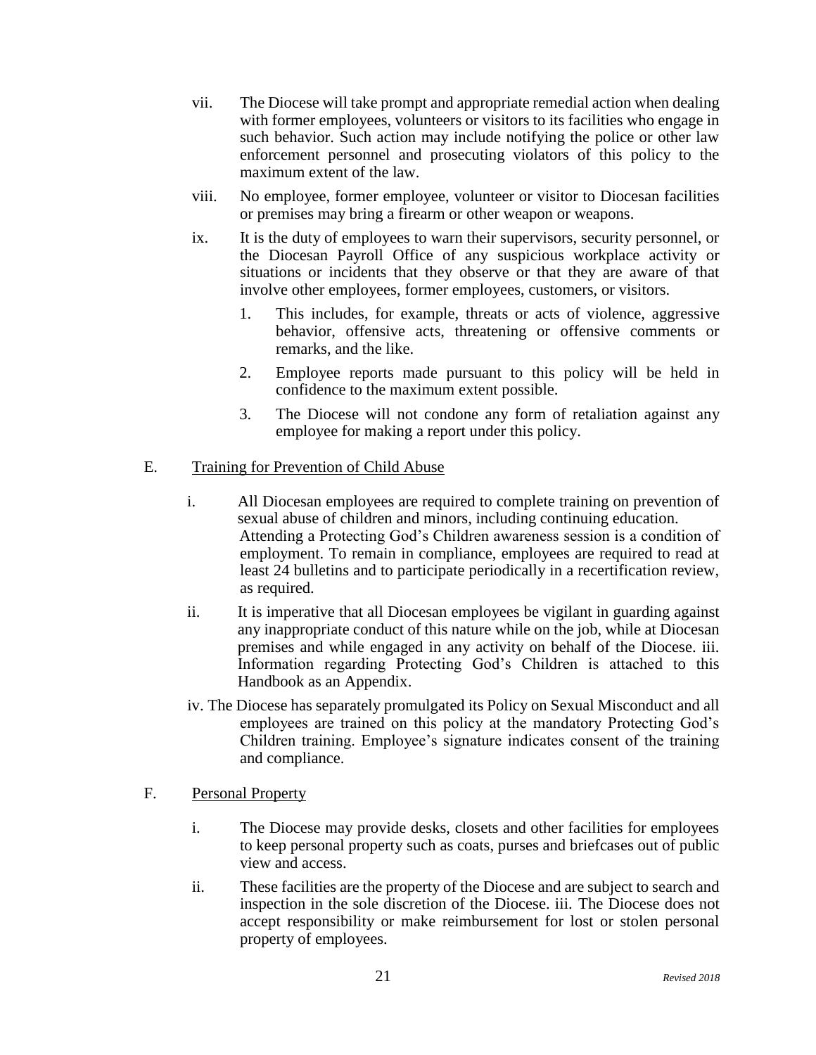vii. The Diocese will take prompt and appropriate remedial action when dealing with former employees, volunteers or visitors to its facilities who engage in such behavior. Such action may include notifying the police or other law enforcement personnel and prosecuting violators of this policy to the maximum extent of the law.

viii. No employee, former employee, volunteer or visitor to Diocesan facilities or premises may bring a firearm or other weapon or weapons.

ix. It is the duty of employees to warn their supervisors, security personnel, or the Diocesan Payroll Office of any suspicious workplace activity or situations or incidents that they observe or that they are aware of that involve other employees, former employees, customers, or visitors.

   1. This includes, for example, threats or acts of violence, aggressive behavior, offensive acts, threatening or offensive comments or remarks, and the like.
   2. Employee reports made pursuant to this policy will be held in confidence to the maximum extent possible.
   3. The Diocese will not condone any form of retaliation against any employee for making a report under this policy.

E. <u>Training for Prevention of Child Abuse</u>

i. All Diocesan employees are required to complete training on prevention of sexual abuse of children and minors, including continuing education. Attending a Protecting God's Children awareness session is a condition of employment. To remain in compliance, employees are required to read at least 24 bulletins and to participate periodically in a recertification review, as required.

ii. It is imperative that all Diocesan employees be vigilant in guarding against any inappropriate conduct of this nature while on the job, while at Diocesan premises and while engaged in any activity on behalf of the Diocese. iii. Information regarding Protecting God's Children is attached to this Handbook as an Appendix.

iv. The Diocese has separately promulgated its Policy on Sexual Misconduct and all employees are trained on this policy at the mandatory Protecting God's Children training. Employee's signature indicates consent of the training and compliance.

F. <u>Personal Property</u>

i. The Diocese may provide desks, closets and other facilities for employees to keep personal property such as coats, purses and briefcases out of public view and access.

ii. These facilities are the property of the Diocese and are subject to search and inspection in the sole discretion of the Diocese. iii. The Diocese does not accept responsibility or make reimbursement for lost or stolen personal property of employees.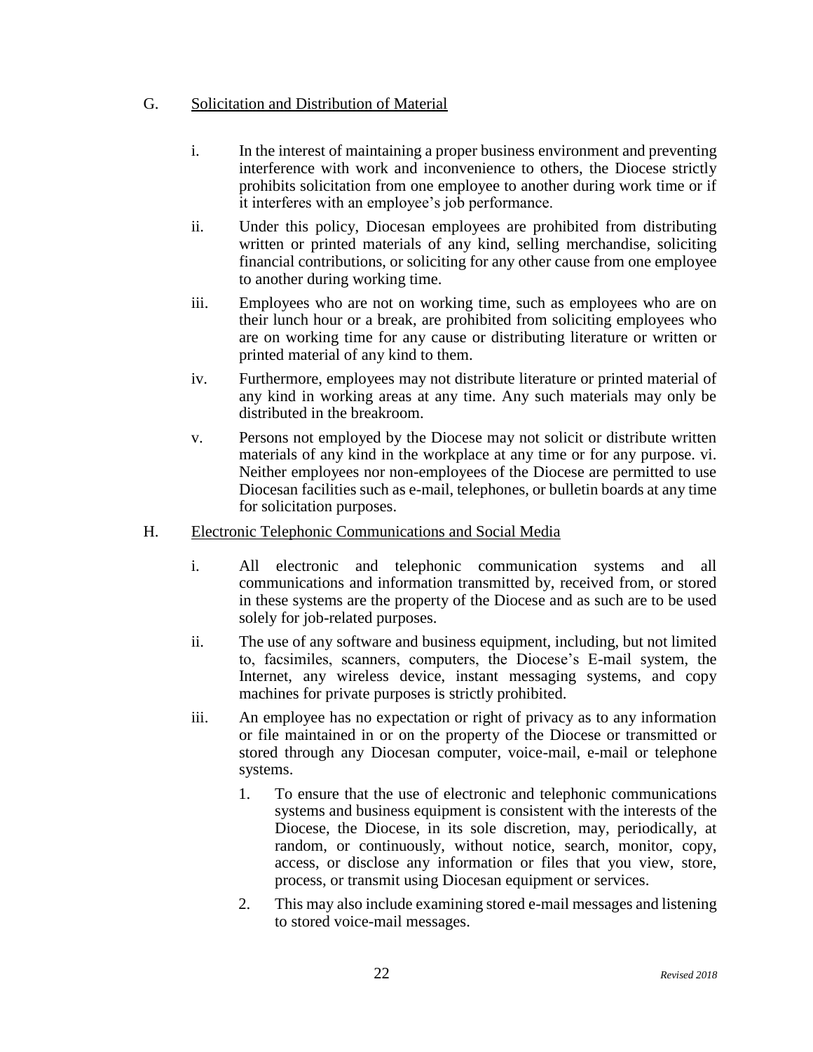G. <u>Solicitation and Distribution of Material</u>

i. In the interest of maintaining a proper business environment and preventing interference with work and inconvenience to others, the Diocese strictly prohibits solicitation from one employee to another during work time or if it interferes with an employee's job performance.

ii. Under this policy, Diocesan employees are prohibited from distributing written or printed materials of any kind, selling merchandise, soliciting financial contributions, or soliciting for any other cause from one employee to another during working time.

iii. Employees who are not on working time, such as employees who are on their lunch hour or a break, are prohibited from soliciting employees who are on working time for any cause or distributing literature or written or printed material of any kind to them.

iv. Furthermore, employees may not distribute literature or printed material of any kind in working areas at any time. Any such materials may only be distributed in the breakroom.

v. Persons not employed by the Diocese may not solicit or distribute written materials of any kind in the workplace at any time or for any purpose. vi. Neither employees nor non-employees of the Diocese are permitted to use Diocesan facilities such as e-mail, telephones, or bulletin boards at any time for solicitation purposes.

H. <u>Electronic Telephonic Communications and Social Media</u>

i. All electronic and telephonic communication systems and all communications and information transmitted by, received from, or stored in these systems are the property of the Diocese and as such are to be used solely for job-related purposes.

ii. The use of any software and business equipment, including, but not limited to, facsimiles, scanners, computers, the Diocese's E-mail system, the Internet, any wireless device, instant messaging systems, and copy machines for private purposes is strictly prohibited.

iii. An employee has no expectation or right of privacy as to any information or file maintained in or on the property of the Diocese or transmitted or stored through any Diocesan computer, voice-mail, e-mail or telephone systems.

1. To ensure that the use of electronic and telephonic communications systems and business equipment is consistent with the interests of the Diocese, the Diocese, in its sole discretion, may, periodically, at random, or continuously, without notice, search, monitor, copy, access, or disclose any information or files that you view, store, process, or transmit using Diocesan equipment or services.

2. This may also include examining stored e-mail messages and listening to stored voice-mail messages.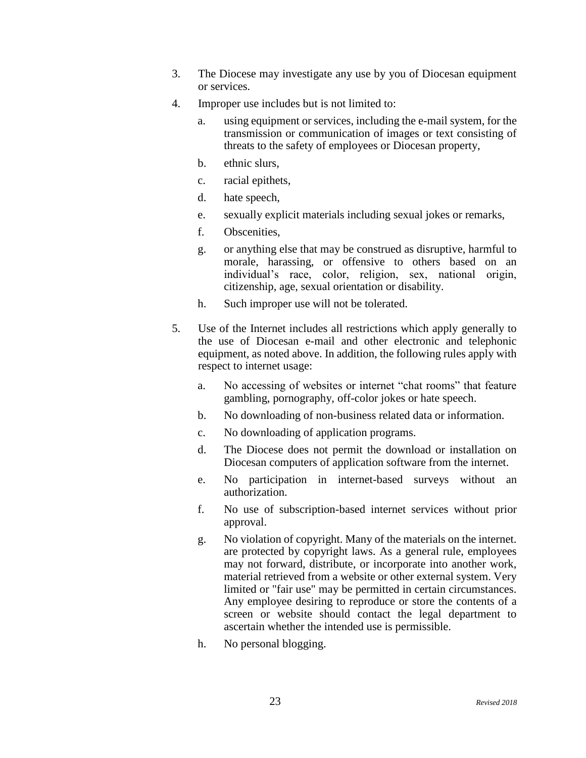3. The Diocese may investigate any use by you of Diocesan equipment or services.

4. Improper use includes but is not limited to:

   a. using equipment or services, including the e-mail system, for the transmission or communication of images or text consisting of threats to the safety of employees or Diocesan property,

   b. ethnic slurs,

   c. racial epithets,

   d. hate speech,

   e. sexually explicit materials including sexual jokes or remarks,

   f. Obscenities,

   g. or anything else that may be construed as disruptive, harmful to morale, harassing, or offensive to others based on an individual's race, color, religion, sex, national origin, citizenship, age, sexual orientation or disability.

   h. Such improper use will not be tolerated.

5. Use of the Internet includes all restrictions which apply generally to the use of Diocesan e-mail and other electronic and telephonic equipment, as noted above. In addition, the following rules apply with respect to internet usage:

   a. No accessing of websites or internet "chat rooms" that feature gambling, pornography, off-color jokes or hate speech.

   b. No downloading of non-business related data or information.

   c. No downloading of application programs.

   d. The Diocese does not permit the download or installation on Diocesan computers of application software from the internet.

   e. No participation in internet-based surveys without an authorization.

   f. No use of subscription-based internet services without prior approval.

   g. No violation of copyright. Many of the materials on the internet. are protected by copyright laws. As a general rule, employees may not forward, distribute, or incorporate into another work, material retrieved from a website or other external system. Very limited or "fair use" may be permitted in certain circumstances. Any employee desiring to reproduce or store the contents of a screen or website should contact the legal department to ascertain whether the intended use is permissible.

   h. No personal blogging.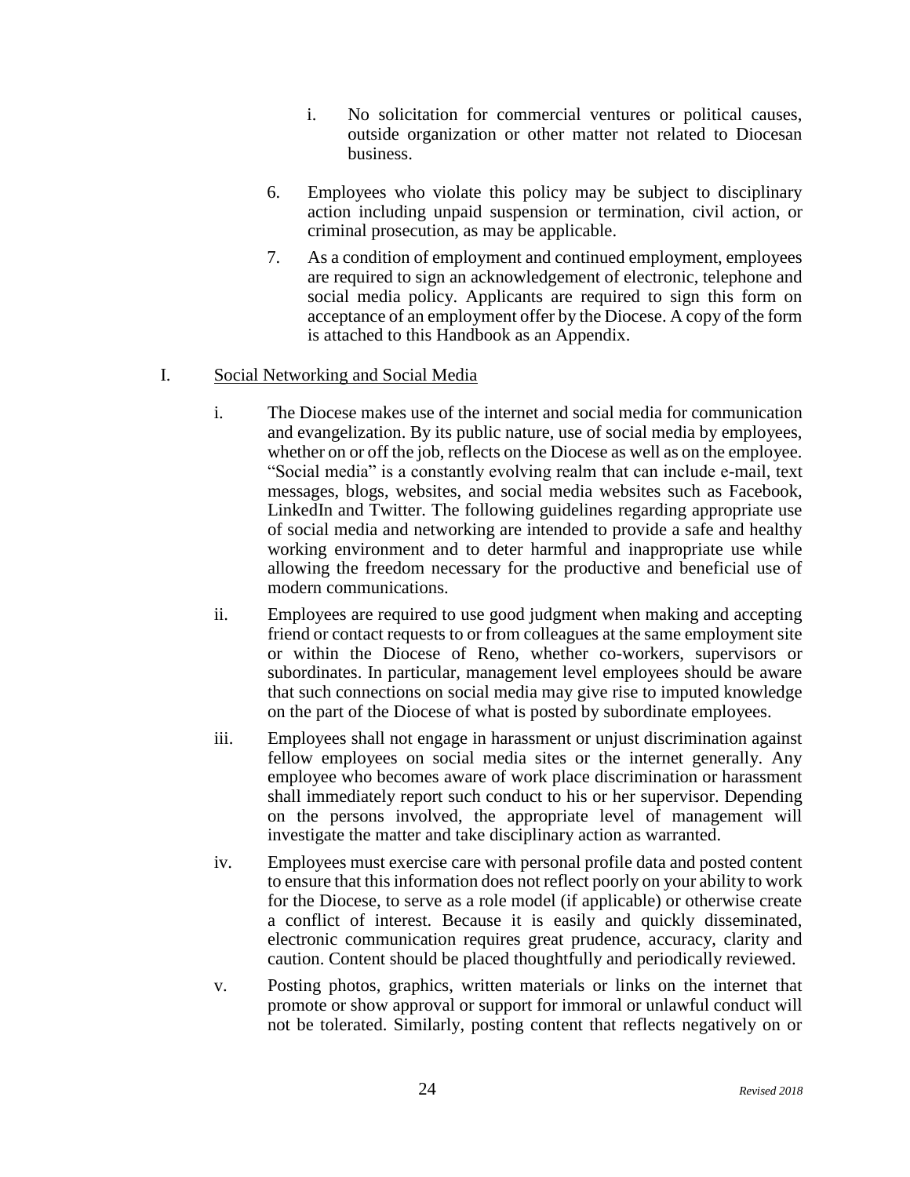i. No solicitation for commercial ventures or political causes, outside organization or other matter not related to Diocesan business.

6. Employees who violate this policy may be subject to disciplinary action including unpaid suspension or termination, civil action, or criminal prosecution, as may be applicable.

7. As a condition of employment and continued employment, employees are required to sign an acknowledgement of electronic, telephone and social media policy. Applicants are required to sign this form on acceptance of an employment offer by the Diocese. A copy of the form is attached to this Handbook as an Appendix.

I. <u>Social Networking and Social Media</u>

i. The Diocese makes use of the internet and social media for communication and evangelization. By its public nature, use of social media by employees, whether on or off the job, reflects on the Diocese as well as on the employee. "Social media" is a constantly evolving realm that can include e-mail, text messages, blogs, websites, and social media websites such as Facebook, LinkedIn and Twitter. The following guidelines regarding appropriate use of social media and networking are intended to provide a safe and healthy working environment and to deter harmful and inappropriate use while allowing the freedom necessary for the productive and beneficial use of modern communications.

ii. Employees are required to use good judgment when making and accepting friend or contact requests to or from colleagues at the same employment site or within the Diocese of Reno, whether co-workers, supervisors or subordinates. In particular, management level employees should be aware that such connections on social media may give rise to imputed knowledge on the part of the Diocese of what is posted by subordinate employees.

iii. Employees shall not engage in harassment or unjust discrimination against fellow employees on social media sites or the internet generally. Any employee who becomes aware of work place discrimination or harassment shall immediately report such conduct to his or her supervisor. Depending on the persons involved, the appropriate level of management will investigate the matter and take disciplinary action as warranted.

iv. Employees must exercise care with personal profile data and posted content to ensure that this information does not reflect poorly on your ability to work for the Diocese, to serve as a role model (if applicable) or otherwise create a conflict of interest. Because it is easily and quickly disseminated, electronic communication requires great prudence, accuracy, clarity and caution. Content should be placed thoughtfully and periodically reviewed.

v. Posting photos, graphics, written materials or links on the internet that promote or show approval or support for immoral or unlawful conduct will not be tolerated. Similarly, posting content that reflects negatively on or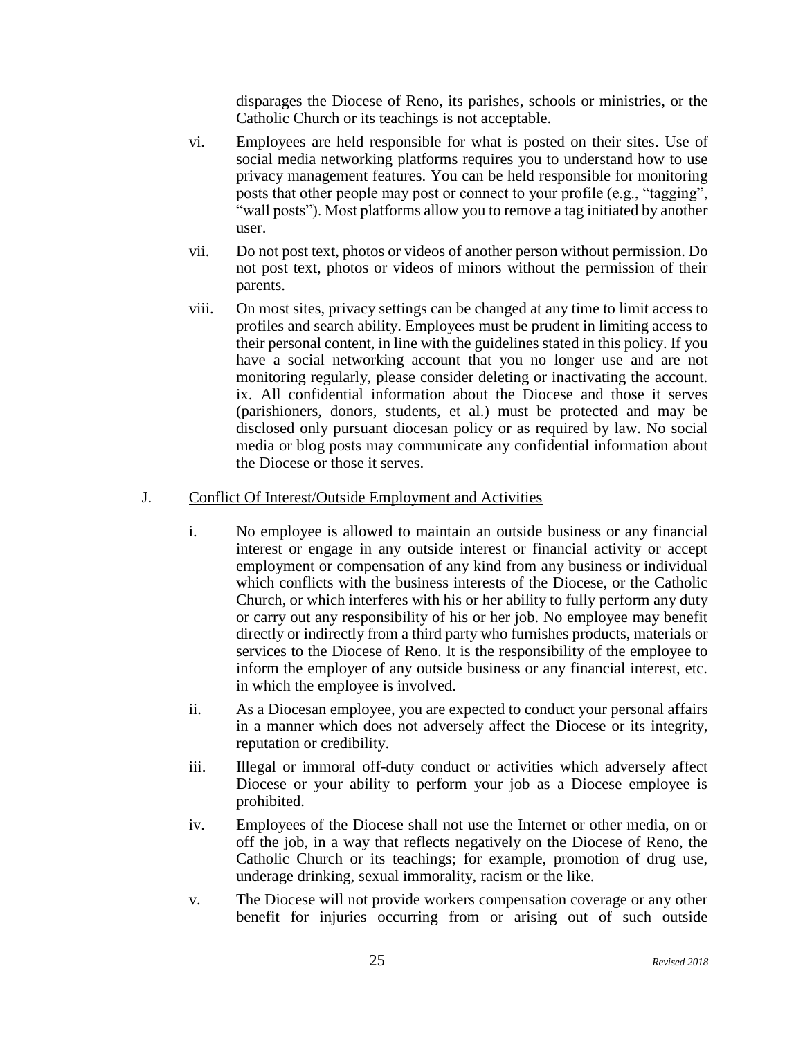disparages the Diocese of Reno, its parishes, schools or ministries, or the Catholic Church or its teachings is not acceptable.

vi. Employees are held responsible for what is posted on their sites. Use of social media networking platforms requires you to understand how to use privacy management features. You can be held responsible for monitoring posts that other people may post or connect to your profile (e.g., "tagging", "wall posts"). Most platforms allow you to remove a tag initiated by another user.

vii. Do not post text, photos or videos of another person without permission. Do not post text, photos or videos of minors without the permission of their parents.

viii. On most sites, privacy settings can be changed at any time to limit access to profiles and search ability. Employees must be prudent in limiting access to their personal content, in line with the guidelines stated in this policy. If you have a social networking account that you no longer use and are not monitoring regularly, please consider deleting or inactivating the account. ix. All confidential information about the Diocese and those it serves (parishioners, donors, students, et al.) must be protected and may be disclosed only pursuant diocesan policy or as required by law. No social media or blog posts may communicate any confidential information about the Diocese or those it serves.

J. Conflict Of Interest/Outside Employment and Activities

i. No employee is allowed to maintain an outside business or any financial interest or engage in any outside interest or financial activity or accept employment or compensation of any kind from any business or individual which conflicts with the business interests of the Diocese, or the Catholic Church, or which interferes with his or her ability to fully perform any duty or carry out any responsibility of his or her job. No employee may benefit directly or indirectly from a third party who furnishes products, materials or services to the Diocese of Reno. It is the responsibility of the employee to inform the employer of any outside business or any financial interest, etc. in which the employee is involved.

ii. As a Diocesan employee, you are expected to conduct your personal affairs in a manner which does not adversely affect the Diocese or its integrity, reputation or credibility.

iii. Illegal or immoral off-duty conduct or activities which adversely affect Diocese or your ability to perform your job as a Diocese employee is prohibited.

iv. Employees of the Diocese shall not use the Internet or other media, on or off the job, in a way that reflects negatively on the Diocese of Reno, the Catholic Church or its teachings; for example, promotion of drug use, underage drinking, sexual immorality, racism or the like.

v. The Diocese will not provide workers compensation coverage or any other benefit for injuries occurring from or arising out of such outside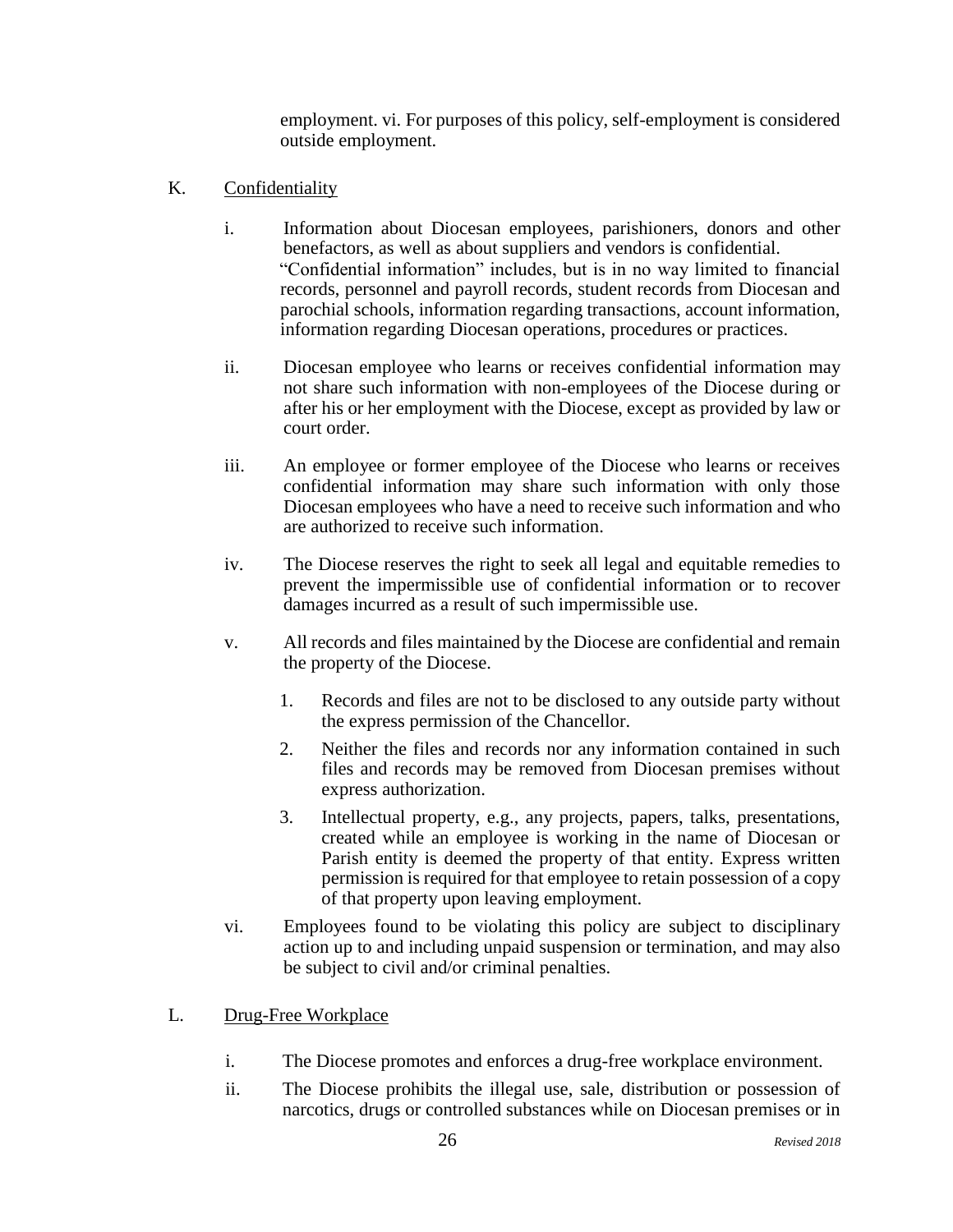employment. vi. For purposes of this policy, self-employment is considered outside employment.

K. Confidentiality

i. Information about Diocesan employees, parishioners, donors and other benefactors, as well as about suppliers and vendors is confidential. "Confidential information" includes, but is in no way limited to financial records, personnel and payroll records, student records from Diocesan and parochial schools, information regarding transactions, account information, information regarding Diocesan operations, procedures or practices.

ii. Diocesan employee who learns or receives confidential information may not share such information with non-employees of the Diocese during or after his or her employment with the Diocese, except as provided by law or court order.

iii. An employee or former employee of the Diocese who learns or receives confidential information may share such information with only those Diocesan employees who have a need to receive such information and who are authorized to receive such information.

iv. The Diocese reserves the right to seek all legal and equitable remedies to prevent the impermissible use of confidential information or to recover damages incurred as a result of such impermissible use.

v. All records and files maintained by the Diocese are confidential and remain the property of the Diocese.

   1. Records and files are not to be disclosed to any outside party without the express permission of the Chancellor.
   2. Neither the files and records nor any information contained in such files and records may be removed from Diocesan premises without express authorization.
   3. Intellectual property, e.g., any projects, papers, talks, presentations, created while an employee is working in the name of Diocesan or Parish entity is deemed the property of that entity. Express written permission is required for that employee to retain possession of a copy of that property upon leaving employment.

vi. Employees found to be violating this policy are subject to disciplinary action up to and including unpaid suspension or termination, and may also be subject to civil and/or criminal penalties.

L. Drug-Free Workplace

i. The Diocese promotes and enforces a drug-free workplace environment.

ii. The Diocese prohibits the illegal use, sale, distribution or possession of narcotics, drugs or controlled substances while on Diocesan premises or in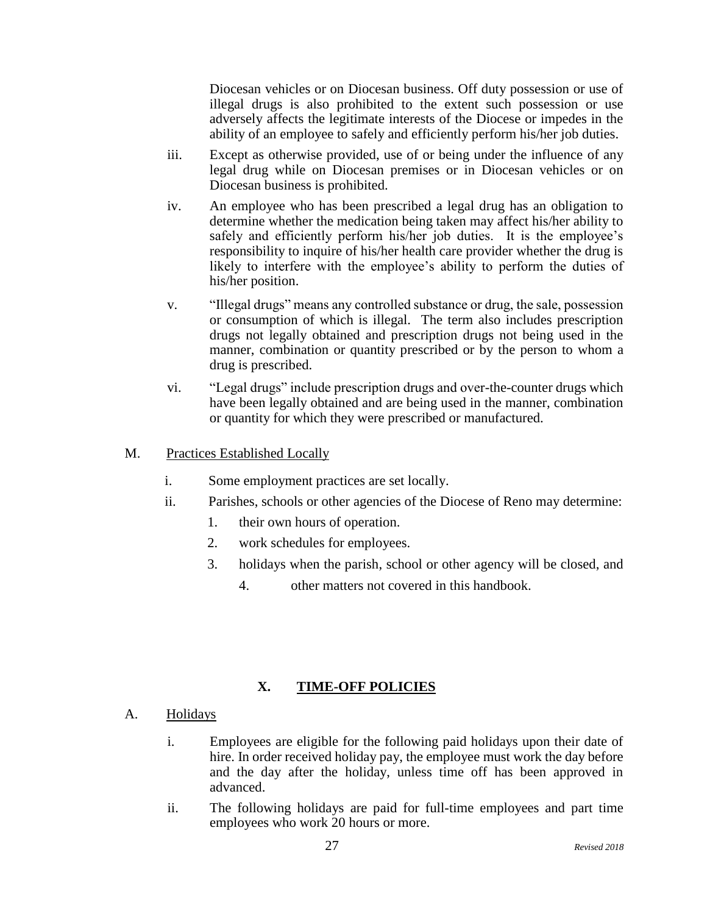Diocesan vehicles or on Diocesan business. Off duty possession or use of illegal drugs is also prohibited to the extent such possession or use adversely affects the legitimate interests of the Diocese or impedes in the ability of an employee to safely and efficiently perform his/her job duties.

iii. Except as otherwise provided, use of or being under the influence of any legal drug while on Diocesan premises or in Diocesan vehicles or on Diocesan business is prohibited.

iv. An employee who has been prescribed a legal drug has an obligation to determine whether the medication being taken may affect his/her ability to safely and efficiently perform his/her job duties. It is the employee's responsibility to inquire of his/her health care provider whether the drug is likely to interfere with the employee's ability to perform the duties of his/her position.

v. "Illegal drugs" means any controlled substance or drug, the sale, possession or consumption of which is illegal. The term also includes prescription drugs not legally obtained and prescription drugs not being used in the manner, combination or quantity prescribed or by the person to whom a drug is prescribed.

vi. "Legal drugs" include prescription drugs and over-the-counter drugs which have been legally obtained and are being used in the manner, combination or quantity for which they were prescribed or manufactured.

M. Practices Established Locally

i. Some employment practices are set locally.

ii. Parishes, schools or other agencies of the Diocese of Reno may determine:

1. their own hours of operation.
2. work schedules for employees.
3. holidays when the parish, school or other agency will be closed, and
4. other matters not covered in this handbook.

## X. TIME-OFF POLICIES

A. Holidays

i. Employees are eligible for the following paid holidays upon their date of hire. In order received holiday pay, the employee must work the day before and the day after the holiday, unless time off has been approved in advanced.

ii. The following holidays are paid for full-time employees and part time employees who work 20 hours or more.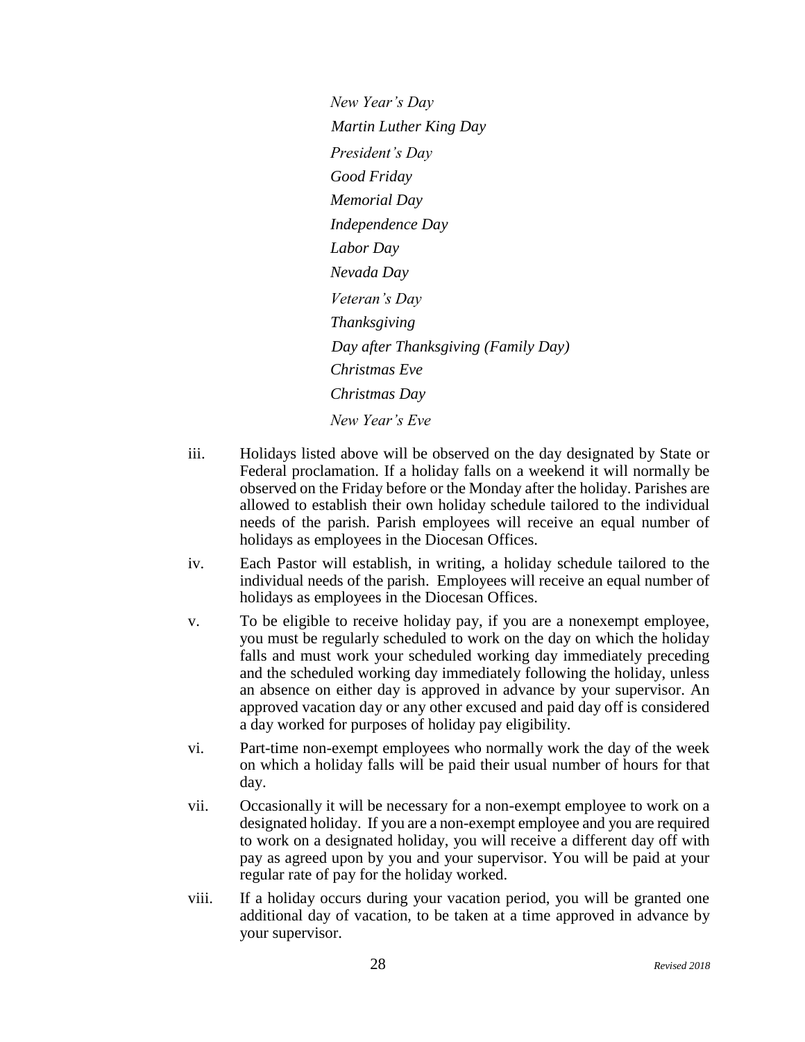*New Year's Day*
*Martin Luther King Day*
*President's Day*
*Good Friday*
*Memorial Day*
*Independence Day*
*Labor Day*
*Nevada Day*
*Veteran's Day*
*Thanksgiving*
*Day after Thanksgiving (Family Day)*
*Christmas Eve*
*Christmas Day*
*New Year's Eve*

iii. Holidays listed above will be observed on the day designated by State or Federal proclamation. If a holiday falls on a weekend it will normally be observed on the Friday before or the Monday after the holiday. Parishes are allowed to establish their own holiday schedule tailored to the individual needs of the parish. Parish employees will receive an equal number of holidays as employees in the Diocesan Offices.

iv. Each Pastor will establish, in writing, a holiday schedule tailored to the individual needs of the parish. Employees will receive an equal number of holidays as employees in the Diocesan Offices.

v. To be eligible to receive holiday pay, if you are a nonexempt employee, you must be regularly scheduled to work on the day on which the holiday falls and must work your scheduled working day immediately preceding and the scheduled working day immediately following the holiday, unless an absence on either day is approved in advance by your supervisor. An approved vacation day or any other excused and paid day off is considered a day worked for purposes of holiday pay eligibility.

vi. Part-time non-exempt employees who normally work the day of the week on which a holiday falls will be paid their usual number of hours for that day.

vii. Occasionally it will be necessary for a non-exempt employee to work on a designated holiday. If you are a non-exempt employee and you are required to work on a designated holiday, you will receive a different day off with pay as agreed upon by you and your supervisor. You will be paid at your regular rate of pay for the holiday worked.

viii. If a holiday occurs during your vacation period, you will be granted one additional day of vacation, to be taken at a time approved in advance by your supervisor.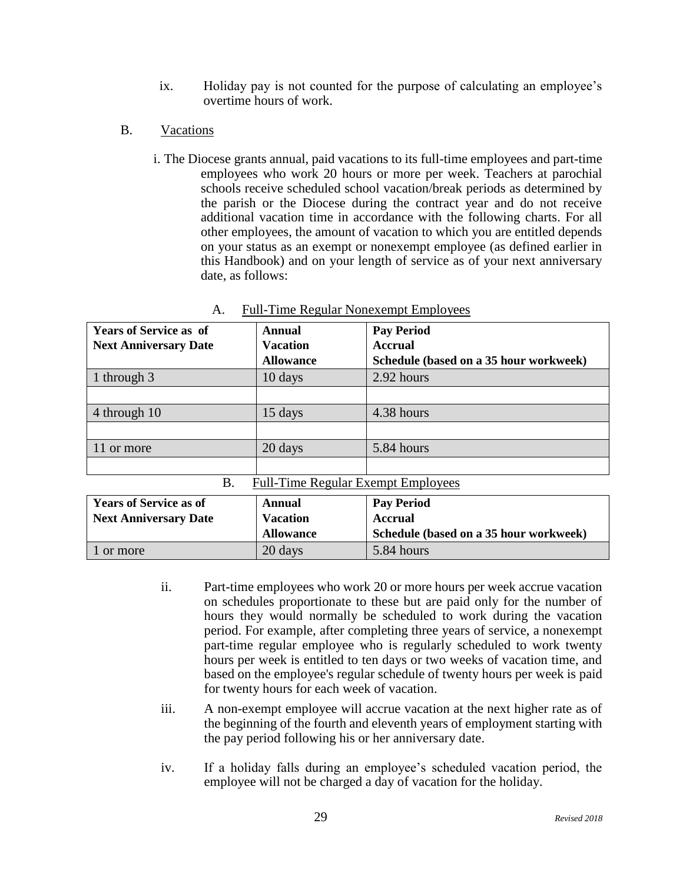ix. Holiday pay is not counted for the purpose of calculating an employee's overtime hours of work.

B. Vacations

i. The Diocese grants annual, paid vacations to its full-time employees and part-time employees who work 20 hours or more per week. Teachers at parochial schools receive scheduled school vacation/break periods as determined by the parish or the Diocese during the contract year and do not receive additional vacation time in accordance with the following charts. For all other employees, the amount of vacation to which you are entitled depends on your status as an exempt or nonexempt employee (as defined earlier in this Handbook) and on your length of service as of your next anniversary date, as follows:

A. Full-Time Regular Nonexempt Employees

| Years of Service as of Next Anniversary Date | Annual Vacation Allowance | Pay Period Accrual Schedule (based on a 35 hour workweek) |
|---|---|---|
| 1 through 3 | 10 days | 2.92 hours |
| | | |
| 4 through 10 | 15 days | 4.38 hours |
| | | |
| 11 or more | 20 days | 5.84 hours |
| | | |

B. Full-Time Regular Exempt Employees

| Years of Service as of Next Anniversary Date | Annual Vacation Allowance | Pay Period Accrual Schedule (based on a 35 hour workweek) |
|---|---|---|
| 1 or more | 20 days | 5.84 hours |

ii. Part-time employees who work 20 or more hours per week accrue vacation on schedules proportionate to these but are paid only for the number of hours they would normally be scheduled to work during the vacation period. For example, after completing three years of service, a nonexempt part-time regular employee who is regularly scheduled to work twenty hours per week is entitled to ten days or two weeks of vacation time, and based on the employee's regular schedule of twenty hours per week is paid for twenty hours for each week of vacation.

iii. A non-exempt employee will accrue vacation at the next higher rate as of the beginning of the fourth and eleventh years of employment starting with the pay period following his or her anniversary date.

iv. If a holiday falls during an employee's scheduled vacation period, the employee will not be charged a day of vacation for the holiday.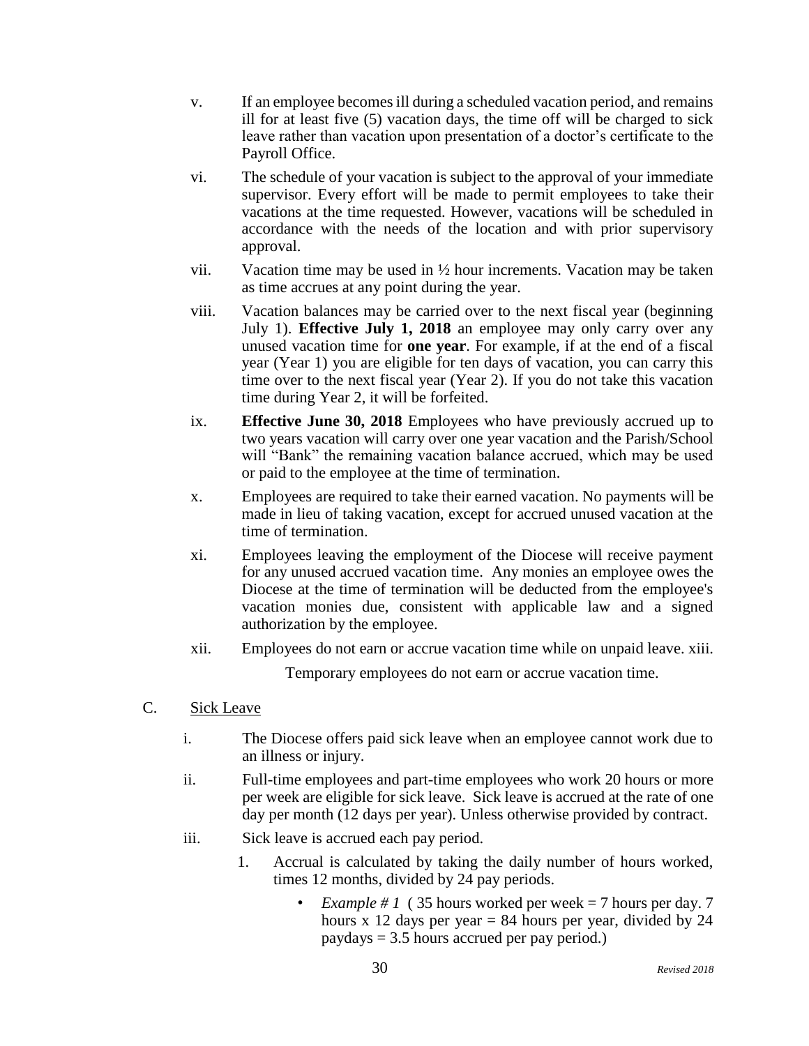v. If an employee becomes ill during a scheduled vacation period, and remains ill for at least five (5) vacation days, the time off will be charged to sick leave rather than vacation upon presentation of a doctor's certificate to the Payroll Office.

vi. The schedule of your vacation is subject to the approval of your immediate supervisor. Every effort will be made to permit employees to take their vacations at the time requested. However, vacations will be scheduled in accordance with the needs of the location and with prior supervisory approval.

vii. Vacation time may be used in ½ hour increments. Vacation may be taken as time accrues at any point during the year.

viii. Vacation balances may be carried over to the next fiscal year (beginning July 1). **Effective July 1, 2018** an employee may only carry over any unused vacation time for **one year**. For example, if at the end of a fiscal year (Year 1) you are eligible for ten days of vacation, you can carry this time over to the next fiscal year (Year 2). If you do not take this vacation time during Year 2, it will be forfeited.

ix. **Effective June 30, 2018** Employees who have previously accrued up to two years vacation will carry over one year vacation and the Parish/School will "Bank" the remaining vacation balance accrued, which may be used or paid to the employee at the time of termination.

x. Employees are required to take their earned vacation. No payments will be made in lieu of taking vacation, except for accrued unused vacation at the time of termination.

xi. Employees leaving the employment of the Diocese will receive payment for any unused accrued vacation time. Any monies an employee owes the Diocese at the time of termination will be deducted from the employee's vacation monies due, consistent with applicable law and a signed authorization by the employee.

xii. Employees do not earn or accrue vacation time while on unpaid leave.

xiii. Temporary employees do not earn or accrue vacation time.

C. Sick Leave

i. The Diocese offers paid sick leave when an employee cannot work due to an illness or injury.

ii. Full-time employees and part-time employees who work 20 hours or more per week are eligible for sick leave. Sick leave is accrued at the rate of one day per month (12 days per year). Unless otherwise provided by contract.

iii. Sick leave is accrued each pay period.

1. Accrual is calculated by taking the daily number of hours worked, times 12 months, divided by 24 pay periods.

   - *Example # 1* ( 35 hours worked per week = 7 hours per day. 7 hours x 12 days per year = 84 hours per year, divided by 24 paydays = 3.5 hours accrued per pay period.)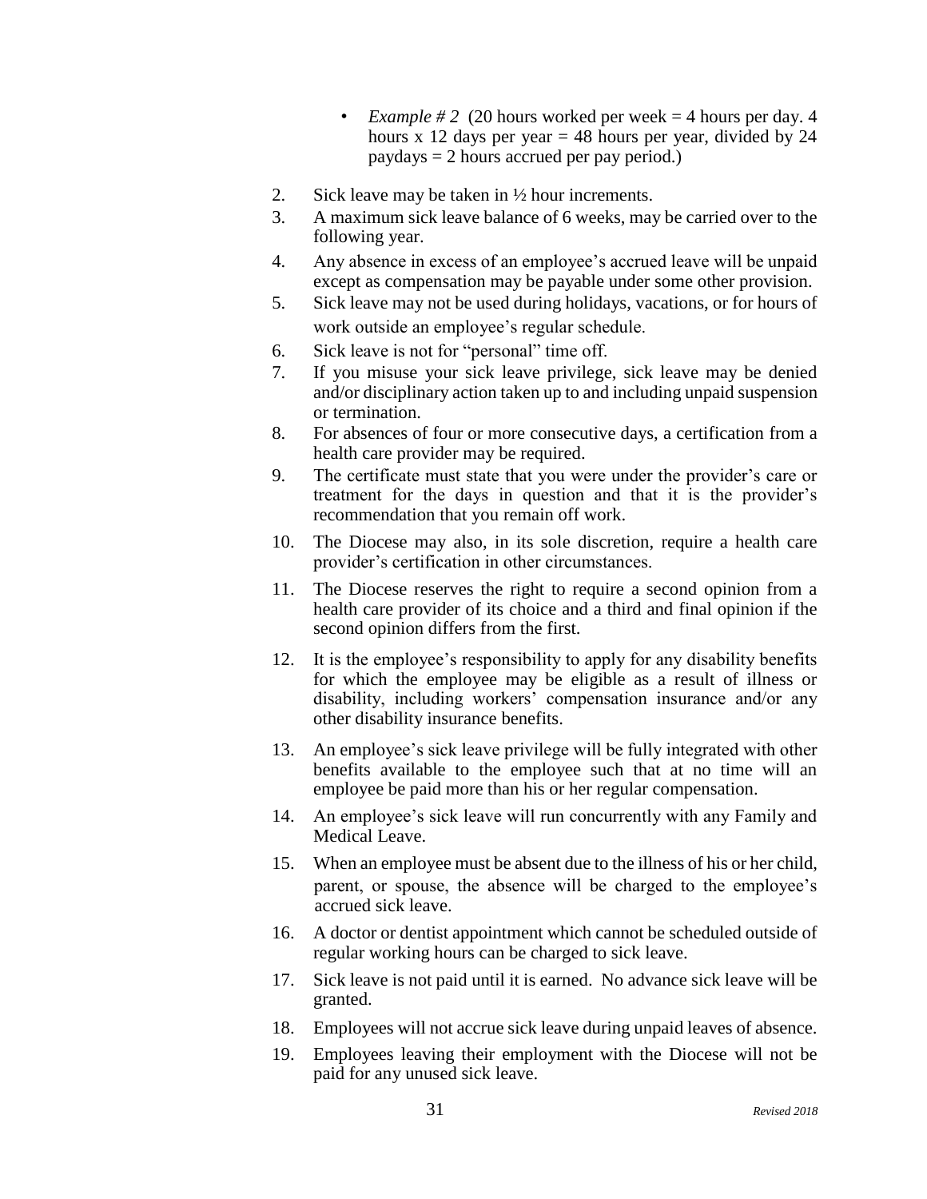- *Example # 2* (20 hours worked per week = 4 hours per day. 4 hours x 12 days per year = 48 hours per year, divided by 24 paydays = 2 hours accrued per pay period.)

2. Sick leave may be taken in ½ hour increments.
3. A maximum sick leave balance of 6 weeks, may be carried over to the following year.
4. Any absence in excess of an employee's accrued leave will be unpaid except as compensation may be payable under some other provision.
5. Sick leave may not be used during holidays, vacations, or for hours of work outside an employee's regular schedule.
6. Sick leave is not for "personal" time off.
7. If you misuse your sick leave privilege, sick leave may be denied and/or disciplinary action taken up to and including unpaid suspension or termination.
8. For absences of four or more consecutive days, a certification from a health care provider may be required.
9. The certificate must state that you were under the provider's care or treatment for the days in question and that it is the provider's recommendation that you remain off work.
10. The Diocese may also, in its sole discretion, require a health care provider's certification in other circumstances.
11. The Diocese reserves the right to require a second opinion from a health care provider of its choice and a third and final opinion if the second opinion differs from the first.
12. It is the employee's responsibility to apply for any disability benefits for which the employee may be eligible as a result of illness or disability, including workers' compensation insurance and/or any other disability insurance benefits.
13. An employee's sick leave privilege will be fully integrated with other benefits available to the employee such that at no time will an employee be paid more than his or her regular compensation.
14. An employee's sick leave will run concurrently with any Family and Medical Leave.
15. When an employee must be absent due to the illness of his or her child, parent, or spouse, the absence will be charged to the employee's accrued sick leave.
16. A doctor or dentist appointment which cannot be scheduled outside of regular working hours can be charged to sick leave.
17. Sick leave is not paid until it is earned. No advance sick leave will be granted.
18. Employees will not accrue sick leave during unpaid leaves of absence.
19. Employees leaving their employment with the Diocese will not be paid for any unused sick leave.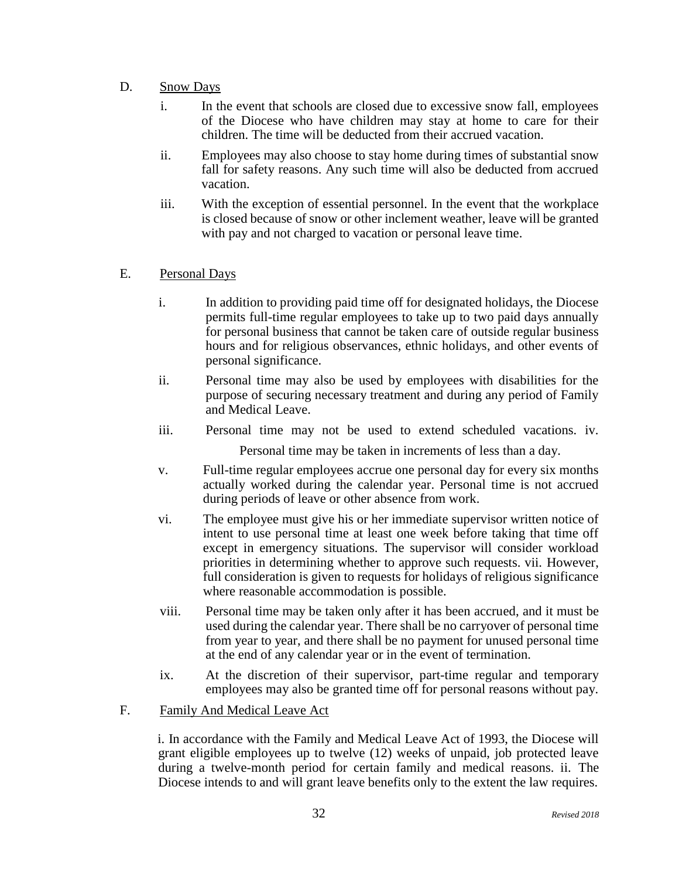D. <u>Snow Days</u>

i. In the event that schools are closed due to excessive snow fall, employees of the Diocese who have children may stay at home to care for their children. The time will be deducted from their accrued vacation.

ii. Employees may also choose to stay home during times of substantial snow fall for safety reasons. Any such time will also be deducted from accrued vacation.

iii. With the exception of essential personnel. In the event that the workplace is closed because of snow or other inclement weather, leave will be granted with pay and not charged to vacation or personal leave time.

E. <u>Personal Days</u>

i. In addition to providing paid time off for designated holidays, the Diocese permits full-time regular employees to take up to two paid days annually for personal business that cannot be taken care of outside regular business hours and for religious observances, ethnic holidays, and other events of personal significance.

ii. Personal time may also be used by employees with disabilities for the purpose of securing necessary treatment and during any period of Family and Medical Leave.

iii. Personal time may not be used to extend scheduled vacations. iv. Personal time may be taken in increments of less than a day.

v. Full-time regular employees accrue one personal day for every six months actually worked during the calendar year. Personal time is not accrued during periods of leave or other absence from work.

vi. The employee must give his or her immediate supervisor written notice of intent to use personal time at least one week before taking that time off except in emergency situations. The supervisor will consider workload priorities in determining whether to approve such requests. vii. However, full consideration is given to requests for holidays of religious significance where reasonable accommodation is possible.

viii. Personal time may be taken only after it has been accrued, and it must be used during the calendar year. There shall be no carryover of personal time from year to year, and there shall be no payment for unused personal time at the end of any calendar year or in the event of termination.

ix. At the discretion of their supervisor, part-time regular and temporary employees may also be granted time off for personal reasons without pay.

F. <u>Family And Medical Leave Act</u>

i. In accordance with the Family and Medical Leave Act of 1993, the Diocese will grant eligible employees up to twelve (12) weeks of unpaid, job protected leave during a twelve-month period for certain family and medical reasons. ii. The Diocese intends to and will grant leave benefits only to the extent the law requires.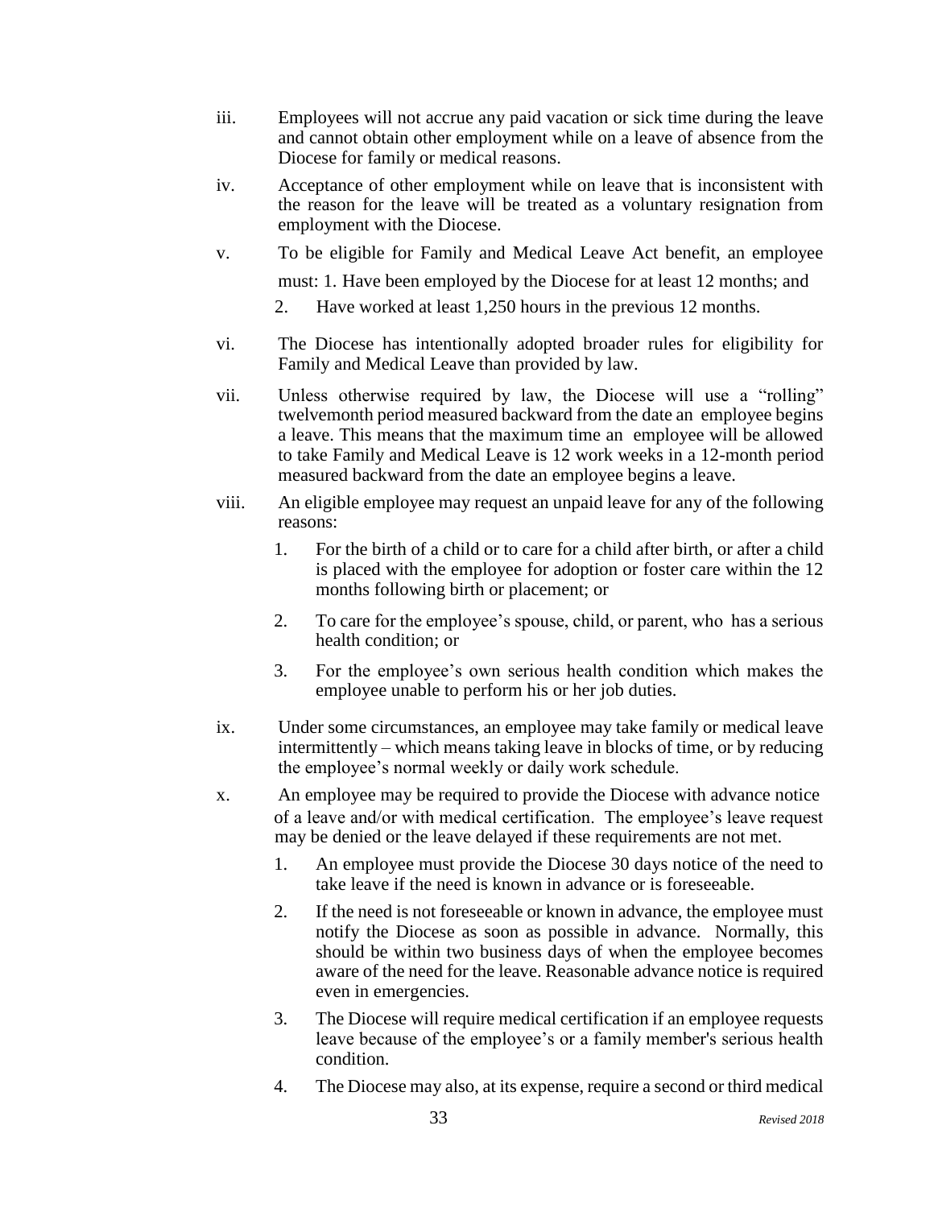iii. Employees will not accrue any paid vacation or sick time during the leave and cannot obtain other employment while on a leave of absence from the Diocese for family or medical reasons.

iv. Acceptance of other employment while on leave that is inconsistent with the reason for the leave will be treated as a voluntary resignation from employment with the Diocese.

v. To be eligible for Family and Medical Leave Act benefit, an employee must: 1. Have been employed by the Diocese for at least 12 months; and

   2. Have worked at least 1,250 hours in the previous 12 months.

vi. The Diocese has intentionally adopted broader rules for eligibility for Family and Medical Leave than provided by law.

vii. Unless otherwise required by law, the Diocese will use a "rolling" twelvemonth period measured backward from the date an employee begins a leave. This means that the maximum time an employee will be allowed to take Family and Medical Leave is 12 work weeks in a 12-month period measured backward from the date an employee begins a leave.

viii. An eligible employee may request an unpaid leave for any of the following reasons:

   1. For the birth of a child or to care for a child after birth, or after a child is placed with the employee for adoption or foster care within the 12 months following birth or placement; or

   2. To care for the employee's spouse, child, or parent, who has a serious health condition; or

   3. For the employee's own serious health condition which makes the employee unable to perform his or her job duties.

ix. Under some circumstances, an employee may take family or medical leave intermittently – which means taking leave in blocks of time, or by reducing the employee's normal weekly or daily work schedule.

x. An employee may be required to provide the Diocese with advance notice of a leave and/or with medical certification. The employee's leave request may be denied or the leave delayed if these requirements are not met.

   1. An employee must provide the Diocese 30 days notice of the need to take leave if the need is known in advance or is foreseeable.

   2. If the need is not foreseeable or known in advance, the employee must notify the Diocese as soon as possible in advance. Normally, this should be within two business days of when the employee becomes aware of the need for the leave. Reasonable advance notice is required even in emergencies.

   3. The Diocese will require medical certification if an employee requests leave because of the employee's or a family member's serious health condition.

   4. The Diocese may also, at its expense, require a second or third medical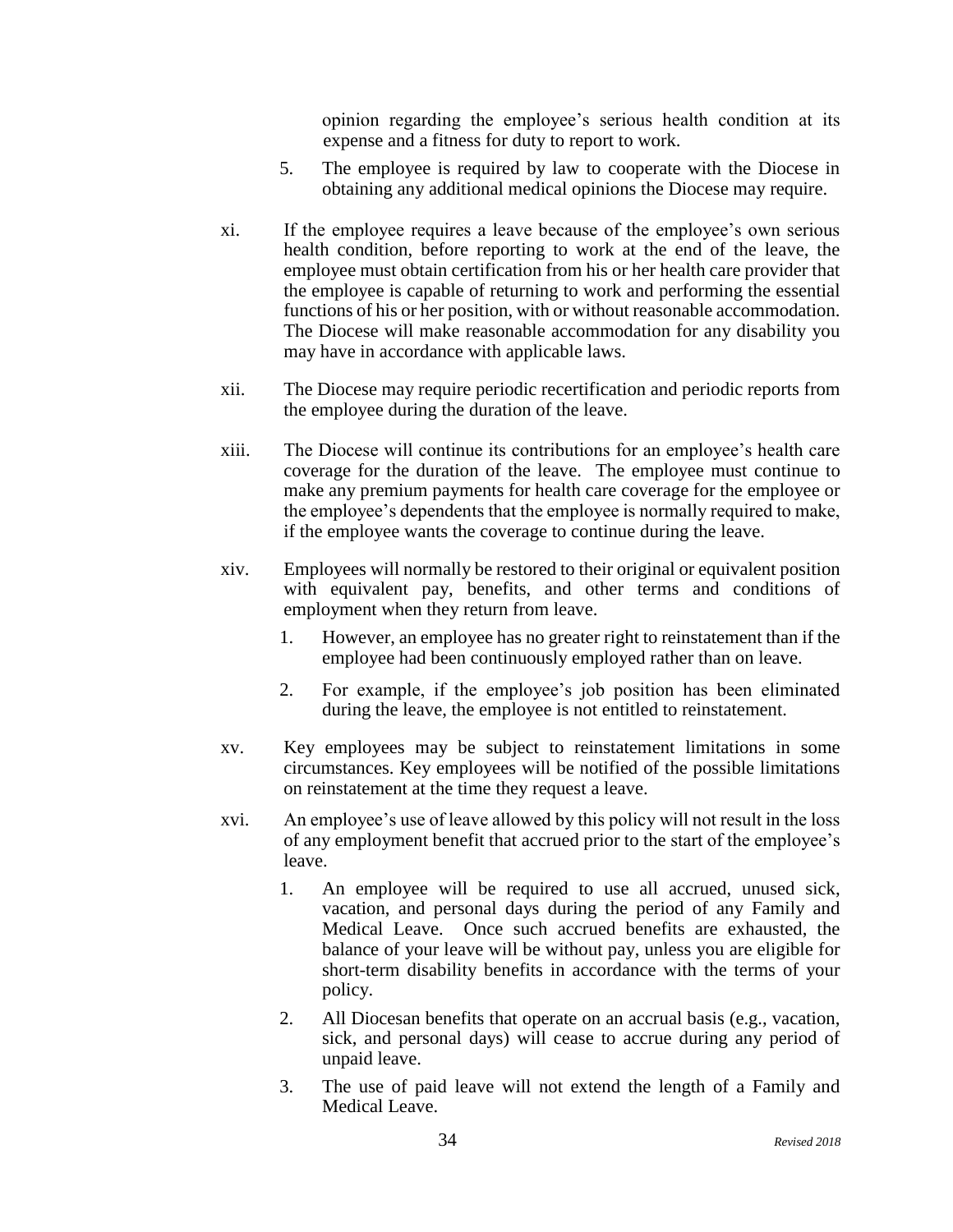opinion regarding the employee's serious health condition at its expense and a fitness for duty to report to work.

5. The employee is required by law to cooperate with the Diocese in obtaining any additional medical opinions the Diocese may require.

xi. If the employee requires a leave because of the employee's own serious health condition, before reporting to work at the end of the leave, the employee must obtain certification from his or her health care provider that the employee is capable of returning to work and performing the essential functions of his or her position, with or without reasonable accommodation. The Diocese will make reasonable accommodation for any disability you may have in accordance with applicable laws.

xii. The Diocese may require periodic recertification and periodic reports from the employee during the duration of the leave.

xiii. The Diocese will continue its contributions for an employee's health care coverage for the duration of the leave. The employee must continue to make any premium payments for health care coverage for the employee or the employee's dependents that the employee is normally required to make, if the employee wants the coverage to continue during the leave.

xiv. Employees will normally be restored to their original or equivalent position with equivalent pay, benefits, and other terms and conditions of employment when they return from leave.

1. However, an employee has no greater right to reinstatement than if the employee had been continuously employed rather than on leave.

2. For example, if the employee's job position has been eliminated during the leave, the employee is not entitled to reinstatement.

xv. Key employees may be subject to reinstatement limitations in some circumstances. Key employees will be notified of the possible limitations on reinstatement at the time they request a leave.

xvi. An employee's use of leave allowed by this policy will not result in the loss of any employment benefit that accrued prior to the start of the employee's leave.

1. An employee will be required to use all accrued, unused sick, vacation, and personal days during the period of any Family and Medical Leave. Once such accrued benefits are exhausted, the balance of your leave will be without pay, unless you are eligible for short-term disability benefits in accordance with the terms of your policy.

2. All Diocesan benefits that operate on an accrual basis (e.g., vacation, sick, and personal days) will cease to accrue during any period of unpaid leave.

3. The use of paid leave will not extend the length of a Family and Medical Leave.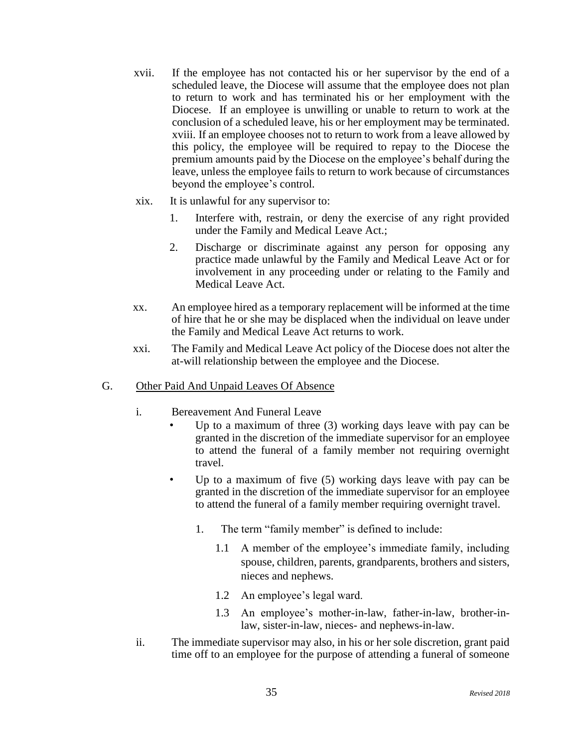xvii. If the employee has not contacted his or her supervisor by the end of a scheduled leave, the Diocese will assume that the employee does not plan to return to work and has terminated his or her employment with the Diocese. If an employee is unwilling or unable to return to work at the conclusion of a scheduled leave, his or her employment may be terminated.

xviii. If an employee chooses not to return to work from a leave allowed by this policy, the employee will be required to repay to the Diocese the premium amounts paid by the Diocese on the employee's behalf during the leave, unless the employee fails to return to work because of circumstances beyond the employee's control.

xix. It is unlawful for any supervisor to:

1. Interfere with, restrain, or deny the exercise of any right provided under the Family and Medical Leave Act.;
2. Discharge or discriminate against any person for opposing any practice made unlawful by the Family and Medical Leave Act or for involvement in any proceeding under or relating to the Family and Medical Leave Act.

xx. An employee hired as a temporary replacement will be informed at the time of hire that he or she may be displaced when the individual on leave under the Family and Medical Leave Act returns to work.

xxi. The Family and Medical Leave Act policy of the Diocese does not alter the at-will relationship between the employee and the Diocese.

G. Other Paid And Unpaid Leaves Of Absence

i. Bereavement And Funeral Leave

- Up to a maximum of three (3) working days leave with pay can be granted in the discretion of the immediate supervisor for an employee to attend the funeral of a family member not requiring overnight travel.
- Up to a maximum of five (5) working days leave with pay can be granted in the discretion of the immediate supervisor for an employee to attend the funeral of a family member requiring overnight travel.

  1. The term "family member" is defined to include:

     1.1 A member of the employee's immediate family, including spouse, children, parents, grandparents, brothers and sisters, nieces and nephews.

     1.2 An employee's legal ward.

     1.3 An employee's mother-in-law, father-in-law, brother-in-law, sister-in-law, nieces- and nephews-in-law.

ii. The immediate supervisor may also, in his or her sole discretion, grant paid time off to an employee for the purpose of attending a funeral of someone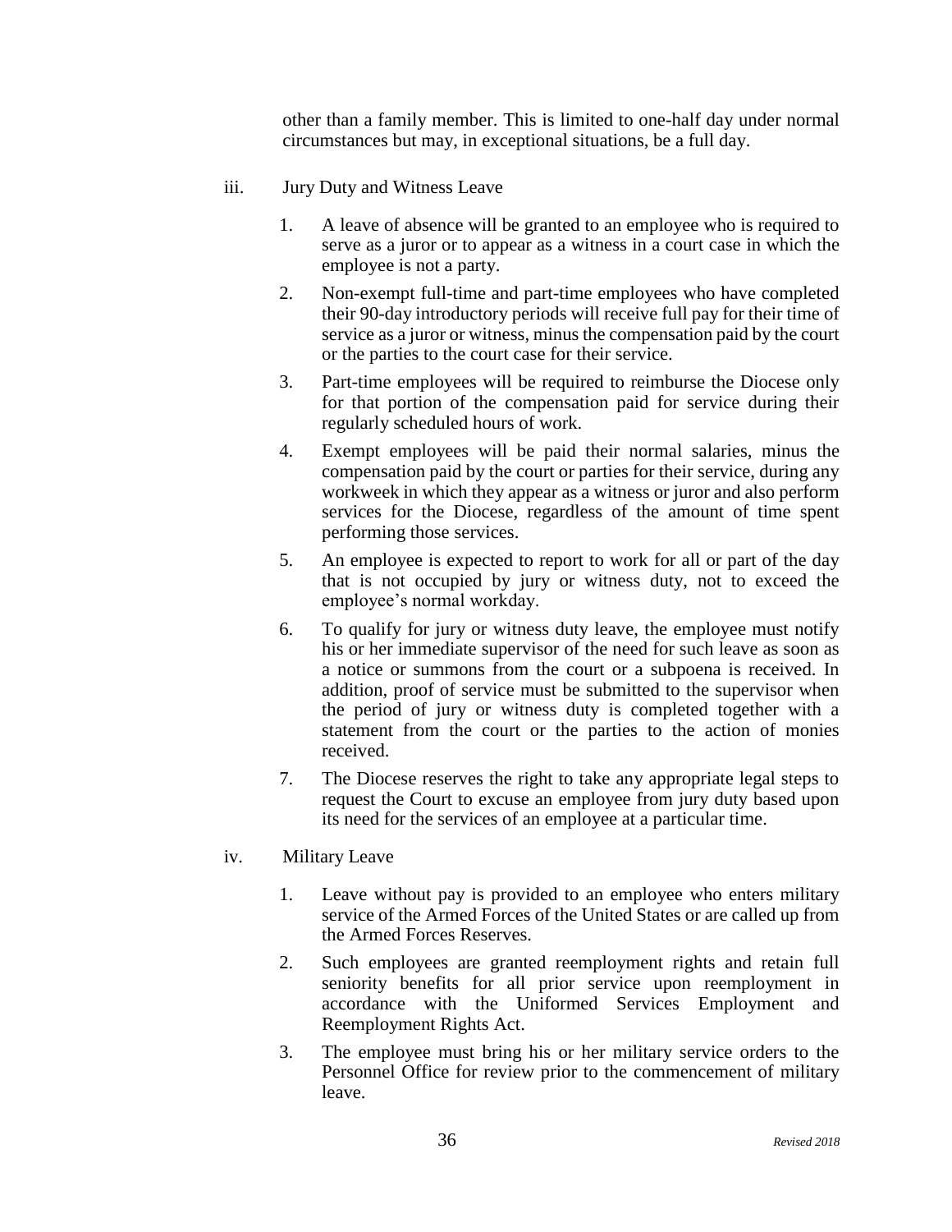other than a family member. This is limited to one-half day under normal circumstances but may, in exceptional situations, be a full day.

iii. Jury Duty and Witness Leave

1. A leave of absence will be granted to an employee who is required to serve as a juror or to appear as a witness in a court case in which the employee is not a party.
2. Non-exempt full-time and part-time employees who have completed their 90-day introductory periods will receive full pay for their time of service as a juror or witness, minus the compensation paid by the court or the parties to the court case for their service.
3. Part-time employees will be required to reimburse the Diocese only for that portion of the compensation paid for service during their regularly scheduled hours of work.
4. Exempt employees will be paid their normal salaries, minus the compensation paid by the court or parties for their service, during any workweek in which they appear as a witness or juror and also perform services for the Diocese, regardless of the amount of time spent performing those services.
5. An employee is expected to report to work for all or part of the day that is not occupied by jury or witness duty, not to exceed the employee's normal workday.
6. To qualify for jury or witness duty leave, the employee must notify his or her immediate supervisor of the need for such leave as soon as a notice or summons from the court or a subpoena is received. In addition, proof of service must be submitted to the supervisor when the period of jury or witness duty is completed together with a statement from the court or the parties to the action of monies received.
7. The Diocese reserves the right to take any appropriate legal steps to request the Court to excuse an employee from jury duty based upon its need for the services of an employee at a particular time.

iv. Military Leave

1. Leave without pay is provided to an employee who enters military service of the Armed Forces of the United States or are called up from the Armed Forces Reserves.
2. Such employees are granted reemployment rights and retain full seniority benefits for all prior service upon reemployment in accordance with the Uniformed Services Employment and Reemployment Rights Act.
3. The employee must bring his or her military service orders to the Personnel Office for review prior to the commencement of military leave.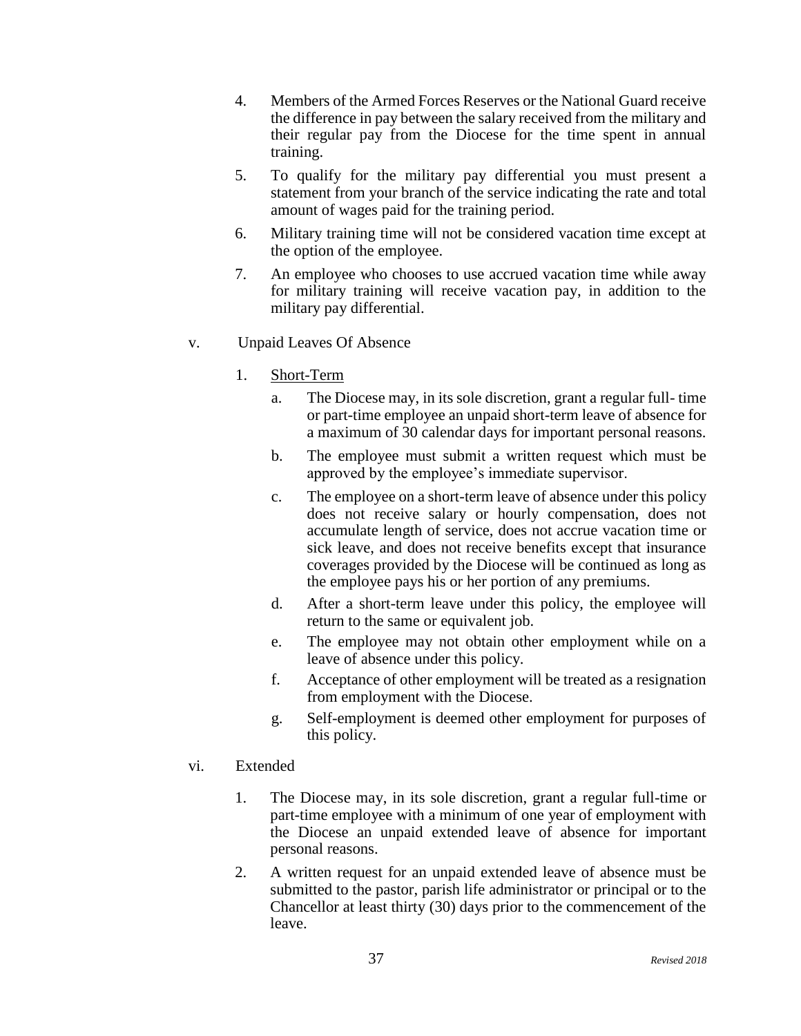4. Members of the Armed Forces Reserves or the National Guard receive the difference in pay between the salary received from the military and their regular pay from the Diocese for the time spent in annual training.

5. To qualify for the military pay differential you must present a statement from your branch of the service indicating the rate and total amount of wages paid for the training period.

6. Military training time will not be considered vacation time except at the option of the employee.

7. An employee who chooses to use accrued vacation time while away for military training will receive vacation pay, in addition to the military pay differential.

v. Unpaid Leaves Of Absence

1. <u>Short-Term</u>

   a. The Diocese may, in its sole discretion, grant a regular full- time or part-time employee an unpaid short-term leave of absence for a maximum of 30 calendar days for important personal reasons.

   b. The employee must submit a written request which must be approved by the employee's immediate supervisor.

   c. The employee on a short-term leave of absence under this policy does not receive salary or hourly compensation, does not accumulate length of service, does not accrue vacation time or sick leave, and does not receive benefits except that insurance coverages provided by the Diocese will be continued as long as the employee pays his or her portion of any premiums.

   d. After a short-term leave under this policy, the employee will return to the same or equivalent job.

   e. The employee may not obtain other employment while on a leave of absence under this policy.

   f. Acceptance of other employment will be treated as a resignation from employment with the Diocese.

   g. Self-employment is deemed other employment for purposes of this policy.

vi. Extended

1. The Diocese may, in its sole discretion, grant a regular full-time or part-time employee with a minimum of one year of employment with the Diocese an unpaid extended leave of absence for important personal reasons.

2. A written request for an unpaid extended leave of absence must be submitted to the pastor, parish life administrator or principal or to the Chancellor at least thirty (30) days prior to the commencement of the leave.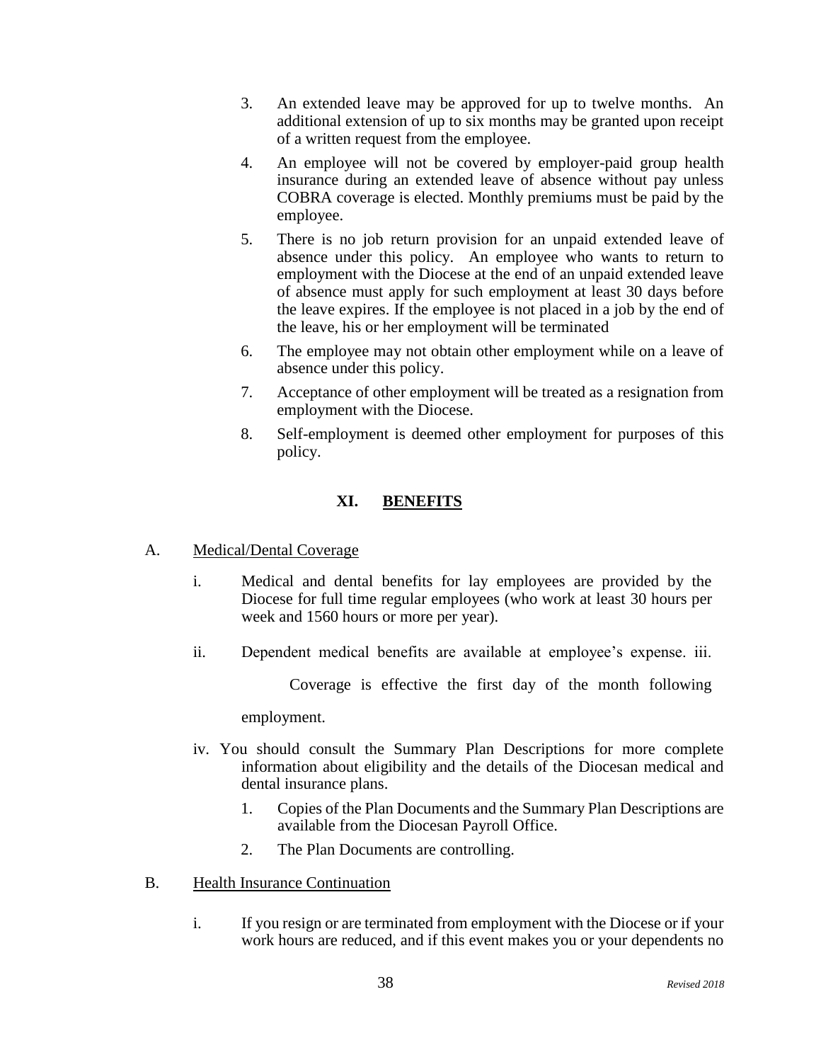3. An extended leave may be approved for up to twelve months. An additional extension of up to six months may be granted upon receipt of a written request from the employee.
4. An employee will not be covered by employer-paid group health insurance during an extended leave of absence without pay unless COBRA coverage is elected. Monthly premiums must be paid by the employee.
5. There is no job return provision for an unpaid extended leave of absence under this policy. An employee who wants to return to employment with the Diocese at the end of an unpaid extended leave of absence must apply for such employment at least 30 days before the leave expires. If the employee is not placed in a job by the end of the leave, his or her employment will be terminated
6. The employee may not obtain other employment while on a leave of absence under this policy.
7. Acceptance of other employment will be treated as a resignation from employment with the Diocese.
8. Self-employment is deemed other employment for purposes of this policy.

## XI. BENEFITS

A. Medical/Dental Coverage

i. Medical and dental benefits for lay employees are provided by the Diocese for full time regular employees (who work at least 30 hours per week and 1560 hours or more per year).

ii. Dependent medical benefits are available at employee's expense.

iii. Coverage is effective the first day of the month following employment.

iv. You should consult the Summary Plan Descriptions for more complete information about eligibility and the details of the Diocesan medical and dental insurance plans.

1. Copies of the Plan Documents and the Summary Plan Descriptions are available from the Diocesan Payroll Office.
2. The Plan Documents are controlling.

B. Health Insurance Continuation

i. If you resign or are terminated from employment with the Diocese or if your work hours are reduced, and if this event makes you or your dependents no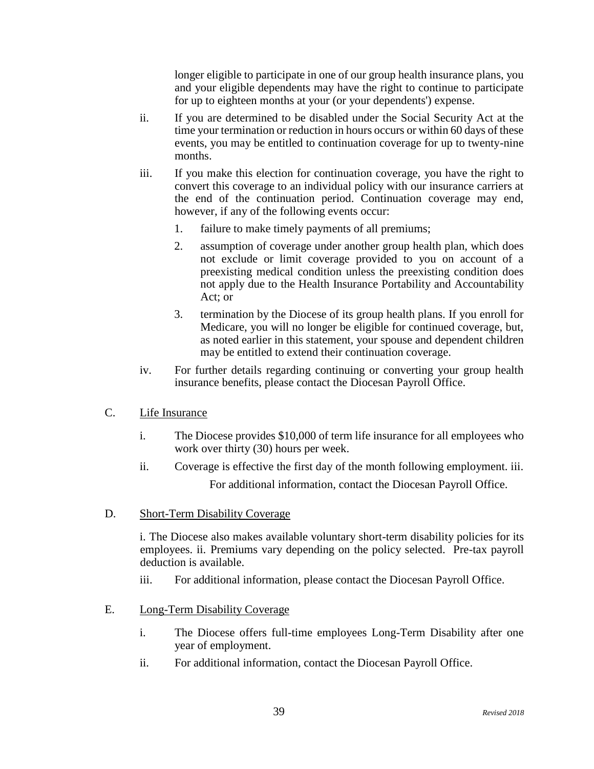longer eligible to participate in one of our group health insurance plans, you and your eligible dependents may have the right to continue to participate for up to eighteen months at your (or your dependents') expense.

ii. If you are determined to be disabled under the Social Security Act at the time your termination or reduction in hours occurs or within 60 days of these events, you may be entitled to continuation coverage for up to twenty-nine months.

iii. If you make this election for continuation coverage, you have the right to convert this coverage to an individual policy with our insurance carriers at the end of the continuation period. Continuation coverage may end, however, if any of the following events occur:

1. failure to make timely payments of all premiums;
2. assumption of coverage under another group health plan, which does not exclude or limit coverage provided to you on account of a preexisting medical condition unless the preexisting condition does not apply due to the Health Insurance Portability and Accountability Act; or
3. termination by the Diocese of its group health plans. If you enroll for Medicare, you will no longer be eligible for continued coverage, but, as noted earlier in this statement, your spouse and dependent children may be entitled to extend their continuation coverage.

iv. For further details regarding continuing or converting your group health insurance benefits, please contact the Diocesan Payroll Office.

C. Life Insurance

i. The Diocese provides $10,000 of term life insurance for all employees who work over thirty (30) hours per week.

ii. Coverage is effective the first day of the month following employment. iii. For additional information, contact the Diocesan Payroll Office.

D. Short-Term Disability Coverage

i. The Diocese also makes available voluntary short-term disability policies for its employees. ii. Premiums vary depending on the policy selected. Pre-tax payroll deduction is available.

iii. For additional information, please contact the Diocesan Payroll Office.

E. Long-Term Disability Coverage

i. The Diocese offers full-time employees Long-Term Disability after one year of employment.

ii. For additional information, contact the Diocesan Payroll Office.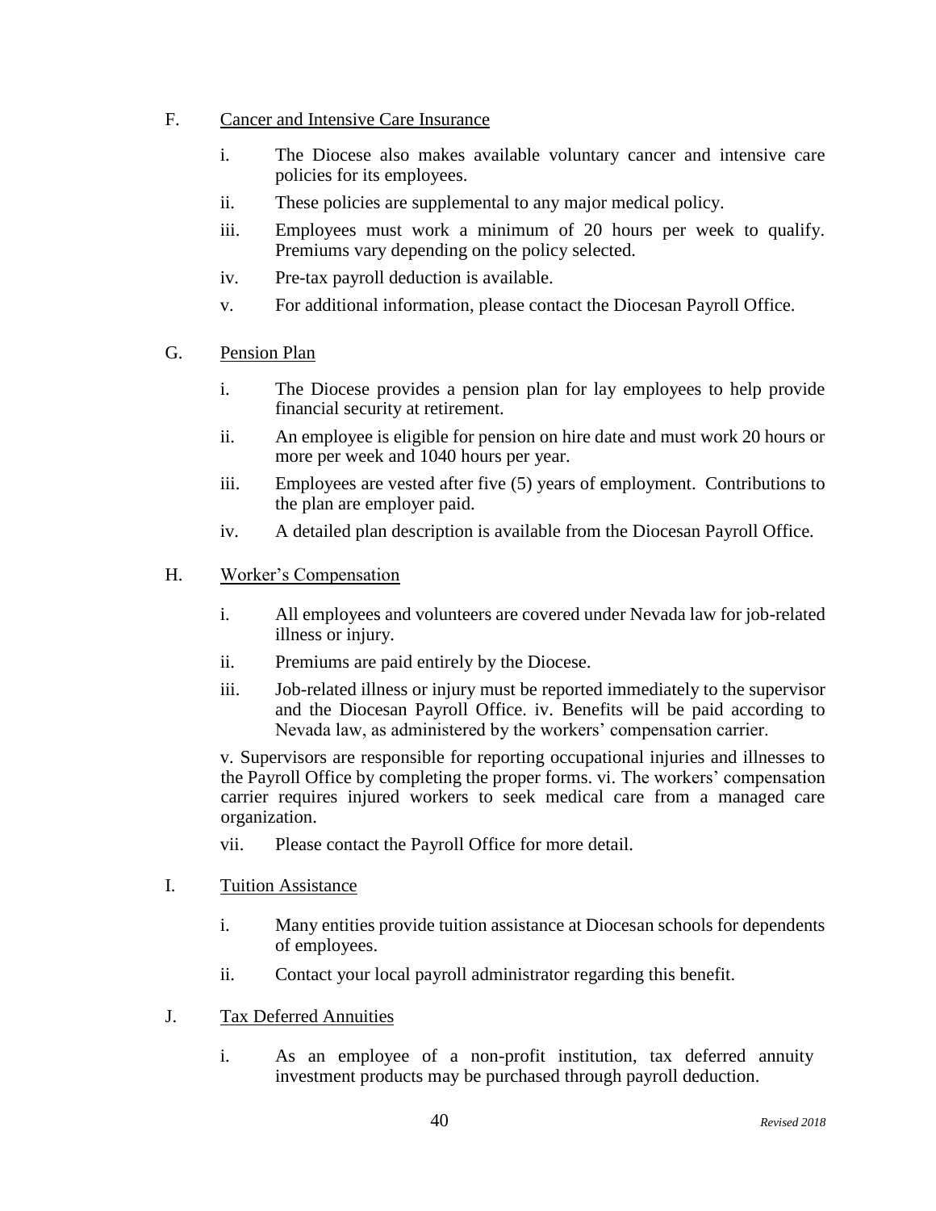F. <u>Cancer and Intensive Care Insurance</u>

i. The Diocese also makes available voluntary cancer and intensive care policies for its employees.

ii. These policies are supplemental to any major medical policy.

iii. Employees must work a minimum of 20 hours per week to qualify. Premiums vary depending on the policy selected.

iv. Pre-tax payroll deduction is available.

v. For additional information, please contact the Diocesan Payroll Office.

G. <u>Pension Plan</u>

i. The Diocese provides a pension plan for lay employees to help provide financial security at retirement.

ii. An employee is eligible for pension on hire date and must work 20 hours or more per week and 1040 hours per year.

iii. Employees are vested after five (5) years of employment. Contributions to the plan are employer paid.

iv. A detailed plan description is available from the Diocesan Payroll Office.

H. <u>Worker's Compensation</u>

i. All employees and volunteers are covered under Nevada law for job-related illness or injury.

ii. Premiums are paid entirely by the Diocese.

iii. Job-related illness or injury must be reported immediately to the supervisor and the Diocesan Payroll Office. iv. Benefits will be paid according to Nevada law, as administered by the workers' compensation carrier.

v. Supervisors are responsible for reporting occupational injuries and illnesses to the Payroll Office by completing the proper forms. vi. The workers' compensation carrier requires injured workers to seek medical care from a managed care organization.

vii. Please contact the Payroll Office for more detail.

I. <u>Tuition Assistance</u>

i. Many entities provide tuition assistance at Diocesan schools for dependents of employees.

ii. Contact your local payroll administrator regarding this benefit.

J. <u>Tax Deferred Annuities</u>

i. As an employee of a non-profit institution, tax deferred annuity investment products may be purchased through payroll deduction.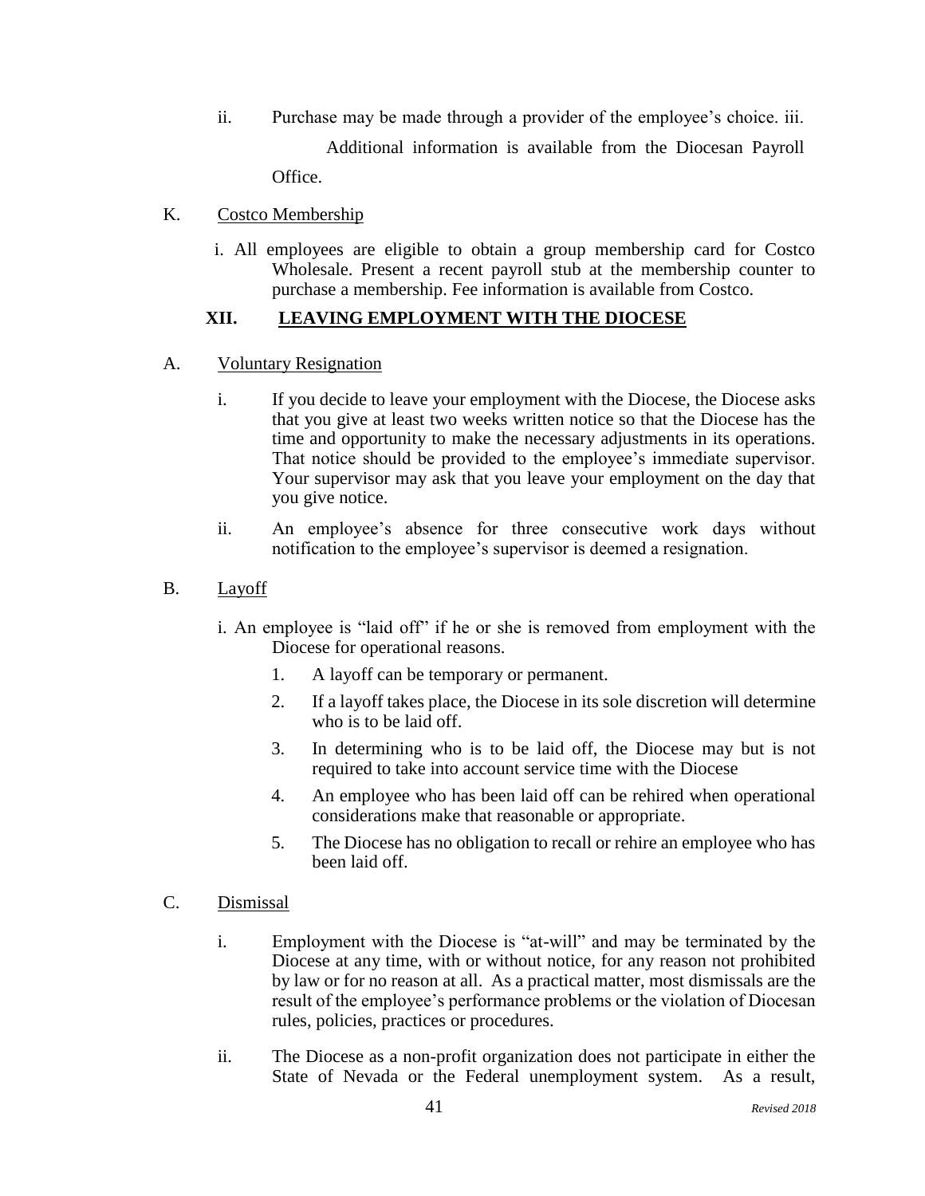ii. Purchase may be made through a provider of the employee's choice.

iii. Additional information is available from the Diocesan Payroll Office.

K. Costco Membership

i. All employees are eligible to obtain a group membership card for Costco Wholesale. Present a recent payroll stub at the membership counter to purchase a membership. Fee information is available from Costco.

## XII. LEAVING EMPLOYMENT WITH THE DIOCESE

A. Voluntary Resignation

i. If you decide to leave your employment with the Diocese, the Diocese asks that you give at least two weeks written notice so that the Diocese has the time and opportunity to make the necessary adjustments in its operations. That notice should be provided to the employee's immediate supervisor. Your supervisor may ask that you leave your employment on the day that you give notice.

ii. An employee's absence for three consecutive work days without notification to the employee's supervisor is deemed a resignation.

B. Layoff

i. An employee is "laid off" if he or she is removed from employment with the Diocese for operational reasons.

1. A layoff can be temporary or permanent.
2. If a layoff takes place, the Diocese in its sole discretion will determine who is to be laid off.
3. In determining who is to be laid off, the Diocese may but is not required to take into account service time with the Diocese
4. An employee who has been laid off can be rehired when operational considerations make that reasonable or appropriate.
5. The Diocese has no obligation to recall or rehire an employee who has been laid off.

C. Dismissal

i. Employment with the Diocese is "at-will" and may be terminated by the Diocese at any time, with or without notice, for any reason not prohibited by law or for no reason at all. As a practical matter, most dismissals are the result of the employee's performance problems or the violation of Diocesan rules, policies, practices or procedures.

ii. The Diocese as a non-profit organization does not participate in either the State of Nevada or the Federal unemployment system. As a result,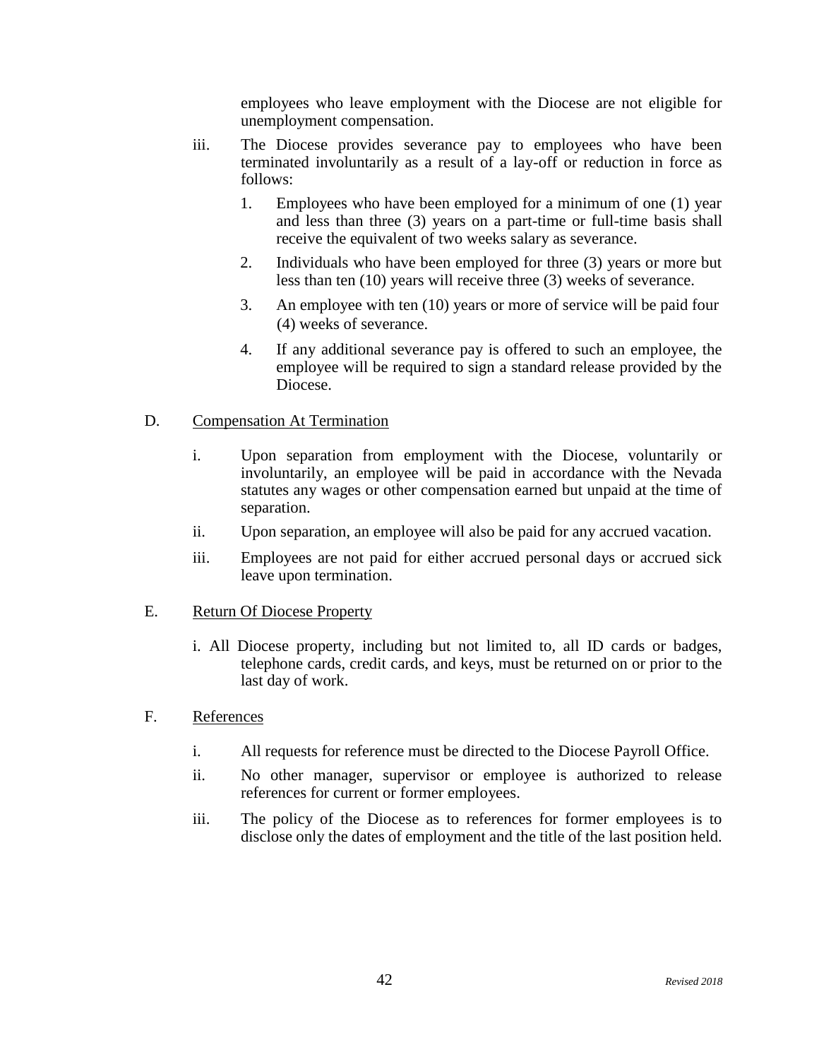employees who leave employment with the Diocese are not eligible for unemployment compensation.

iii. The Diocese provides severance pay to employees who have been terminated involuntarily as a result of a lay-off or reduction in force as follows:

1. Employees who have been employed for a minimum of one (1) year and less than three (3) years on a part-time or full-time basis shall receive the equivalent of two weeks salary as severance.
2. Individuals who have been employed for three (3) years or more but less than ten (10) years will receive three (3) weeks of severance.
3. An employee with ten (10) years or more of service will be paid four (4) weeks of severance.
4. If any additional severance pay is offered to such an employee, the employee will be required to sign a standard release provided by the Diocese.

D. <u>Compensation At Termination</u>

i. Upon separation from employment with the Diocese, voluntarily or involuntarily, an employee will be paid in accordance with the Nevada statutes any wages or other compensation earned but unpaid at the time of separation.

ii. Upon separation, an employee will also be paid for any accrued vacation.

iii. Employees are not paid for either accrued personal days or accrued sick leave upon termination.

E. <u>Return Of Diocese Property</u>

i. All Diocese property, including but not limited to, all ID cards or badges, telephone cards, credit cards, and keys, must be returned on or prior to the last day of work.

F. <u>References</u>

i. All requests for reference must be directed to the Diocese Payroll Office.

ii. No other manager, supervisor or employee is authorized to release references for current or former employees.

iii. The policy of the Diocese as to references for former employees is to disclose only the dates of employment and the title of the last position held.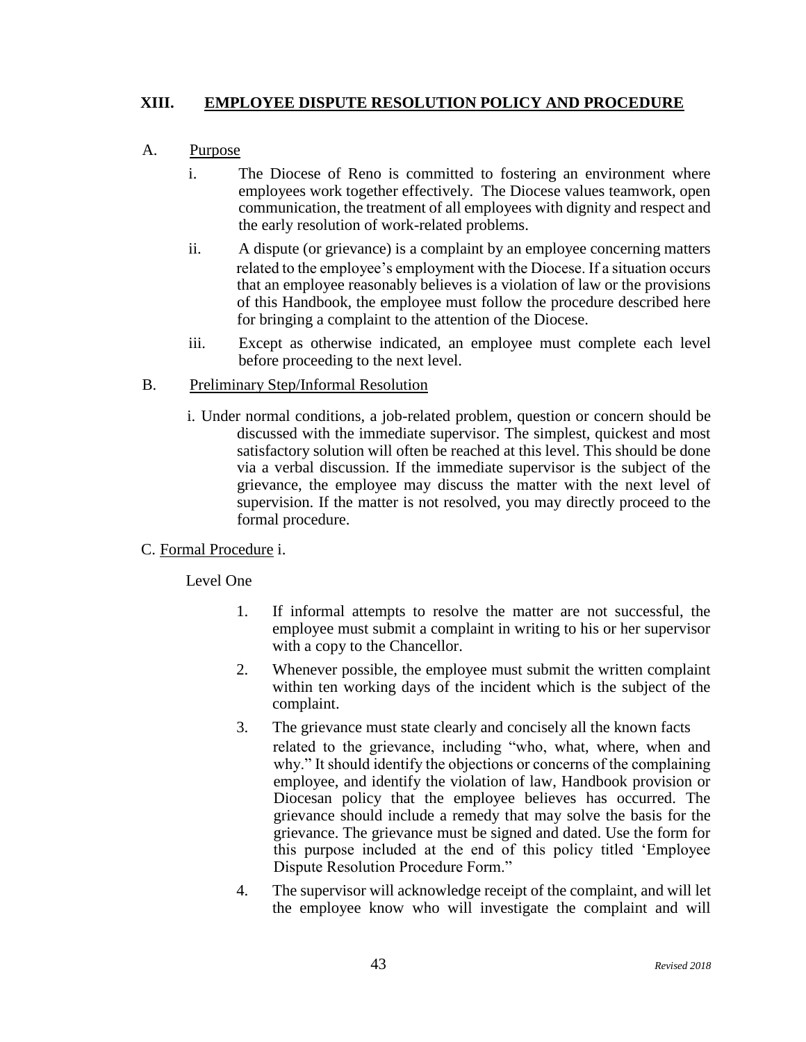## XIII. EMPLOYEE DISPUTE RESOLUTION POLICY AND PROCEDURE

A. Purpose

i. The Diocese of Reno is committed to fostering an environment where employees work together effectively. The Diocese values teamwork, open communication, the treatment of all employees with dignity and respect and the early resolution of work-related problems.

ii. A dispute (or grievance) is a complaint by an employee concerning matters related to the employee's employment with the Diocese. If a situation occurs that an employee reasonably believes is a violation of law or the provisions of this Handbook, the employee must follow the procedure described here for bringing a complaint to the attention of the Diocese.

iii. Except as otherwise indicated, an employee must complete each level before proceeding to the next level.

B. Preliminary Step/Informal Resolution

i. Under normal conditions, a job-related problem, question or concern should be discussed with the immediate supervisor. The simplest, quickest and most satisfactory solution will often be reached at this level. This should be done via a verbal discussion. If the immediate supervisor is the subject of the grievance, the employee may discuss the matter with the next level of supervision. If the matter is not resolved, you may directly proceed to the formal procedure.

C. Formal Procedure i.

Level One

1. If informal attempts to resolve the matter are not successful, the employee must submit a complaint in writing to his or her supervisor with a copy to the Chancellor.
2. Whenever possible, the employee must submit the written complaint within ten working days of the incident which is the subject of the complaint.
3. The grievance must state clearly and concisely all the known facts related to the grievance, including "who, what, where, when and why." It should identify the objections or concerns of the complaining employee, and identify the violation of law, Handbook provision or Diocesan policy that the employee believes has occurred. The grievance should include a remedy that may solve the basis for the grievance. The grievance must be signed and dated. Use the form for this purpose included at the end of this policy titled 'Employee Dispute Resolution Procedure Form."
4. The supervisor will acknowledge receipt of the complaint, and will let the employee know who will investigate the complaint and will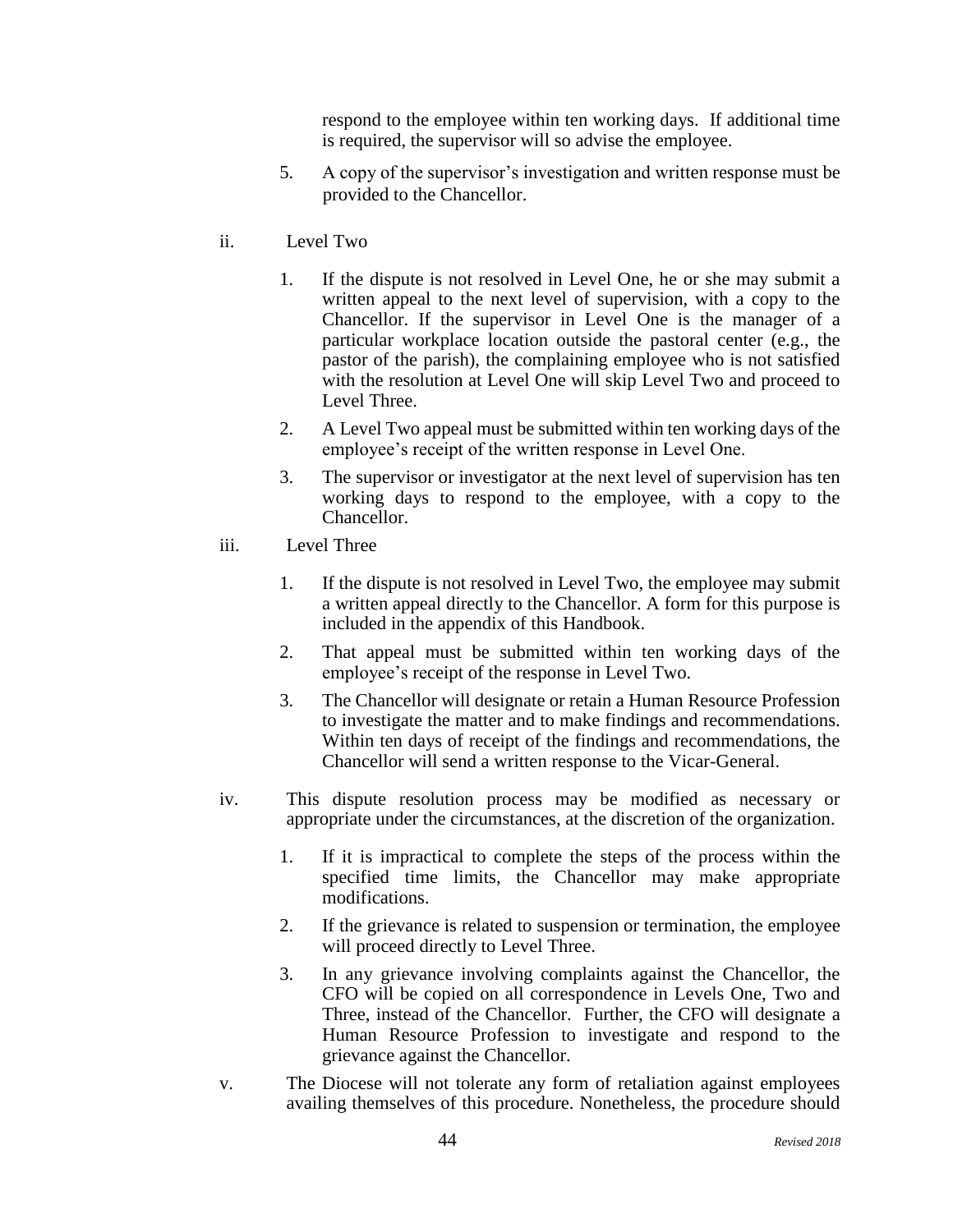respond to the employee within ten working days. If additional time is required, the supervisor will so advise the employee.

5. A copy of the supervisor's investigation and written response must be provided to the Chancellor.

ii. Level Two

1. If the dispute is not resolved in Level One, he or she may submit a written appeal to the next level of supervision, with a copy to the Chancellor. If the supervisor in Level One is the manager of a particular workplace location outside the pastoral center (e.g., the pastor of the parish), the complaining employee who is not satisfied with the resolution at Level One will skip Level Two and proceed to Level Three.

2. A Level Two appeal must be submitted within ten working days of the employee's receipt of the written response in Level One.

3. The supervisor or investigator at the next level of supervision has ten working days to respond to the employee, with a copy to the Chancellor.

iii. Level Three

1. If the dispute is not resolved in Level Two, the employee may submit a written appeal directly to the Chancellor. A form for this purpose is included in the appendix of this Handbook.

2. That appeal must be submitted within ten working days of the employee's receipt of the response in Level Two.

3. The Chancellor will designate or retain a Human Resource Profession to investigate the matter and to make findings and recommendations. Within ten days of receipt of the findings and recommendations, the Chancellor will send a written response to the Vicar-General.

iv. This dispute resolution process may be modified as necessary or appropriate under the circumstances, at the discretion of the organization.

1. If it is impractical to complete the steps of the process within the specified time limits, the Chancellor may make appropriate modifications.

2. If the grievance is related to suspension or termination, the employee will proceed directly to Level Three.

3. In any grievance involving complaints against the Chancellor, the CFO will be copied on all correspondence in Levels One, Two and Three, instead of the Chancellor. Further, the CFO will designate a Human Resource Profession to investigate and respond to the grievance against the Chancellor.

v. The Diocese will not tolerate any form of retaliation against employees availing themselves of this procedure. Nonetheless, the procedure should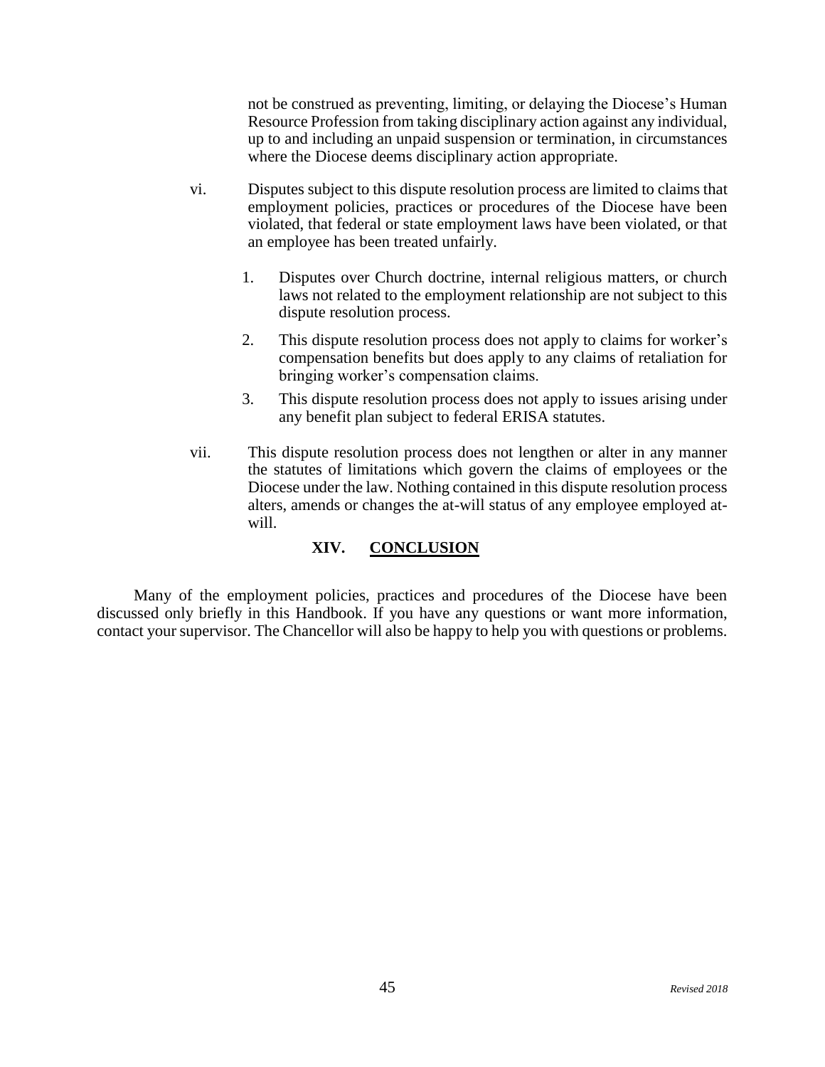not be construed as preventing, limiting, or delaying the Diocese's Human Resource Profession from taking disciplinary action against any individual, up to and including an unpaid suspension or termination, in circumstances where the Diocese deems disciplinary action appropriate.

vi. Disputes subject to this dispute resolution process are limited to claims that employment policies, practices or procedures of the Diocese have been violated, that federal or state employment laws have been violated, or that an employee has been treated unfairly.

1. Disputes over Church doctrine, internal religious matters, or church laws not related to the employment relationship are not subject to this dispute resolution process.
2. This dispute resolution process does not apply to claims for worker's compensation benefits but does apply to any claims of retaliation for bringing worker's compensation claims.
3. This dispute resolution process does not apply to issues arising under any benefit plan subject to federal ERISA statutes.

vii. This dispute resolution process does not lengthen or alter in any manner the statutes of limitations which govern the claims of employees or the Diocese under the law. Nothing contained in this dispute resolution process alters, amends or changes the at-will status of any employee employed at-will.

## XIV. CONCLUSION

Many of the employment policies, practices and procedures of the Diocese have been discussed only briefly in this Handbook. If you have any questions or want more information, contact your supervisor. The Chancellor will also be happy to help you with questions or problems.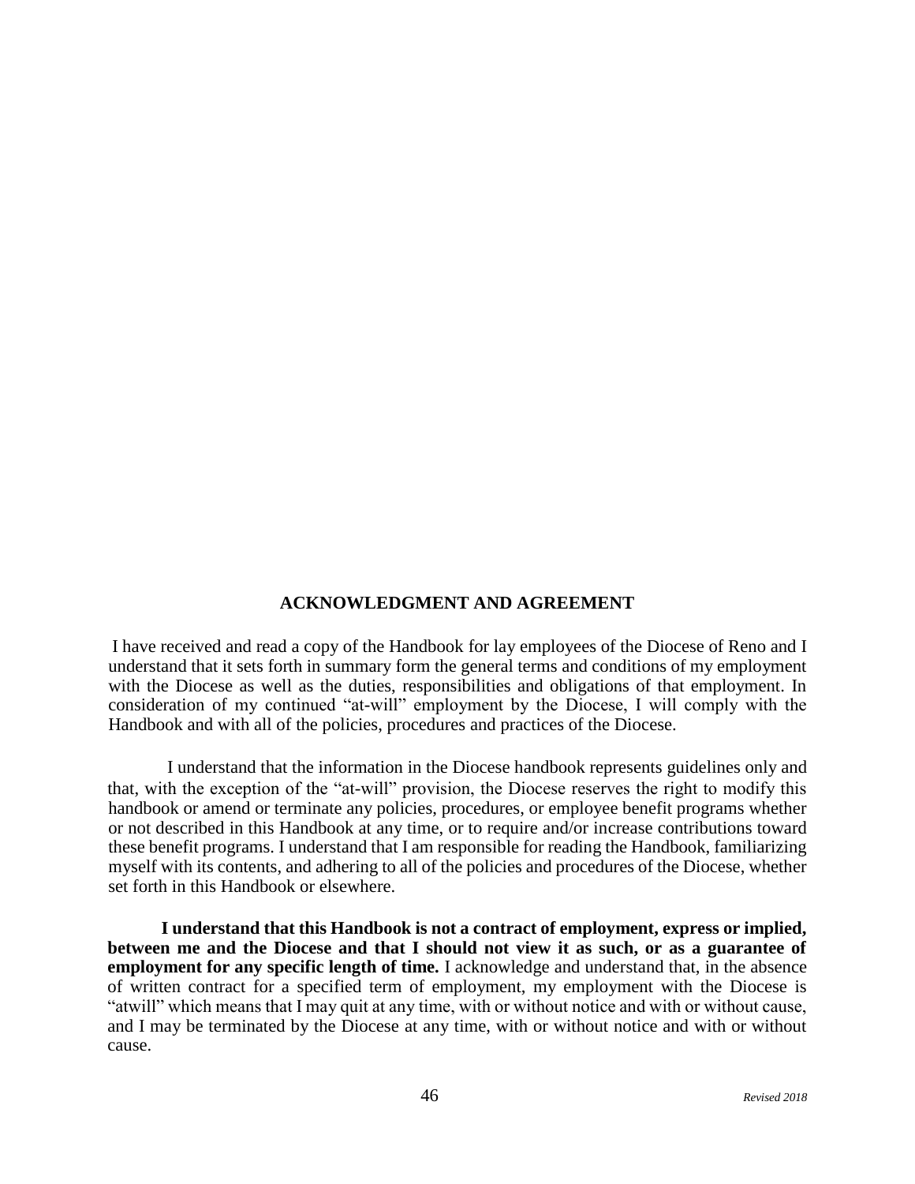## ACKNOWLEDGMENT AND AGREEMENT

I have received and read a copy of the Handbook for lay employees of the Diocese of Reno and I understand that it sets forth in summary form the general terms and conditions of my employment with the Diocese as well as the duties, responsibilities and obligations of that employment. In consideration of my continued "at-will" employment by the Diocese, I will comply with the Handbook and with all of the policies, procedures and practices of the Diocese.

I understand that the information in the Diocese handbook represents guidelines only and that, with the exception of the "at-will" provision, the Diocese reserves the right to modify this handbook or amend or terminate any policies, procedures, or employee benefit programs whether or not described in this Handbook at any time, or to require and/or increase contributions toward these benefit programs. I understand that I am responsible for reading the Handbook, familiarizing myself with its contents, and adhering to all of the policies and procedures of the Diocese, whether set forth in this Handbook or elsewhere.

**I understand that this Handbook is not a contract of employment, express or implied, between me and the Diocese and that I should not view it as such, or as a guarantee of employment for any specific length of time.** I acknowledge and understand that, in the absence of written contract for a specified term of employment, my employment with the Diocese is "atwill" which means that I may quit at any time, with or without notice and with or without cause, and I may be terminated by the Diocese at any time, with or without notice and with or without cause.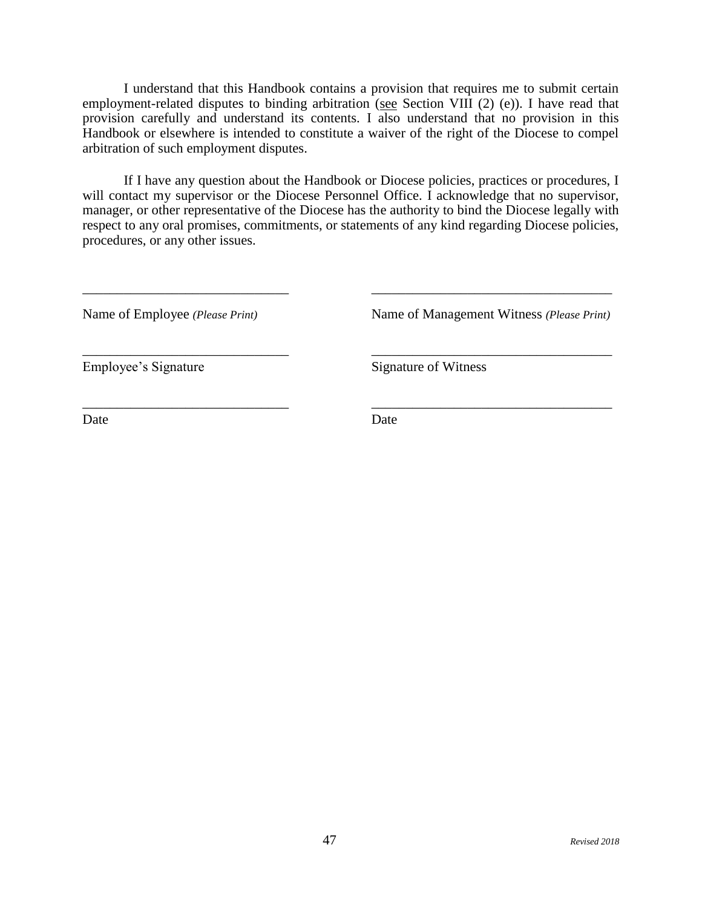I understand that this Handbook contains a provision that requires me to submit certain employment-related disputes to binding arbitration (see Section VIII (2) (e)). I have read that provision carefully and understand its contents. I also understand that no provision in this Handbook or elsewhere is intended to constitute a waiver of the right of the Diocese to compel arbitration of such employment disputes.

If I have any question about the Handbook or Diocese policies, practices or procedures, I will contact my supervisor or the Diocese Personnel Office. I acknowledge that no supervisor, manager, or other representative of the Diocese has the authority to bind the Diocese legally with respect to any oral promises, commitments, or statements of any kind regarding Diocese policies, procedures, or any other issues.

| | |
|---|---|
| ______________________________ | ___________________________________ |
| Name of Employee *(Please Print)* | Name of Management Witness *(Please Print)* |
| ______________________________ | ___________________________________ |
| Employee's Signature | Signature of Witness |
| ______________________________ | ___________________________________ |
| Date | Date |

*Revised 2018*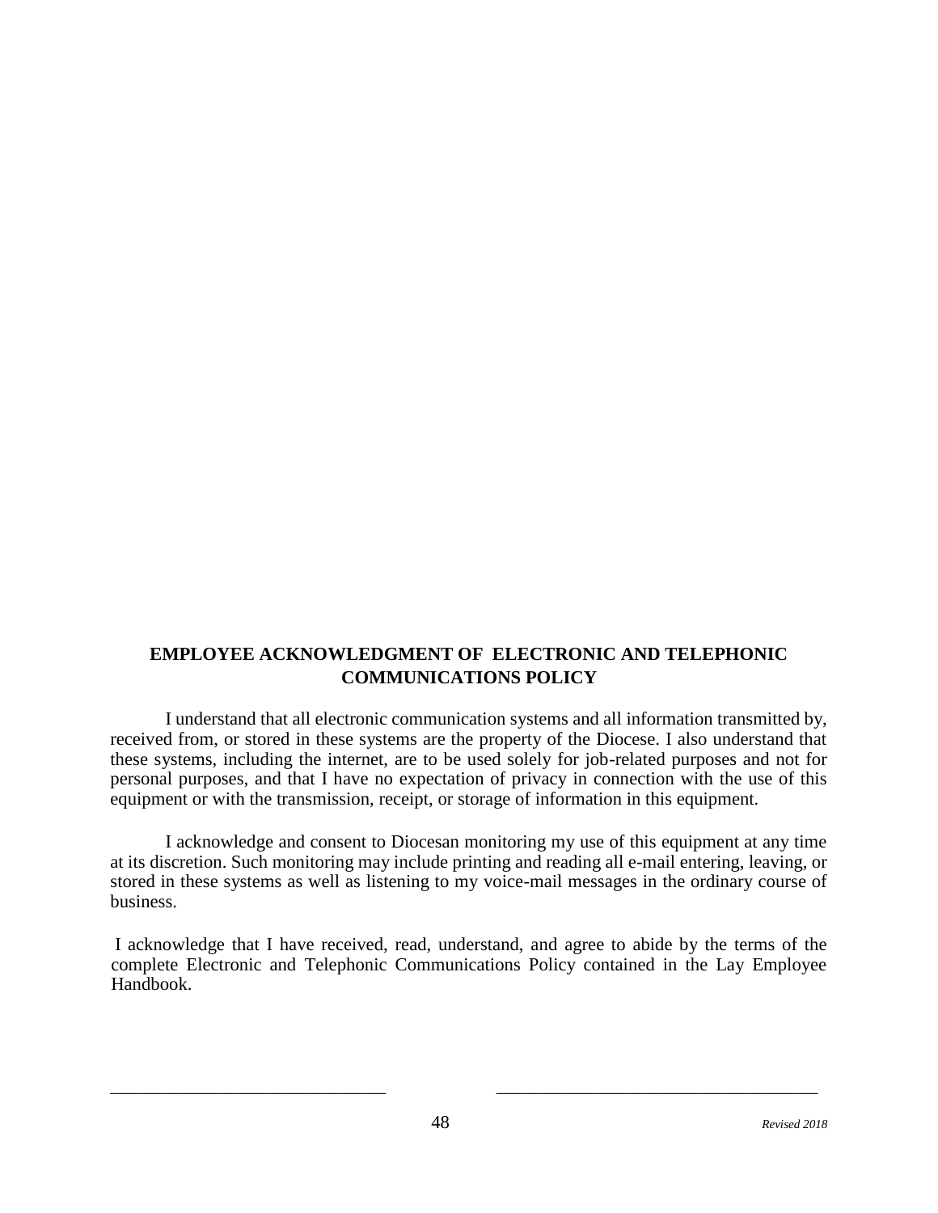## EMPLOYEE ACKNOWLEDGMENT OF ELECTRONIC AND TELEPHONIC COMMUNICATIONS POLICY

I understand that all electronic communication systems and all information transmitted by, received from, or stored in these systems are the property of the Diocese. I also understand that these systems, including the internet, are to be used solely for job-related purposes and not for personal purposes, and that I have no expectation of privacy in connection with the use of this equipment or with the transmission, receipt, or storage of information in this equipment.

I acknowledge and consent to Diocesan monitoring my use of this equipment at any time at its discretion. Such monitoring may include printing and reading all e-mail entering, leaving, or stored in these systems as well as listening to my voice-mail messages in the ordinary course of business.

I acknowledge that I have received, read, understand, and agree to abide by the terms of the complete Electronic and Telephonic Communications Policy contained in the Lay Employee Handbook.

\_\_\_\_\_\_\_\_\_\_\_\_\_\_\_\_\_\_\_\_\_\_\_\_\_\_\_\_\_\_ \_\_\_\_\_\_\_\_\_\_\_\_\_\_\_\_\_\_\_\_\_\_\_\_\_\_\_\_\_\_\_\_\_\_\_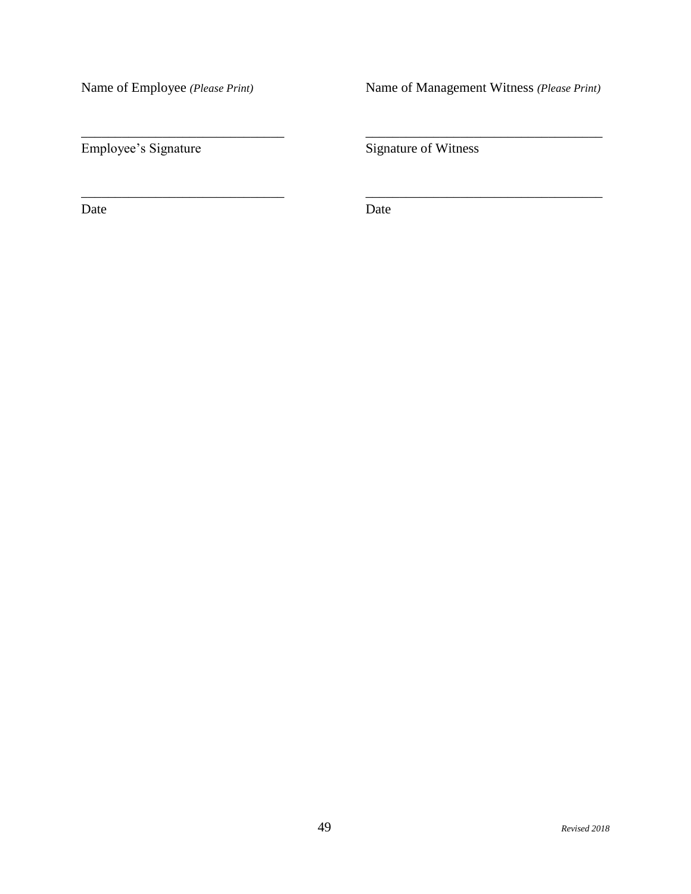Name of Employee *(Please Print)*

______________________________

Employee's Signature

______________________________

Date

Name of Management Witness *(Please Print)*

____________________________________

Signature of Witness

____________________________________

Date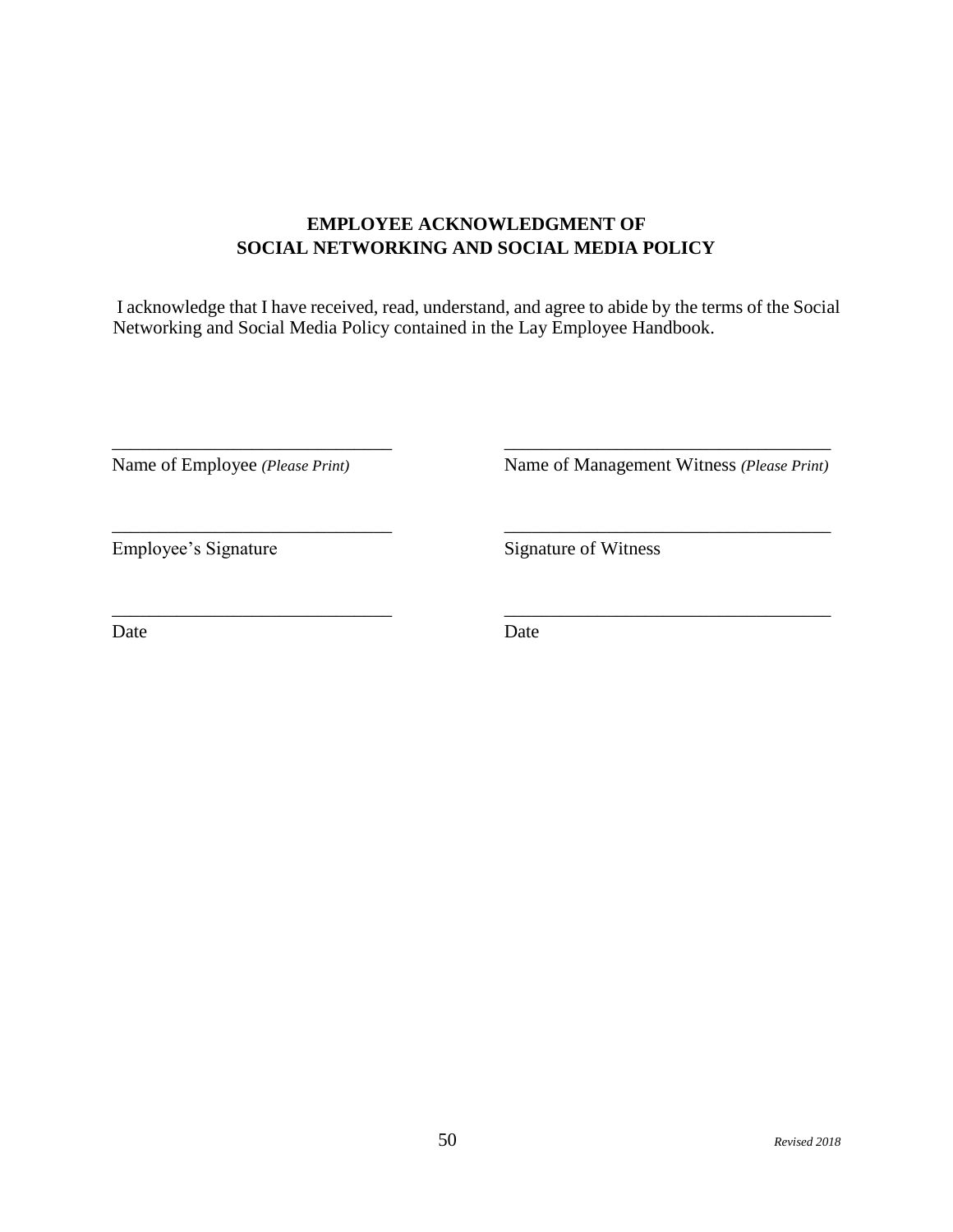## EMPLOYEE ACKNOWLEDGMENT OF SOCIAL NETWORKING AND SOCIAL MEDIA POLICY

I acknowledge that I have received, read, understand, and agree to abide by the terms of the Social Networking and Social Media Policy contained in the Lay Employee Handbook.

| | |
|---|---|
| ______________________________ | ______________________________ |
| Name of Employee *(Please Print)* | Name of Management Witness *(Please Print)* |
| ______________________________ | ______________________________ |
| Employee's Signature | Signature of Witness |
| ______________________________ | ______________________________ |
| Date | Date |

*Revised 2018*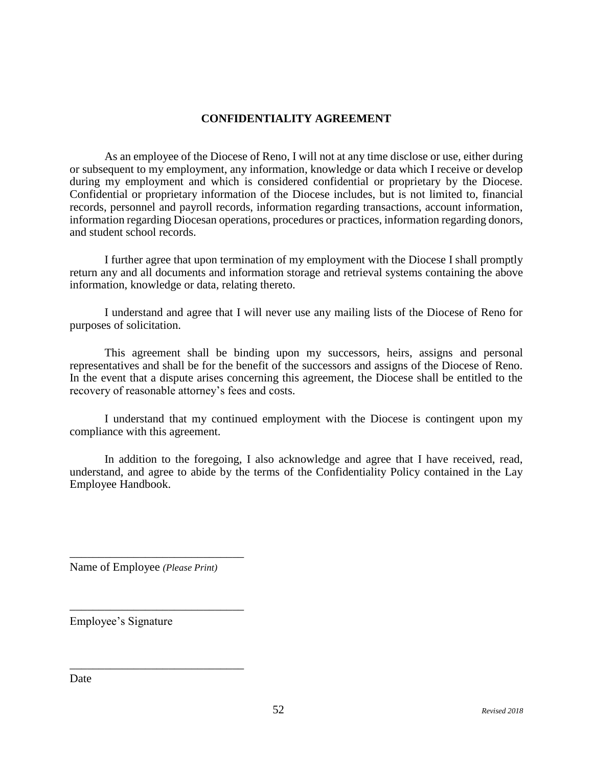# CONFIDENTIALITY AGREEMENT

As an employee of the Diocese of Reno, I will not at any time disclose or use, either during or subsequent to my employment, any information, knowledge or data which I receive or develop during my employment and which is considered confidential or proprietary by the Diocese. Confidential or proprietary information of the Diocese includes, but is not limited to, financial records, personnel and payroll records, information regarding transactions, account information, information regarding Diocesan operations, procedures or practices, information regarding donors, and student school records.

I further agree that upon termination of my employment with the Diocese I shall promptly return any and all documents and information storage and retrieval systems containing the above information, knowledge or data, relating thereto.

I understand and agree that I will never use any mailing lists of the Diocese of Reno for purposes of solicitation.

This agreement shall be binding upon my successors, heirs, assigns and personal representatives and shall be for the benefit of the successors and assigns of the Diocese of Reno. In the event that a dispute arises concerning this agreement, the Diocese shall be entitled to the recovery of reasonable attorney's fees and costs.

I understand that my continued employment with the Diocese is contingent upon my compliance with this agreement.

In addition to the foregoing, I also acknowledge and agree that I have received, read, understand, and agree to abide by the terms of the Confidentiality Policy contained in the Lay Employee Handbook.

______________________________
Name of Employee *(Please Print)*

______________________________
Employee's Signature

______________________________
Date

*Revised 2018*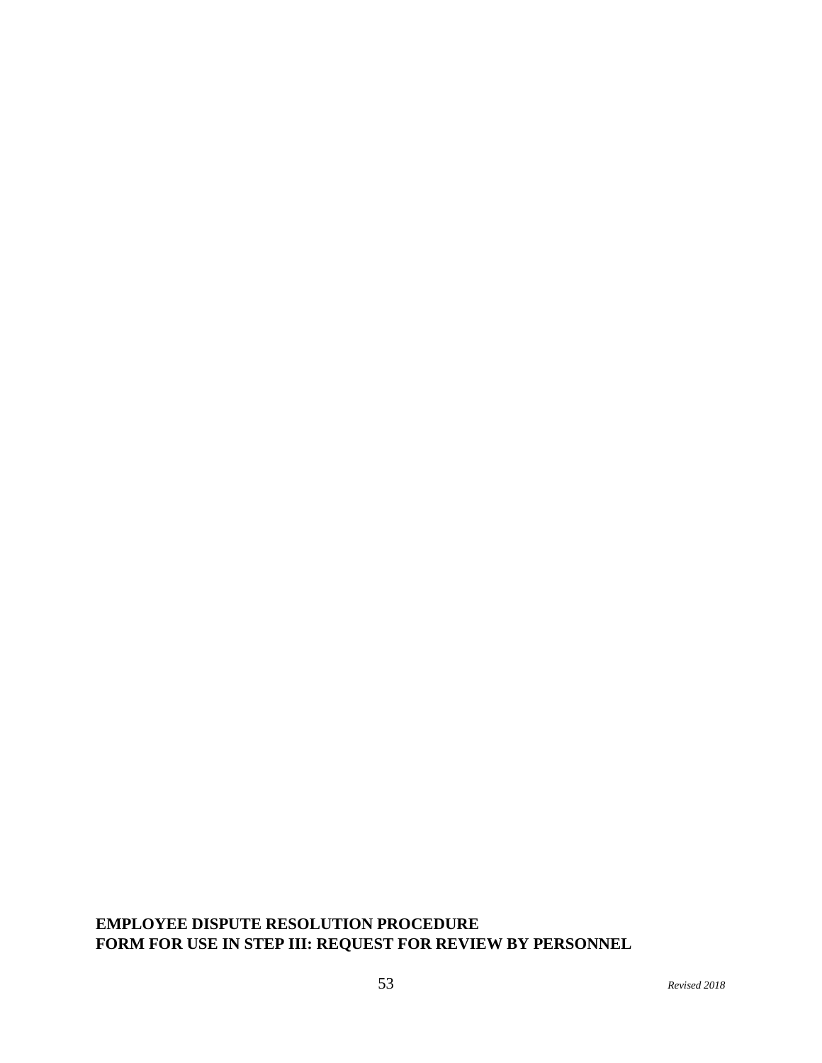**EMPLOYEE DISPUTE RESOLUTION PROCEDURE**
**FORM FOR USE IN STEP III: REQUEST FOR REVIEW BY PERSONNEL**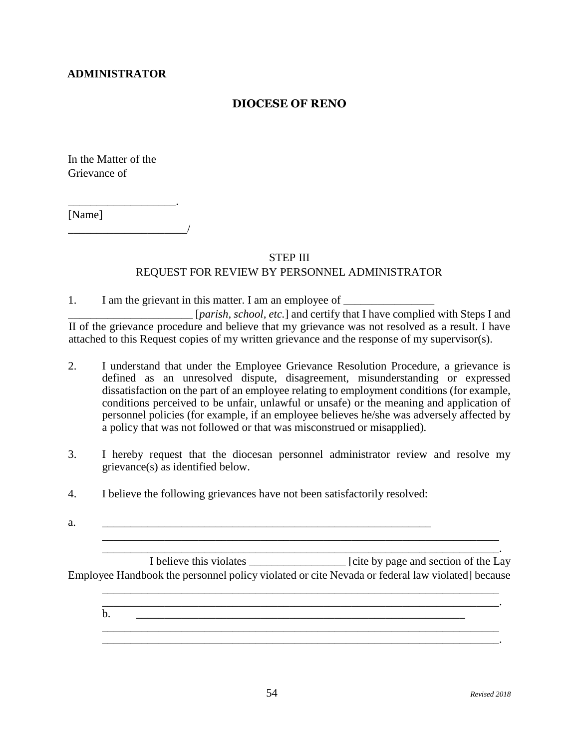**ADMINISTRATOR**

**DIOCESE OF RENO**

In the Matter of the
Grievance of

___________________.
[Name]
_____________________/

STEP III
REQUEST FOR REVIEW BY PERSONNEL ADMINISTRATOR

1. I am the grievant in this matter. I am an employee of ________________ ______________________ [*parish, school, etc.*] and certify that I have complied with Steps I and II of the grievance procedure and believe that my grievance was not resolved as a result. I have attached to this Request copies of my written grievance and the response of my supervisor(s).

2. I understand that under the Employee Grievance Resolution Procedure, a grievance is defined as an unresolved dispute, disagreement, misunderstanding or expressed dissatisfaction on the part of an employee relating to employment conditions (for example, conditions perceived to be unfair, unlawful or unsafe) or the meaning and application of personnel policies (for example, if an employee believes he/she was adversely affected by a policy that was not followed or that was misconstrued or misapplied).

3. I hereby request that the diocesan personnel administrator review and resolve my grievance(s) as identified below.

4. I believe the following grievances have not been satisfactorily resolved:

a. _______________________________________________________________
_____________________________________________________________________________
_____________________________________________________________________________.
I believe this violates _________________ [cite by page and section of the Lay Employee Handbook the personnel policy violated or cite Nevada or federal law violated] because
_____________________________________________________________________________
_____________________________________________________________________________.

b. _______________________________________________________________
_____________________________________________________________________________
_____________________________________________________________________________.

*Revised 2018*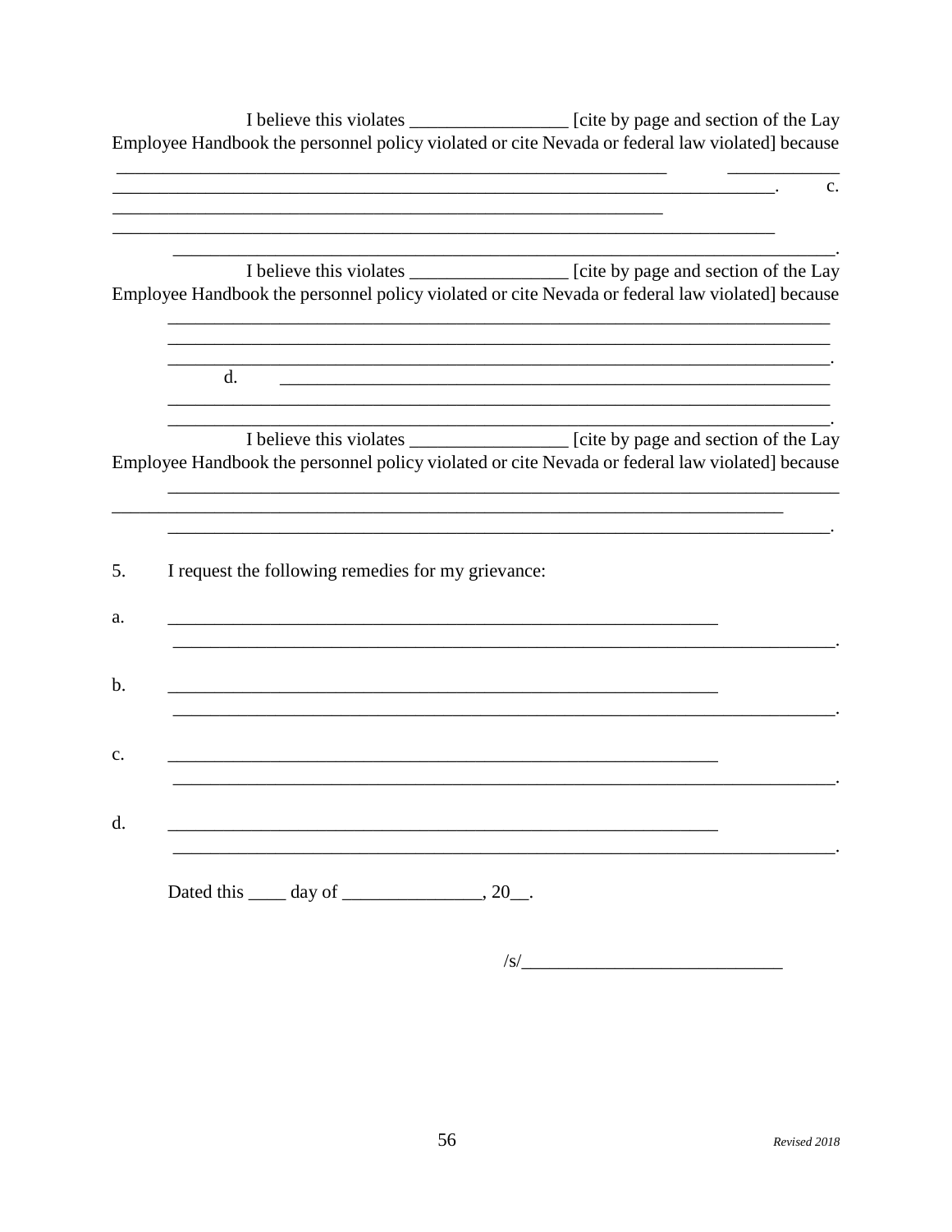I believe this violates _________________ [cite by page and section of the Lay Employee Handbook the personnel policy violated or cite Nevada or federal law violated] because

_______________________________________________________________ ____________ _____________________________________________________________________________.

c. _______________________________________________________________ _____________________________________________________________________________ _____________________________________________________________________________.

I believe this violates _________________ [cite by page and section of the Lay Employee Handbook the personnel policy violated or cite Nevada or federal law violated] because _____________________________________________________________________________ _____________________________________________________________________________ _____________________________________________________________________________.

d. _______________________________________________________________ _____________________________________________________________________________ _____________________________________________________________________________.

I believe this violates _________________ [cite by page and section of the Lay Employee Handbook the personnel policy violated or cite Nevada or federal law violated] because _____________________________________________________________________________ _____________________________________________________________________________ _____________________________________________________________________________.

5. I request the following remedies for my grievance:

a. _______________________________________________________________ _____________________________________________________________________________.

b. _______________________________________________________________ _____________________________________________________________________________.

c. _______________________________________________________________ _____________________________________________________________________________.

d. _______________________________________________________________ _____________________________________________________________________________.

Dated this ____ day of _______________, 20__.

/s/____________________________

*Revised 2018*